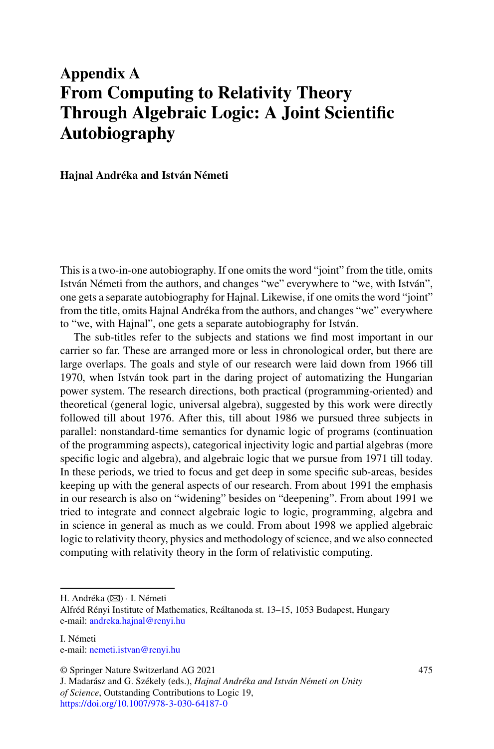# Appendix A
# From Computing to Relativity Theory Through Algebraic Logic: A Joint Scientific Autobiography

**Hajnal Andréka and István Németi**

This is a two-in-one autobiography. If one omits the word "joint" from the title, omits István Németi from the authors, and changes "we" everywhere to "we, with István", one gets a separate autobiography for Hajnal. Likewise, if one omits the word "joint" from the title, omits Hajnal Andréka from the authors, and changes "we" everywhere to "we, with Hajnal", one gets a separate autobiography for István.

The sub-titles refer to the subjects and stations we find most important in our carrier so far. These are arranged more or less in chronological order, but there are large overlaps. The goals and style of our research were laid down from 1966 till 1970, when István took part in the daring project of automatizing the Hungarian power system. The research directions, both practical (programming-oriented) and theoretical (general logic, universal algebra), suggested by this work were directly followed till about 1976. After this, till about 1986 we pursued three subjects in parallel: nonstandard-time semantics for dynamic logic of programs (continuation of the programming aspects), categorical injectivity logic and partial algebras (more specific logic and algebra), and algebraic logic that we pursue from 1971 till today. In these periods, we tried to focus and get deep in some specific sub-areas, besides keeping up with the general aspects of our research. From about 1991 the emphasis in our research is also on "widening" besides on "deepening". From about 1991 we tried to integrate and connect algebraic logic to logic, programming, algebra and in science in general as much as we could. From about 1998 we applied algebraic logic to relativity theory, physics and methodology of science, and we also connected computing with relativity theory in the form of relativistic computing.

---

H. Andréka (✉) · I. Németi
Alfréd Rényi Institute of Mathematics, Reáltanoda st. 13–15, 1053 Budapest, Hungary
e-mail: andreka.hajnal@renyi.hu

I. Németi
e-mail: nemeti.istvan@renyi.hu

© Springer Nature Switzerland AG 2021
J. Madarász and G. Székely (eds.), *Hajnal Andréka and István Németi on Unity of Science*, Outstanding Contributions to Logic 19,
https://doi.org/10.1007/978-3-030-64187-0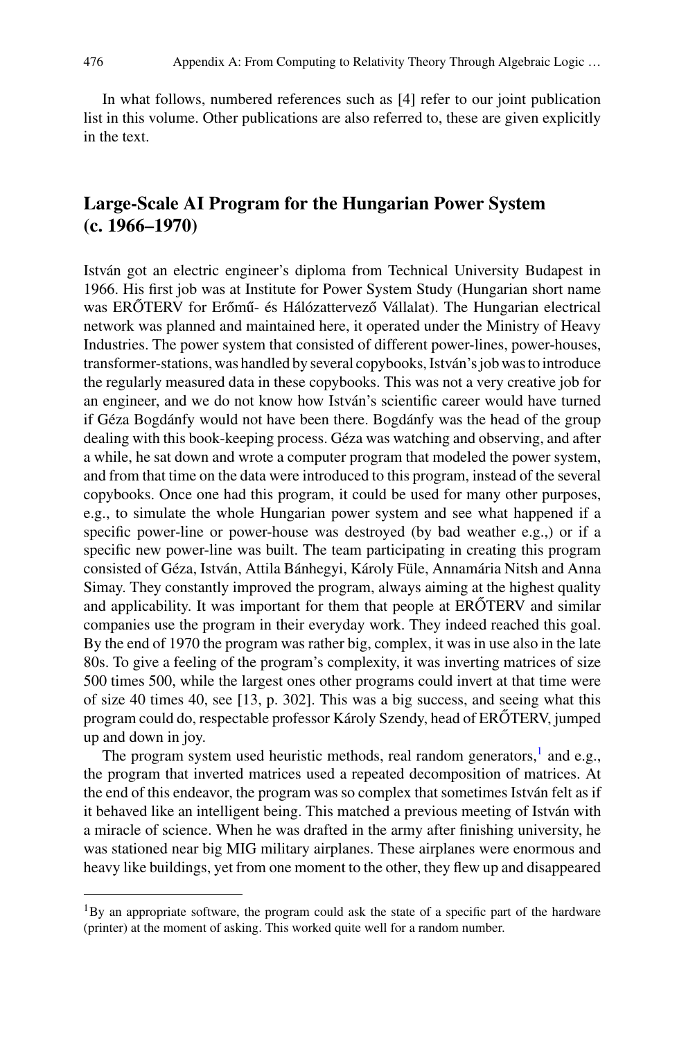In what follows, numbered references such as [4] refer to our joint publication list in this volume. Other publications are also referred to, these are given explicitly in the text.

## Large-Scale AI Program for the Hungarian Power System (c. 1966–1970)

István got an electric engineer's diploma from Technical University Budapest in 1966. His first job was at Institute for Power System Study (Hungarian short name was ERŐTERV for Erőmű- és Hálózattervező Vállalat). The Hungarian electrical network was planned and maintained here, it operated under the Ministry of Heavy Industries. The power system that consisted of different power-lines, power-houses, transformer-stations, was handled by several copybooks, István's job was to introduce the regularly measured data in these copybooks. This was not a very creative job for an engineer, and we do not know how István's scientific career would have turned if Géza Bogdánfy would not have been there. Bogdánfy was the head of the group dealing with this book-keeping process. Géza was watching and observing, and after a while, he sat down and wrote a computer program that modeled the power system, and from that time on the data were introduced to this program, instead of the several copybooks. Once one had this program, it could be used for many other purposes, e.g., to simulate the whole Hungarian power system and see what happened if a specific power-line or power-house was destroyed (by bad weather e.g.,) or if a specific new power-line was built. The team participating in creating this program consisted of Géza, István, Attila Bánhegyi, Károly Füle, Annamária Nitsh and Anna Simay. They constantly improved the program, always aiming at the highest quality and applicability. It was important for them that people at ERŐTERV and similar companies use the program in their everyday work. They indeed reached this goal. By the end of 1970 the program was rather big, complex, it was in use also in the late 80s. To give a feeling of the program's complexity, it was inverting matrices of size 500 times 500, while the largest ones other programs could invert at that time were of size 40 times 40, see [13, p. 302]. This was a big success, and seeing what this program could do, respectable professor Károly Szendy, head of ERŐTERV, jumped up and down in joy.

The program system used heuristic methods, real random generators,[1] and e.g., the program that inverted matrices used a repeated decomposition of matrices. At the end of this endeavor, the program was so complex that sometimes István felt as if it behaved like an intelligent being. This matched a previous meeting of István with a miracle of science. When he was drafted in the army after finishing university, he was stationed near big MIG military airplanes. These airplanes were enormous and heavy like buildings, yet from one moment to the other, they flew up and disappeared

[1] By an appropriate software, the program could ask the state of a specific part of the hardware (printer) at the moment of asking. This worked quite well for a random number.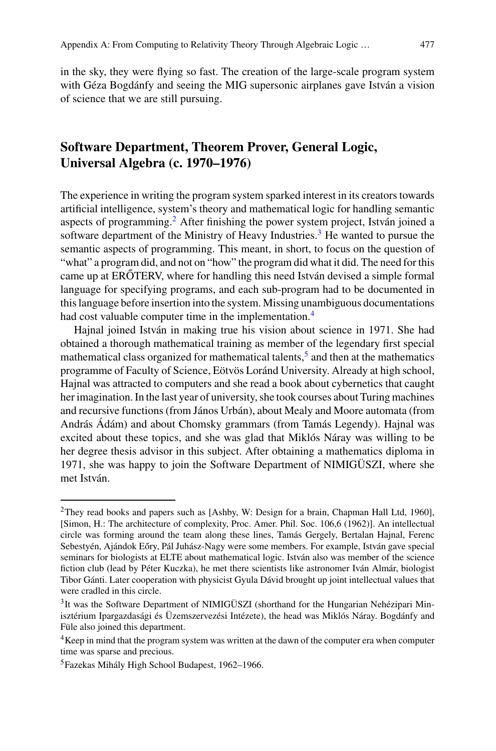in the sky, they were flying so fast. The creation of the large-scale program system with Géza Bogdánfy and seeing the MIG supersonic airplanes gave István a vision of science that we are still pursuing.

## Software Department, Theorem Prover, General Logic, Universal Algebra (c. 1970–1976)

The experience in writing the program system sparked interest in its creators towards artificial intelligence, system's theory and mathematical logic for handling semantic aspects of programming.[2] After finishing the power system project, István joined a software department of the Ministry of Heavy Industries.[3] He wanted to pursue the semantic aspects of programming. This meant, in short, to focus on the question of "what" a program did, and not on "how" the program did what it did. The need for this came up at ERŐTERV, where for handling this need István devised a simple formal language for specifying programs, and each sub-program had to be documented in this language before insertion into the system. Missing unambiguous documentations had cost valuable computer time in the implementation.[4]

Hajnal joined István in making true his vision about science in 1971. She had obtained a thorough mathematical training as member of the legendary first special mathematical class organized for mathematical talents,[5] and then at the mathematics programme of Faculty of Science, Eötvös Loránd University. Already at high school, Hajnal was attracted to computers and she read a book about cybernetics that caught her imagination. In the last year of university, she took courses about Turing machines and recursive functions (from János Urbán), about Mealy and Moore automata (from András Ádám) and about Chomsky grammars (from Tamás Legendy). Hajnal was excited about these topics, and she was glad that Miklós Náray was willing to be her degree thesis advisor in this subject. After obtaining a mathematics diploma in 1971, she was happy to join the Software Department of NIMIGÜSZI, where she met István.

---

[2] They read books and papers such as [Ashby, W: Design for a brain, Chapman Hall Ltd, 1960], [Simon, H.: The architecture of complexity, Proc. Amer. Phil. Soc. 106,6 (1962)]. An intellectual circle was forming around the team along these lines, Tamás Gergely, Bertalan Hajnal, Ferenc Sebestyén, Ajándok Eőry, Pál Juhász-Nagy were some members. For example, István gave special seminars for biologists at ELTE about mathematical logic. István also was member of the science fiction club (lead by Péter Kuczka), he met there scientists like astronomer Iván Almár, biologist Tibor Gánti. Later cooperation with physicist Gyula Dávid brought up joint intellectual values that were cradled in this circle.

[3] It was the Software Department of NIMIGÜSZI (shorthand for the Hungarian Nehézipari Minisztérium Ipargazdasági és Üzemszervezési Intézete), the head was Miklós Náray. Bogdánfy and Füle also joined this department.

[4] Keep in mind that the program system was written at the dawn of the computer era when computer time was sparse and precious.

[5] Fazekas Mihály High School Budapest, 1962–1966.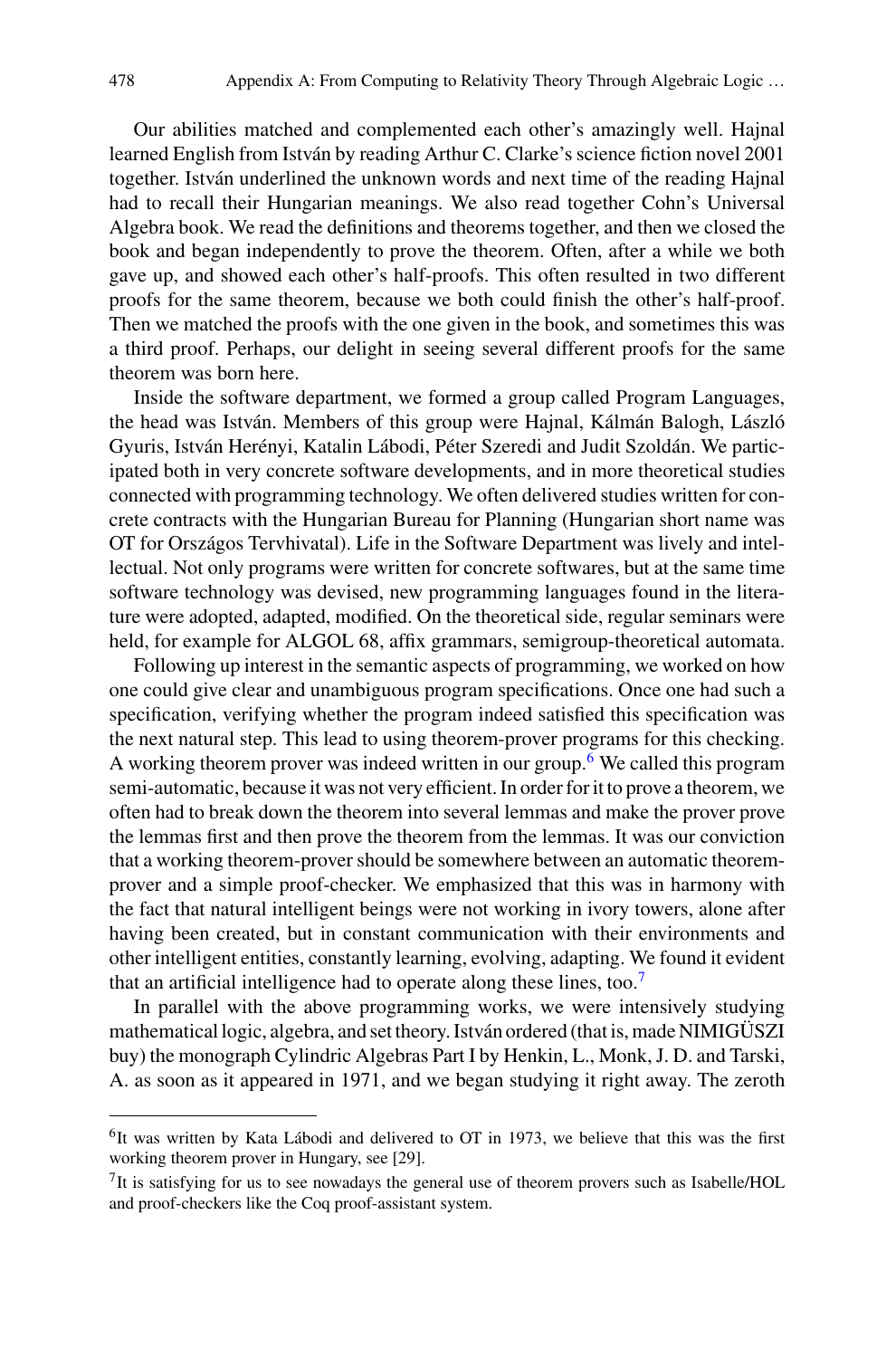Our abilities matched and complemented each other's amazingly well. Hajnal learned English from István by reading Arthur C. Clarke's science fiction novel 2001 together. István underlined the unknown words and next time of the reading Hajnal had to recall their Hungarian meanings. We also read together Cohn's Universal Algebra book. We read the definitions and theorems together, and then we closed the book and began independently to prove the theorem. Often, after a while we both gave up, and showed each other's half-proofs. This often resulted in two different proofs for the same theorem, because we both could finish the other's half-proof. Then we matched the proofs with the one given in the book, and sometimes this was a third proof. Perhaps, our delight in seeing several different proofs for the same theorem was born here.

Inside the software department, we formed a group called Program Languages, the head was István. Members of this group were Hajnal, Kálmán Balogh, László Gyuris, István Herényi, Katalin Lábodi, Péter Szeredi and Judit Szoldán. We participated both in very concrete software developments, and in more theoretical studies connected with programming technology. We often delivered studies written for concrete contracts with the Hungarian Bureau for Planning (Hungarian short name was OT for Országos Tervhivatal). Life in the Software Department was lively and intellectual. Not only programs were written for concrete softwares, but at the same time software technology was devised, new programming languages found in the literature were adopted, adapted, modified. On the theoretical side, regular seminars were held, for example for ALGOL 68, affix grammars, semigroup-theoretical automata.

Following up interest in the semantic aspects of programming, we worked on how one could give clear and unambiguous program specifications. Once one had such a specification, verifying whether the program indeed satisfied this specification was the next natural step. This lead to using theorem-prover programs for this checking. A working theorem prover was indeed written in our group.[6] We called this program semi-automatic, because it was not very efficient. In order for it to prove a theorem, we often had to break down the theorem into several lemmas and make the prover prove the lemmas first and then prove the theorem from the lemmas. It was our conviction that a working theorem-prover should be somewhere between an automatic theorem-prover and a simple proof-checker. We emphasized that this was in harmony with the fact that natural intelligent beings were not working in ivory towers, alone after having been created, but in constant communication with their environments and other intelligent entities, constantly learning, evolving, adapting. We found it evident that an artificial intelligence had to operate along these lines, too.[7]

In parallel with the above programming works, we were intensively studying mathematical logic, algebra, and set theory. István ordered (that is, made NIMIGÜSZI buy) the monograph Cylindric Algebras Part I by Henkin, L., Monk, J. D. and Tarski, A. as soon as it appeared in 1971, and we began studying it right away. The zeroth

---

[6] It was written by Kata Lábodi and delivered to OT in 1973, we believe that this was the first working theorem prover in Hungary, see [29].

[7] It is satisfying for us to see nowadays the general use of theorem provers such as Isabelle/HOL and proof-checkers like the Coq proof-assistant system.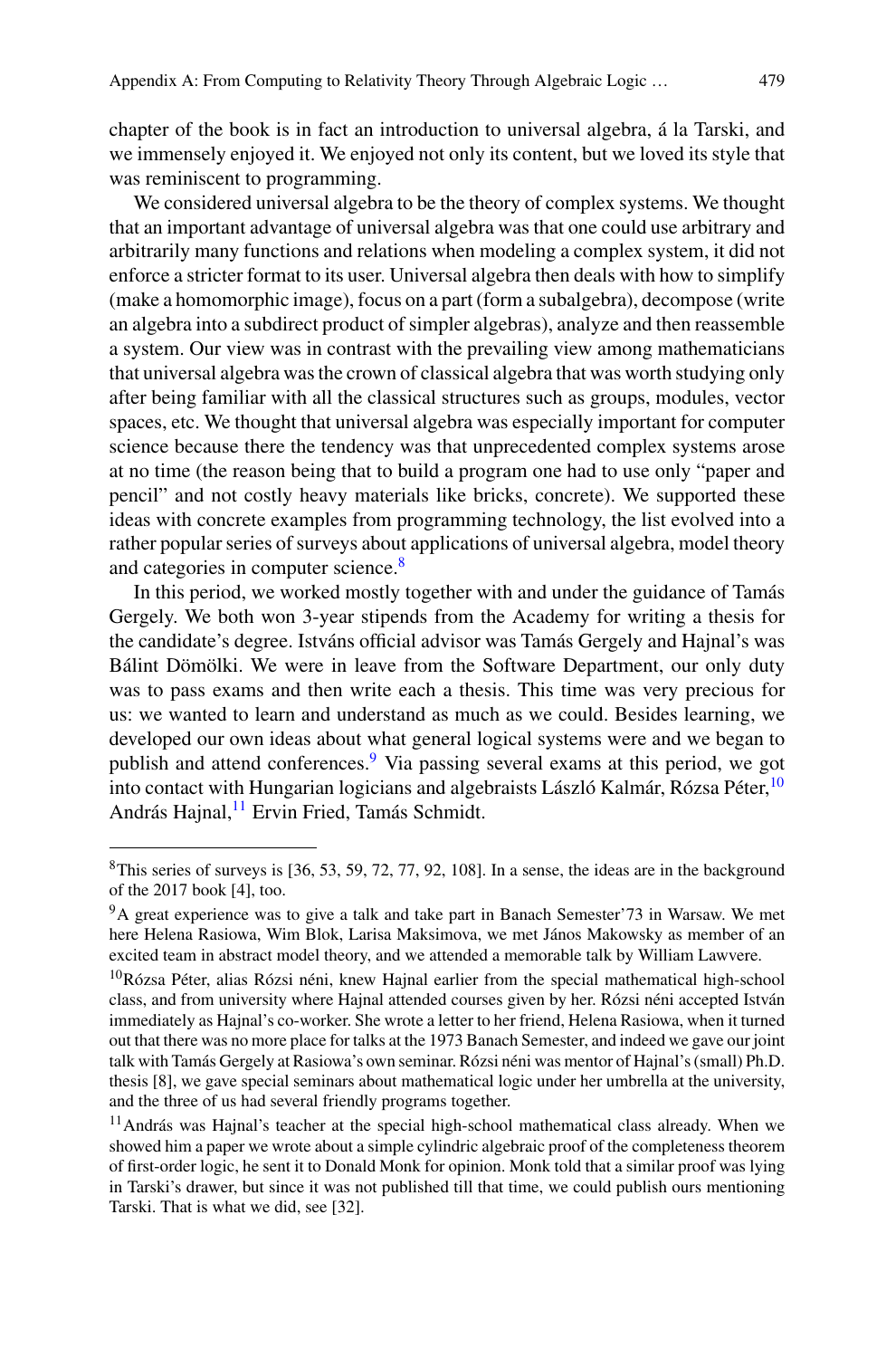chapter of the book is in fact an introduction to universal algebra, á la Tarski, and we immensely enjoyed it. We enjoyed not only its content, but we loved its style that was reminiscent to programming.

We considered universal algebra to be the theory of complex systems. We thought that an important advantage of universal algebra was that one could use arbitrary and arbitrarily many functions and relations when modeling a complex system, it did not enforce a stricter format to its user. Universal algebra then deals with how to simplify (make a homomorphic image), focus on a part (form a subalgebra), decompose (write an algebra into a subdirect product of simpler algebras), analyze and then reassemble a system. Our view was in contrast with the prevailing view among mathematicians that universal algebra was the crown of classical algebra that was worth studying only after being familiar with all the classical structures such as groups, modules, vector spaces, etc. We thought that universal algebra was especially important for computer science because there the tendency was that unprecedented complex systems arose at no time (the reason being that to build a program one had to use only "paper and pencil" and not costly heavy materials like bricks, concrete). We supported these ideas with concrete examples from programming technology, the list evolved into a rather popular series of surveys about applications of universal algebra, model theory and categories in computer science.[8]

In this period, we worked mostly together with and under the guidance of Tamás Gergely. We both won 3-year stipends from the Academy for writing a thesis for the candidate's degree. Istváns official advisor was Tamás Gergely and Hajnal's was Bálint Dömölki. We were in leave from the Software Department, our only duty was to pass exams and then write each a thesis. This time was very precious for us: we wanted to learn and understand as much as we could. Besides learning, we developed our own ideas about what general logical systems were and we began to publish and attend conferences.[9] Via passing several exams at this period, we got into contact with Hungarian logicians and algebraists László Kalmár, Rózsa Péter,[10] András Hajnal,[11] Ervin Fried, Tamás Schmidt.

---

[8] This series of surveys is [36, 53, 59, 72, 77, 92, 108]. In a sense, the ideas are in the background of the 2017 book [4], too.

[9] A great experience was to give a talk and take part in Banach Semester'73 in Warsaw. We met here Helena Rasiowa, Wim Blok, Larisa Maksimova, we met János Makowsky as member of an excited team in abstract model theory, and we attended a memorable talk by William Lawvere.

[10] Rózsa Péter, alias Rózsi néni, knew Hajnal earlier from the special mathematical high-school class, and from university where Hajnal attended courses given by her. Rózsi néni accepted István immediately as Hajnal's co-worker. She wrote a letter to her friend, Helena Rasiowa, when it turned out that there was no more place for talks at the 1973 Banach Semester, and indeed we gave our joint talk with Tamás Gergely at Rasiowa's own seminar. Rózsi néni was mentor of Hajnal's (small) Ph.D. thesis [8], we gave special seminars about mathematical logic under her umbrella at the university, and the three of us had several friendly programs together.

[11] András was Hajnal's teacher at the special high-school mathematical class already. When we showed him a paper we wrote about a simple cylindric algebraic proof of the completeness theorem of first-order logic, he sent it to Donald Monk for opinion. Monk told that a similar proof was lying in Tarski's drawer, but since it was not published till that time, we could publish ours mentioning Tarski. That is what we did, see [32].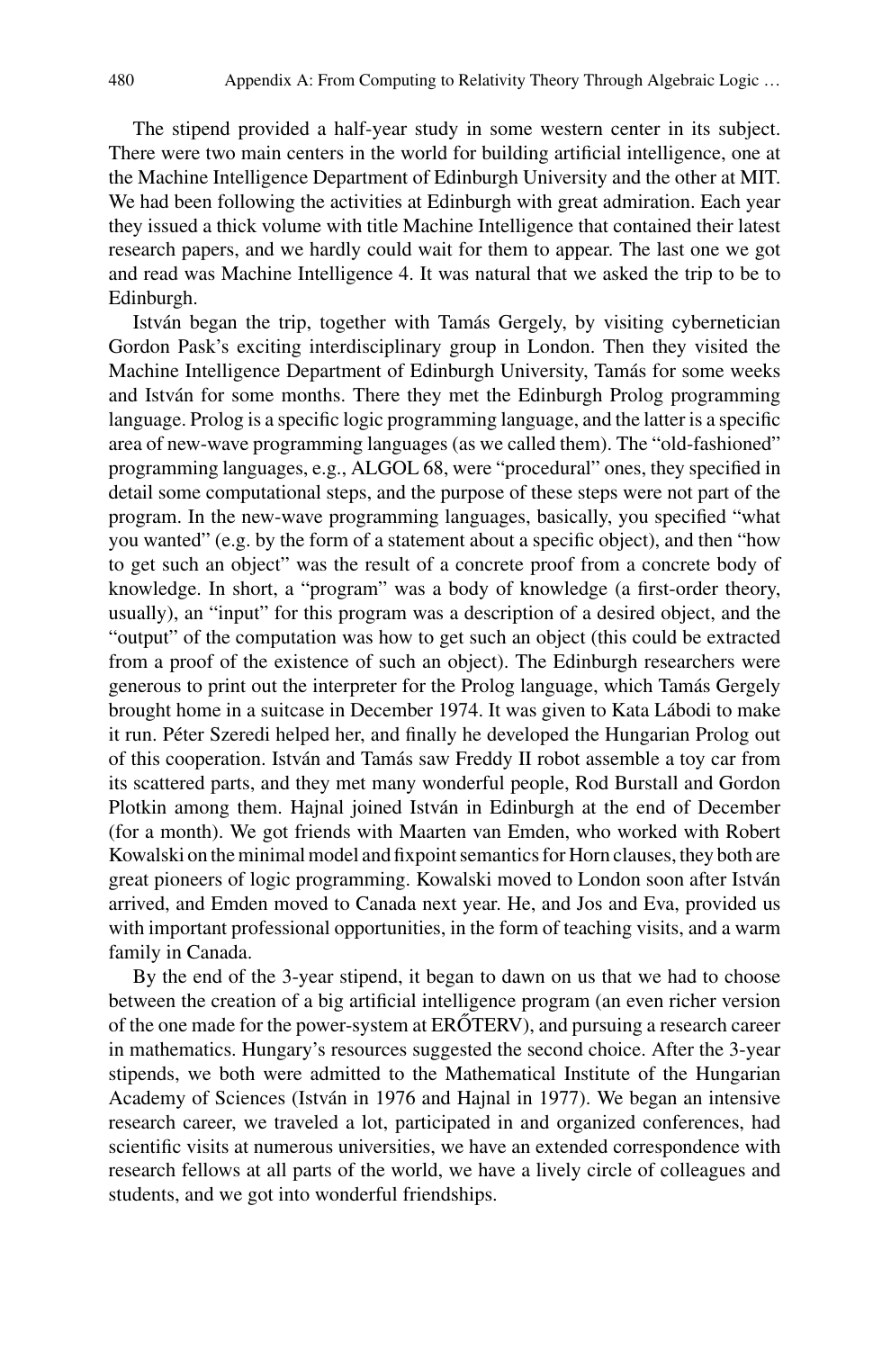The stipend provided a half-year study in some western center in its subject. There were two main centers in the world for building artificial intelligence, one at the Machine Intelligence Department of Edinburgh University and the other at MIT. We had been following the activities at Edinburgh with great admiration. Each year they issued a thick volume with title Machine Intelligence that contained their latest research papers, and we hardly could wait for them to appear. The last one we got and read was Machine Intelligence 4. It was natural that we asked the trip to be to Edinburgh.

István began the trip, together with Tamás Gergely, by visiting cybernetician Gordon Pask's exciting interdisciplinary group in London. Then they visited the Machine Intelligence Department of Edinburgh University, Tamás for some weeks and István for some months. There they met the Edinburgh Prolog programming language. Prolog is a specific logic programming language, and the latter is a specific area of new-wave programming languages (as we called them). The "old-fashioned" programming languages, e.g., ALGOL 68, were "procedural" ones, they specified in detail some computational steps, and the purpose of these steps were not part of the program. In the new-wave programming languages, basically, you specified "what you wanted" (e.g. by the form of a statement about a specific object), and then "how to get such an object" was the result of a concrete proof from a concrete body of knowledge. In short, a "program" was a body of knowledge (a first-order theory, usually), an "input" for this program was a description of a desired object, and the "output" of the computation was how to get such an object (this could be extracted from a proof of the existence of such an object). The Edinburgh researchers were generous to print out the interpreter for the Prolog language, which Tamás Gergely brought home in a suitcase in December 1974. It was given to Kata Lábodi to make it run. Péter Szeredi helped her, and finally he developed the Hungarian Prolog out of this cooperation. István and Tamás saw Freddy II robot assemble a toy car from its scattered parts, and they met many wonderful people, Rod Burstall and Gordon Plotkin among them. Hajnal joined István in Edinburgh at the end of December (for a month). We got friends with Maarten van Emden, who worked with Robert Kowalski on the minimal model and fixpoint semantics for Horn clauses, they both are great pioneers of logic programming. Kowalski moved to London soon after István arrived, and Emden moved to Canada next year. He, and Jos and Eva, provided us with important professional opportunities, in the form of teaching visits, and a warm family in Canada.

By the end of the 3-year stipend, it began to dawn on us that we had to choose between the creation of a big artificial intelligence program (an even richer version of the one made for the power-system at ERŐTERV), and pursuing a research career in mathematics. Hungary's resources suggested the second choice. After the 3-year stipends, we both were admitted to the Mathematical Institute of the Hungarian Academy of Sciences (István in 1976 and Hajnal in 1977). We began an intensive research career, we traveled a lot, participated in and organized conferences, had scientific visits at numerous universities, we have an extended correspondence with research fellows at all parts of the world, we have a lively circle of colleagues and students, and we got into wonderful friendships.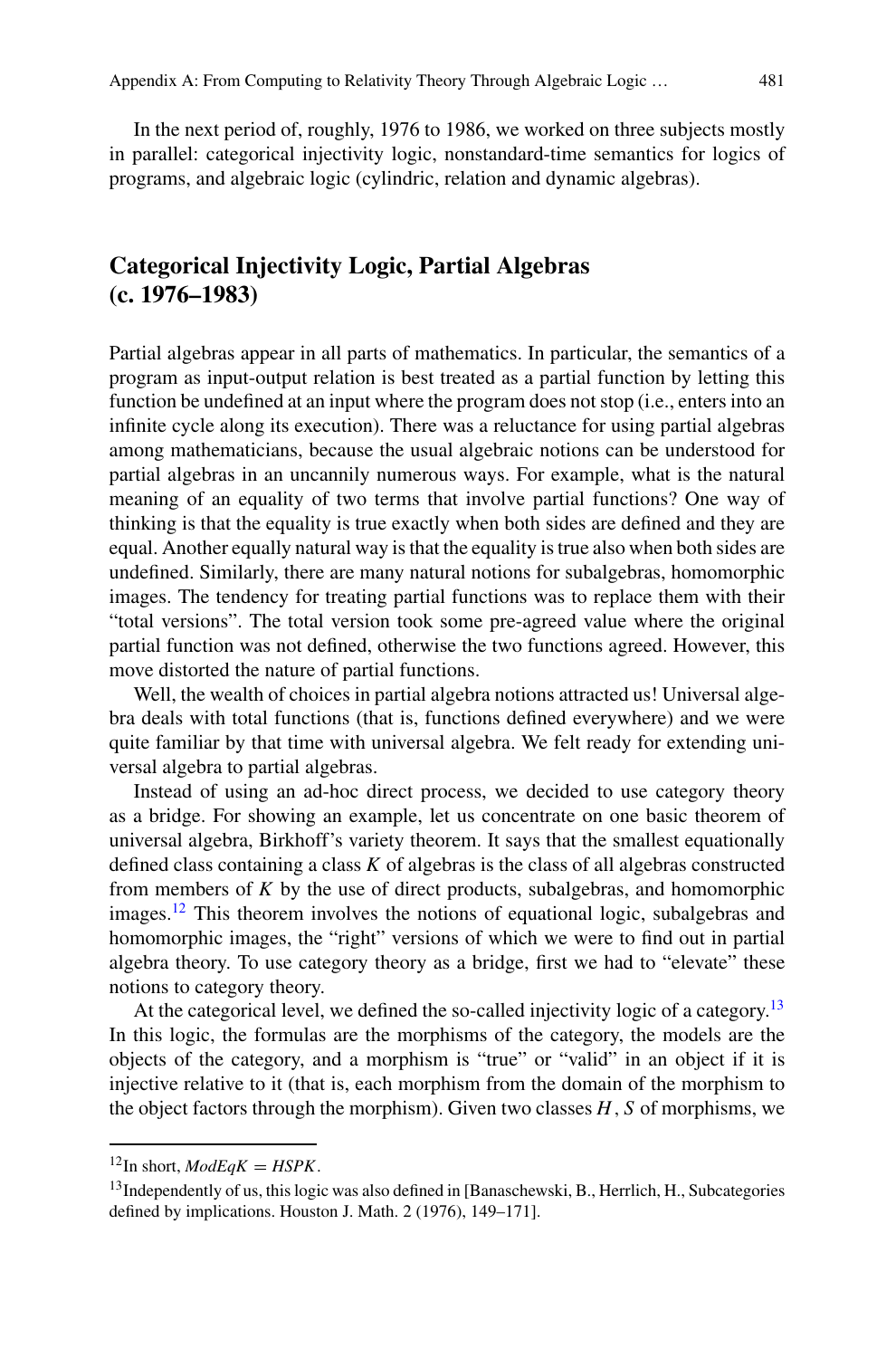In the next period of, roughly, 1976 to 1986, we worked on three subjects mostly in parallel: categorical injectivity logic, nonstandard-time semantics for logics of programs, and algebraic logic (cylindric, relation and dynamic algebras).

## Categorical Injectivity Logic, Partial Algebras (c. 1976–1983)

Partial algebras appear in all parts of mathematics. In particular, the semantics of a program as input-output relation is best treated as a partial function by letting this function be undefined at an input where the program does not stop (i.e., enters into an infinite cycle along its execution). There was a reluctance for using partial algebras among mathematicians, because the usual algebraic notions can be understood for partial algebras in an uncannily numerous ways. For example, what is the natural meaning of an equality of two terms that involve partial functions? One way of thinking is that the equality is true exactly when both sides are defined and they are equal. Another equally natural way is that the equality is true also when both sides are undefined. Similarly, there are many natural notions for subalgebras, homomorphic images. The tendency for treating partial functions was to replace them with their "total versions". The total version took some pre-agreed value where the original partial function was not defined, otherwise the two functions agreed. However, this move distorted the nature of partial functions.

Well, the wealth of choices in partial algebra notions attracted us! Universal algebra deals with total functions (that is, functions defined everywhere) and we were quite familiar by that time with universal algebra. We felt ready for extending universal algebra to partial algebras.

Instead of using an ad-hoc direct process, we decided to use category theory as a bridge. For showing an example, let us concentrate on one basic theorem of universal algebra, Birkhoff's variety theorem. It says that the smallest equationally defined class containing a class $K$ of algebras is the class of all algebras constructed from members of $K$ by the use of direct products, subalgebras, and homomorphic images.[12] This theorem involves the notions of equational logic, subalgebras and homomorphic images, the "right" versions of which we were to find out in partial algebra theory. To use category theory as a bridge, first we had to "elevate" these notions to category theory.

At the categorical level, we defined the so-called injectivity logic of a category.[13] In this logic, the formulas are the morphisms of the category, the models are the objects of the category, and a morphism is "true" or "valid" in an object if it is injective relative to it (that is, each morphism from the domain of the morphism to the object factors through the morphism). Given two classes $H$, $S$ of morphisms, we

---

[12] In short, $ModEqK = HSPK$.

[13] Independently of us, this logic was also defined in [Banaschewski, B., Herrlich, H., Subcategories defined by implications. Houston J. Math. 2 (1976), 149–171].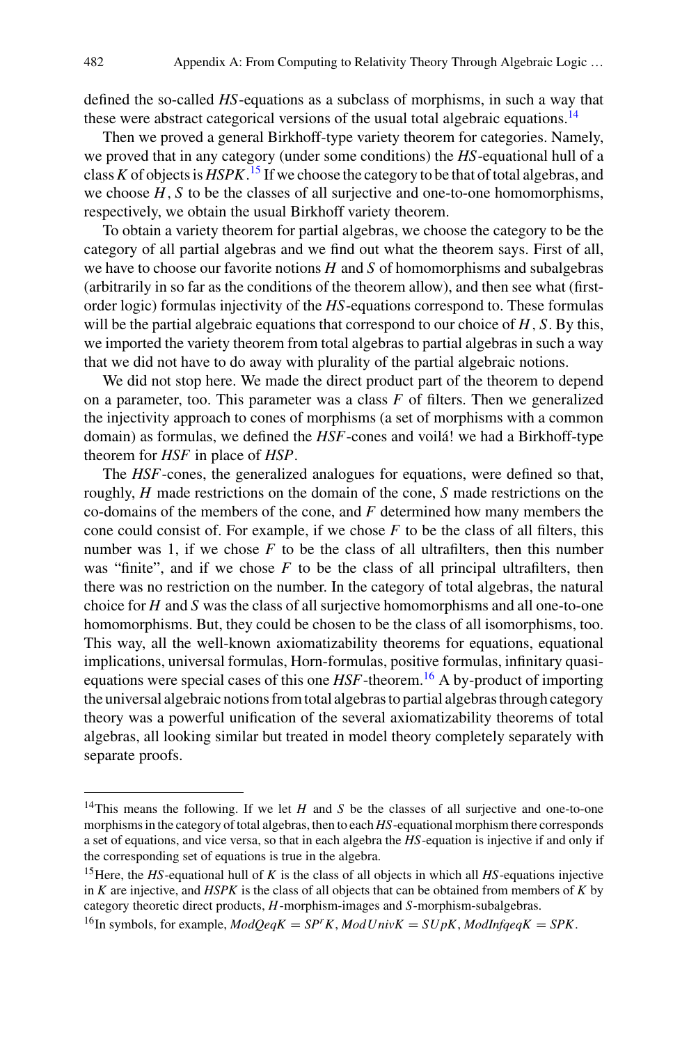defined the so-called *HS*-equations as a subclass of morphisms, in such a way that these were abstract categorical versions of the usual total algebraic equations.[14]

Then we proved a general Birkhoff-type variety theorem for categories. Namely, we proved that in any category (under some conditions) the *HS*-equational hull of a class *K* of objects is *HSPK*.[15] If we choose the category to be that of total algebras, and we choose *H*, *S* to be the classes of all surjective and one-to-one homomorphisms, respectively, we obtain the usual Birkhoff variety theorem.

To obtain a variety theorem for partial algebras, we choose the category to be the category of all partial algebras and we find out what the theorem says. First of all, we have to choose our favorite notions *H* and *S* of homomorphisms and subalgebras (arbitrarily in so far as the conditions of the theorem allow), and then see what (first-order logic) formulas injectivity of the *HS*-equations correspond to. These formulas will be the partial algebraic equations that correspond to our choice of *H*, *S*. By this, we imported the variety theorem from total algebras to partial algebras in such a way that we did not have to do away with plurality of the partial algebraic notions.

We did not stop here. We made the direct product part of the theorem to depend on a parameter, too. This parameter was a class *F* of filters. Then we generalized the injectivity approach to cones of morphisms (a set of morphisms with a common domain) as formulas, we defined the *HSF*-cones and voilá! we had a Birkhoff-type theorem for *HSF* in place of *HSP*.

The *HSF*-cones, the generalized analogues for equations, were defined so that, roughly, *H* made restrictions on the domain of the cone, *S* made restrictions on the co-domains of the members of the cone, and *F* determined how many members the cone could consist of. For example, if we chose *F* to be the class of all filters, this number was 1, if we chose *F* to be the class of all ultrafilters, then this number was "finite", and if we chose *F* to be the class of all principal ultrafilters, then there was no restriction on the number. In the category of total algebras, the natural choice for *H* and *S* was the class of all surjective homomorphisms and all one-to-one homomorphisms. But, they could be chosen to be the class of all isomorphisms, too. This way, all the well-known axiomatizability theorems for equations, equational implications, universal formulas, Horn-formulas, positive formulas, infinitary quasi-equations were special cases of this one *HSF*-theorem.[16] A by-product of importing the universal algebraic notions from total algebras to partial algebras through category theory was a powerful unification of the several axiomatizability theorems of total algebras, all looking similar but treated in model theory completely separately with separate proofs.

---

[14] This means the following. If we let *H* and *S* be the classes of all surjective and one-to-one morphisms in the category of total algebras, then to each *HS*-equational morphism there corresponds a set of equations, and vice versa, so that in each algebra the *HS*-equation is injective if and only if the corresponding set of equations is true in the algebra.

[15] Here, the *HS*-equational hull of *K* is the class of all objects in which all *HS*-equations injective in *K* are injective, and *HSPK* is the class of all objects that can be obtained from members of *K* by category theoretic direct products, *H*-morphism-images and *S*-morphism-subalgebras.

[16] In symbols, for example, $ModQeqK = SP^rK$, $ModUnivK = SUpK$, $ModInfqeqK = SPK$.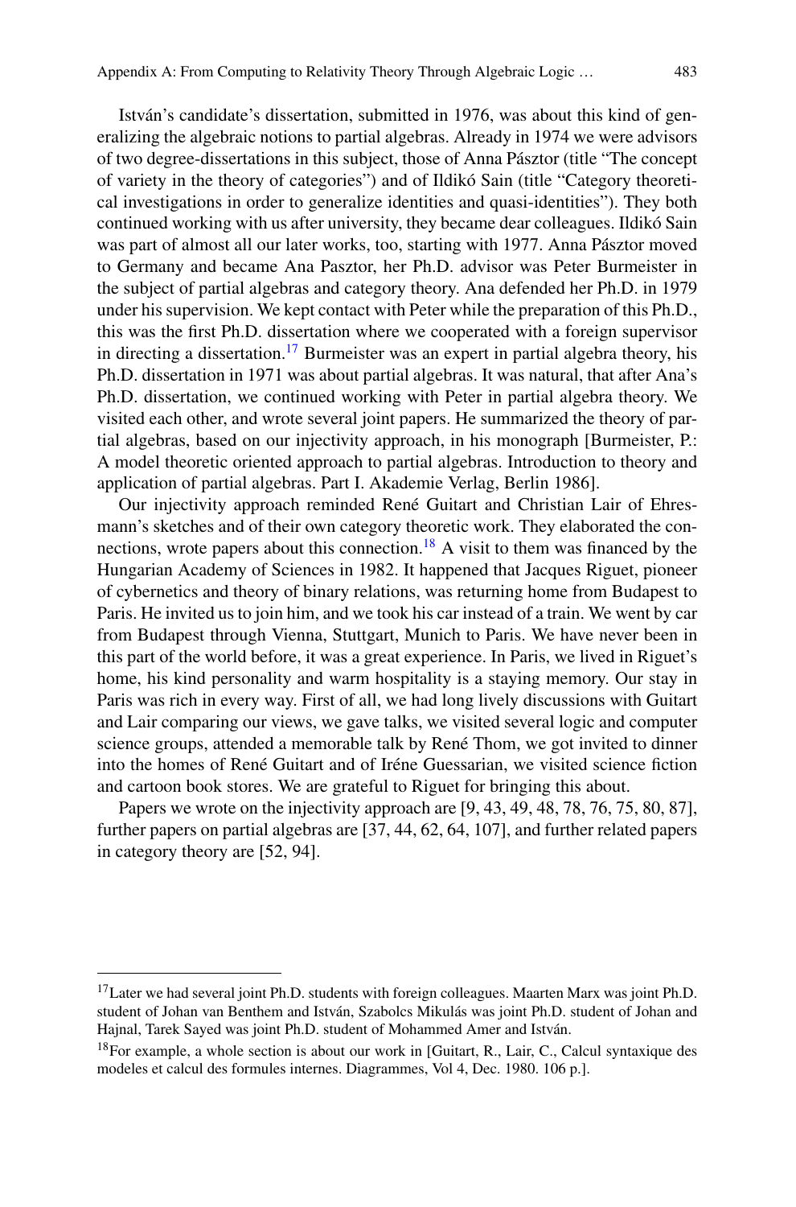István's candidate's dissertation, submitted in 1976, was about this kind of generalizing the algebraic notions to partial algebras. Already in 1974 we were advisors of two degree-dissertations in this subject, those of Anna Pásztor (title "The concept of variety in the theory of categories") and of Ildikó Sain (title "Category theoretical investigations in order to generalize identities and quasi-identities"). They both continued working with us after university, they became dear colleagues. Ildikó Sain was part of almost all our later works, too, starting with 1977. Anna Pásztor moved to Germany and became Ana Pasztor, her Ph.D. advisor was Peter Burmeister in the subject of partial algebras and category theory. Ana defended her Ph.D. in 1979 under his supervision. We kept contact with Peter while the preparation of this Ph.D., this was the first Ph.D. dissertation where we cooperated with a foreign supervisor in directing a dissertation.[17] Burmeister was an expert in partial algebra theory, his Ph.D. dissertation in 1971 was about partial algebras. It was natural, that after Ana's Ph.D. dissertation, we continued working with Peter in partial algebra theory. We visited each other, and wrote several joint papers. He summarized the theory of partial algebras, based on our injectivity approach, in his monograph [Burmeister, P.: A model theoretic oriented approach to partial algebras. Introduction to theory and application of partial algebras. Part I. Akademie Verlag, Berlin 1986].

Our injectivity approach reminded René Guitart and Christian Lair of Ehresmann's sketches and of their own category theoretic work. They elaborated the connections, wrote papers about this connection.[18] A visit to them was financed by the Hungarian Academy of Sciences in 1982. It happened that Jacques Riguet, pioneer of cybernetics and theory of binary relations, was returning home from Budapest to Paris. He invited us to join him, and we took his car instead of a train. We went by car from Budapest through Vienna, Stuttgart, Munich to Paris. We have never been in this part of the world before, it was a great experience. In Paris, we lived in Riguet's home, his kind personality and warm hospitality is a staying memory. Our stay in Paris was rich in every way. First of all, we had long lively discussions with Guitart and Lair comparing our views, we gave talks, we visited several logic and computer science groups, attended a memorable talk by René Thom, we got invited to dinner into the homes of René Guitart and of Iréne Guessarian, we visited science fiction and cartoon book stores. We are grateful to Riguet for bringing this about.

Papers we wrote on the injectivity approach are [9, 43, 49, 48, 78, 76, 75, 80, 87], further papers on partial algebras are [37, 44, 62, 64, 107], and further related papers in category theory are [52, 94].

---

[17] Later we had several joint Ph.D. students with foreign colleagues. Maarten Marx was joint Ph.D. student of Johan van Benthem and István, Szabolcs Mikulás was joint Ph.D. student of Johan and Hajnal, Tarek Sayed was joint Ph.D. student of Mohammed Amer and István.

[18] For example, a whole section is about our work in [Guitart, R., Lair, C., Calcul syntaxique des modeles et calcul des formules internes. Diagrammes, Vol 4, Dec. 1980. 106 p.].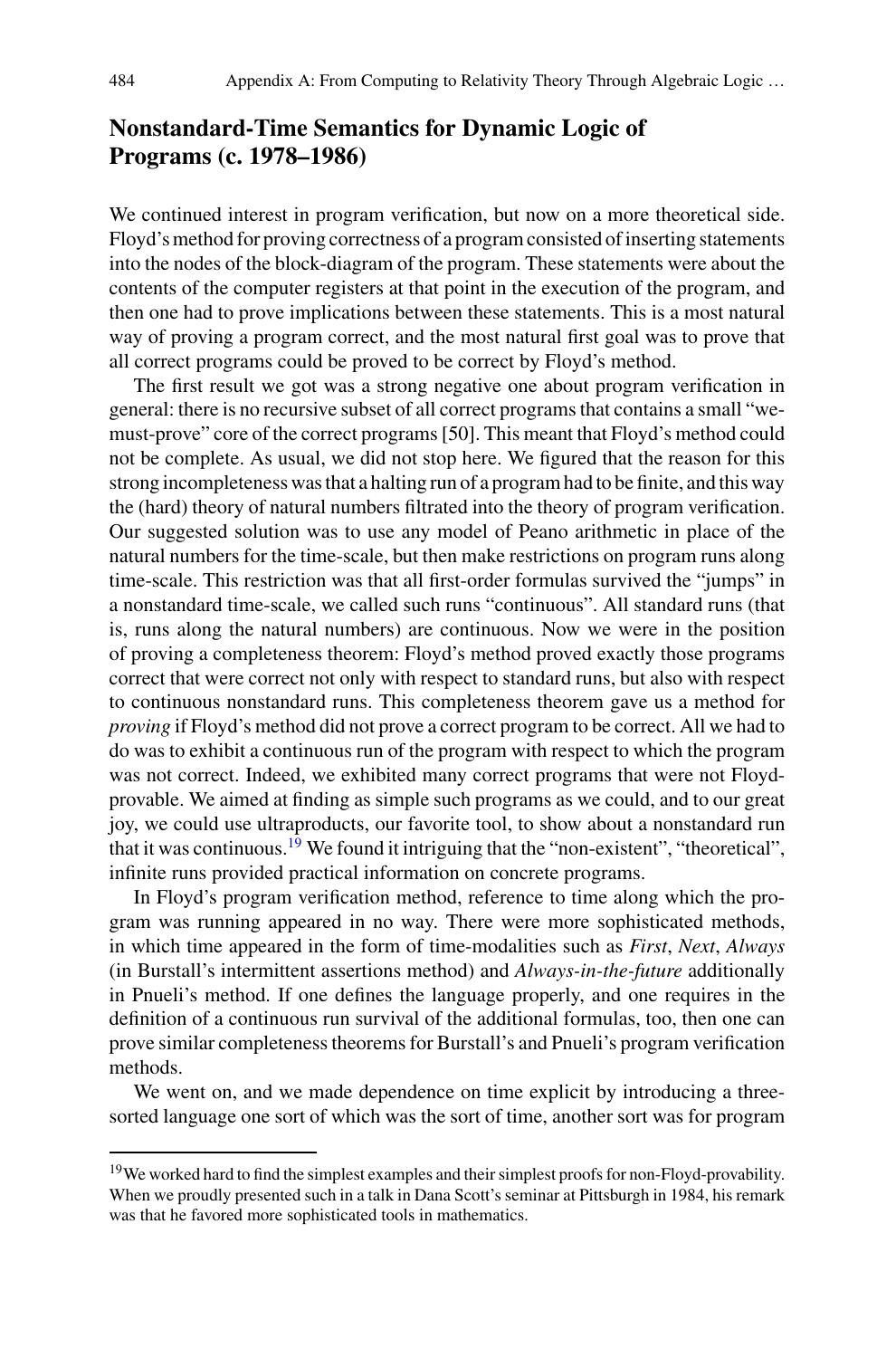## Nonstandard-Time Semantics for Dynamic Logic of Programs (c. 1978–1986)

We continued interest in program verification, but now on a more theoretical side. Floyd's method for proving correctness of a program consisted of inserting statements into the nodes of the block-diagram of the program. These statements were about the contents of the computer registers at that point in the execution of the program, and then one had to prove implications between these statements. This is a most natural way of proving a program correct, and the most natural first goal was to prove that all correct programs could be proved to be correct by Floyd's method.

The first result we got was a strong negative one about program verification in general: there is no recursive subset of all correct programs that contains a small "we-must-prove" core of the correct programs [50]. This meant that Floyd's method could not be complete. As usual, we did not stop here. We figured that the reason for this strong incompleteness was that a halting run of a program had to be finite, and this way the (hard) theory of natural numbers filtrated into the theory of program verification. Our suggested solution was to use any model of Peano arithmetic in place of the natural numbers for the time-scale, but then make restrictions on program runs along time-scale. This restriction was that all first-order formulas survived the "jumps" in a nonstandard time-scale, we called such runs "continuous". All standard runs (that is, runs along the natural numbers) are continuous. Now we were in the position of proving a completeness theorem: Floyd's method proved exactly those programs correct that were correct not only with respect to standard runs, but also with respect to continuous nonstandard runs. This completeness theorem gave us a method for *proving* if Floyd's method did not prove a correct program to be correct. All we had to do was to exhibit a continuous run of the program with respect to which the program was not correct. Indeed, we exhibited many correct programs that were not Floyd-provable. We aimed at finding as simple such programs as we could, and to our great joy, we could use ultraproducts, our favorite tool, to show about a nonstandard run that it was continuous.[19] We found it intriguing that the "non-existent", "theoretical", infinite runs provided practical information on concrete programs.

In Floyd's program verification method, reference to time along which the program was running appeared in no way. There were more sophisticated methods, in which time appeared in the form of time-modalities such as *First*, *Next*, *Always* (in Burstall's intermittent assertions method) and *Always-in-the-future* additionally in Pnueli's method. If one defines the language properly, and one requires in the definition of a continuous run survival of the additional formulas, too, then one can prove similar completeness theorems for Burstall's and Pnueli's program verification methods.

We went on, and we made dependence on time explicit by introducing a three-sorted language one sort of which was the sort of time, another sort was for program

[19] We worked hard to find the simplest examples and their simplest proofs for non-Floyd-provability. When we proudly presented such in a talk in Dana Scott's seminar at Pittsburgh in 1984, his remark was that he favored more sophisticated tools in mathematics.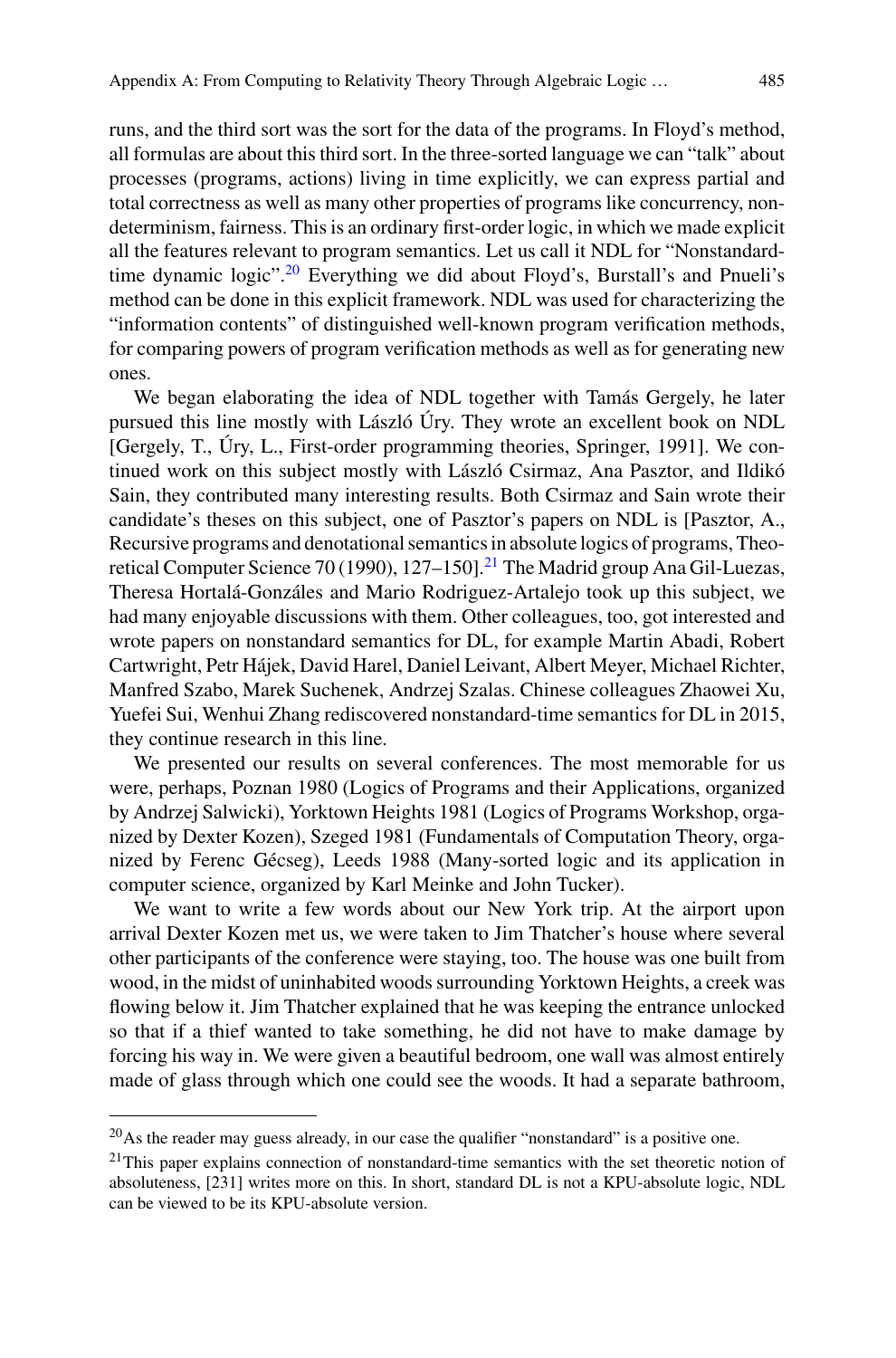runs, and the third sort was the sort for the data of the programs. In Floyd's method, all formulas are about this third sort. In the three-sorted language we can "talk" about processes (programs, actions) living in time explicitly, we can express partial and total correctness as well as many other properties of programs like concurrency, nondeterminism, fairness. This is an ordinary first-order logic, in which we made explicit all the features relevant to program semantics. Let us call it NDL for "Nonstandard-time dynamic logic".[20] Everything we did about Floyd's, Burstall's and Pnueli's method can be done in this explicit framework. NDL was used for characterizing the "information contents" of distinguished well-known program verification methods, for comparing powers of program verification methods as well as for generating new ones.

We began elaborating the idea of NDL together with Tamás Gergely, he later pursued this line mostly with László Úry. They wrote an excellent book on NDL [Gergely, T., Úry, L., First-order programming theories, Springer, 1991]. We continued work on this subject mostly with László Csirmaz, Ana Pasztor, and Ildikó Sain, they contributed many interesting results. Both Csirmaz and Sain wrote their candidate's theses on this subject, one of Pasztor's papers on NDL is [Pasztor, A., Recursive programs and denotational semantics in absolute logics of programs, Theoretical Computer Science 70 (1990), 127–150].[21] The Madrid group Ana Gil-Luezas, Theresa Hortalá-Gonzáles and Mario Rodriguez-Artalejo took up this subject, we had many enjoyable discussions with them. Other colleagues, too, got interested and wrote papers on nonstandard semantics for DL, for example Martin Abadi, Robert Cartwright, Petr Hájek, David Harel, Daniel Leivant, Albert Meyer, Michael Richter, Manfred Szabo, Marek Suchenek, Andrzej Szalas. Chinese colleagues Zhaowei Xu, Yuefei Sui, Wenhui Zhang rediscovered nonstandard-time semantics for DL in 2015, they continue research in this line.

We presented our results on several conferences. The most memorable for us were, perhaps, Poznan 1980 (Logics of Programs and their Applications, organized by Andrzej Salwicki), Yorktown Heights 1981 (Logics of Programs Workshop, organized by Dexter Kozen), Szeged 1981 (Fundamentals of Computation Theory, organized by Ferenc Gécseg), Leeds 1988 (Many-sorted logic and its application in computer science, organized by Karl Meinke and John Tucker).

We want to write a few words about our New York trip. At the airport upon arrival Dexter Kozen met us, we were taken to Jim Thatcher's house where several other participants of the conference were staying, too. The house was one built from wood, in the midst of uninhabited woods surrounding Yorktown Heights, a creek was flowing below it. Jim Thatcher explained that he was keeping the entrance unlocked so that if a thief wanted to take something, he did not have to make damage by forcing his way in. We were given a beautiful bedroom, one wall was almost entirely made of glass through which one could see the woods. It had a separate bathroom,

---

[20] As the reader may guess already, in our case the qualifier "nonstandard" is a positive one.

[21] This paper explains connection of nonstandard-time semantics with the set theoretic notion of absoluteness, [231] writes more on this. In short, standard DL is not a KPU-absolute logic, NDL can be viewed to be its KPU-absolute version.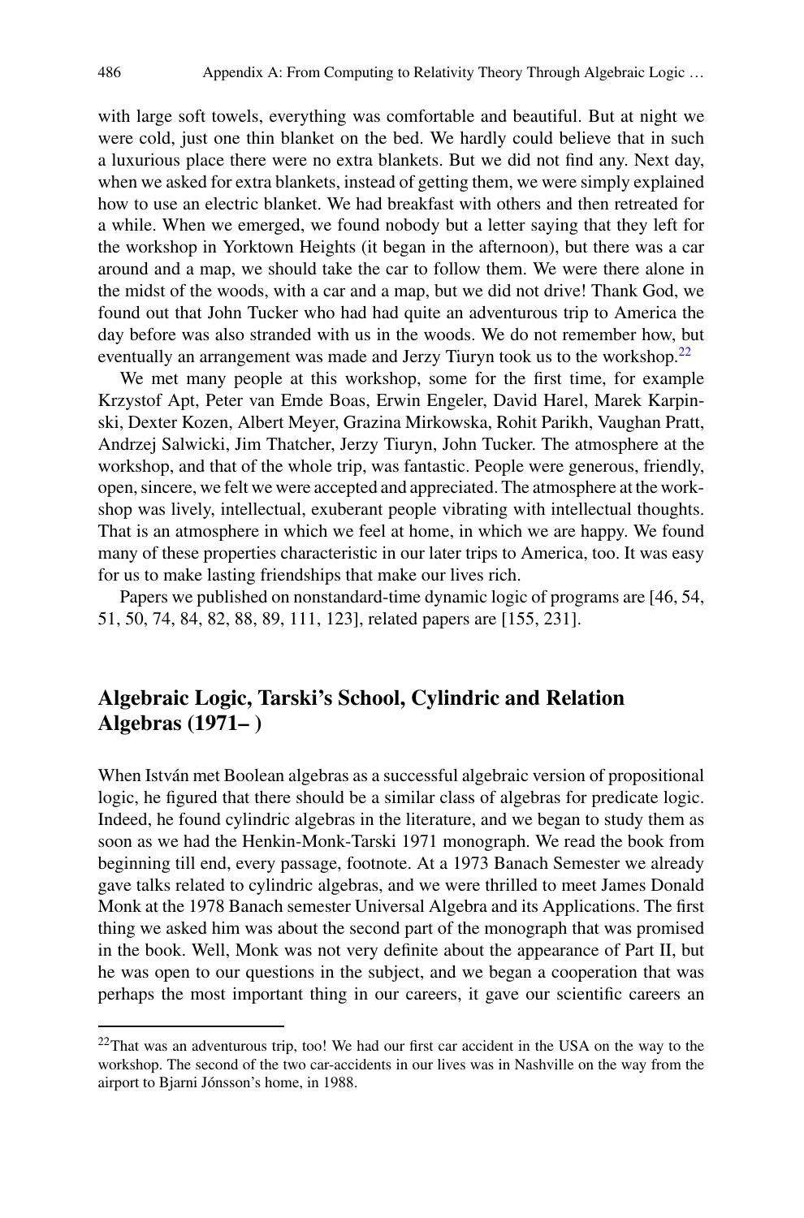with large soft towels, everything was comfortable and beautiful. But at night we were cold, just one thin blanket on the bed. We hardly could believe that in such a luxurious place there were no extra blankets. But we did not find any. Next day, when we asked for extra blankets, instead of getting them, we were simply explained how to use an electric blanket. We had breakfast with others and then retreated for a while. When we emerged, we found nobody but a letter saying that they left for the workshop in Yorktown Heights (it began in the afternoon), but there was a car around and a map, we should take the car to follow them. We were there alone in the midst of the woods, with a car and a map, but we did not drive! Thank God, we found out that John Tucker who had had quite an adventurous trip to America the day before was also stranded with us in the woods. We do not remember how, but eventually an arrangement was made and Jerzy Tiuryn took us to the workshop.[22]

We met many people at this workshop, some for the first time, for example Krzystof Apt, Peter van Emde Boas, Erwin Engeler, David Harel, Marek Karpinski, Dexter Kozen, Albert Meyer, Grazina Mirkowska, Rohit Parikh, Vaughan Pratt, Andrzej Salwicki, Jim Thatcher, Jerzy Tiuryn, John Tucker. The atmosphere at the workshop, and that of the whole trip, was fantastic. People were generous, friendly, open, sincere, we felt we were accepted and appreciated. The atmosphere at the workshop was lively, intellectual, exuberant people vibrating with intellectual thoughts. That is an atmosphere in which we feel at home, in which we are happy. We found many of these properties characteristic in our later trips to America, too. It was easy for us to make lasting friendships that make our lives rich.

Papers we published on nonstandard-time dynamic logic of programs are [46, 54, 51, 50, 74, 84, 82, 88, 89, 111, 123], related papers are [155, 231].

## Algebraic Logic, Tarski's School, Cylindric and Relation Algebras (1971– )

When István met Boolean algebras as a successful algebraic version of propositional logic, he figured that there should be a similar class of algebras for predicate logic. Indeed, he found cylindric algebras in the literature, and we began to study them as soon as we had the Henkin-Monk-Tarski 1971 monograph. We read the book from beginning till end, every passage, footnote. At a 1973 Banach Semester we already gave talks related to cylindric algebras, and we were thrilled to meet James Donald Monk at the 1978 Banach semester Universal Algebra and its Applications. The first thing we asked him was about the second part of the monograph that was promised in the book. Well, Monk was not very definite about the appearance of Part II, but he was open to our questions in the subject, and we began a cooperation that was perhaps the most important thing in our careers, it gave our scientific careers an

[22] That was an adventurous trip, too! We had our first car accident in the USA on the way to the workshop. The second of the two car-accidents in our lives was in Nashville on the way from the airport to Bjarni Jónsson's home, in 1988.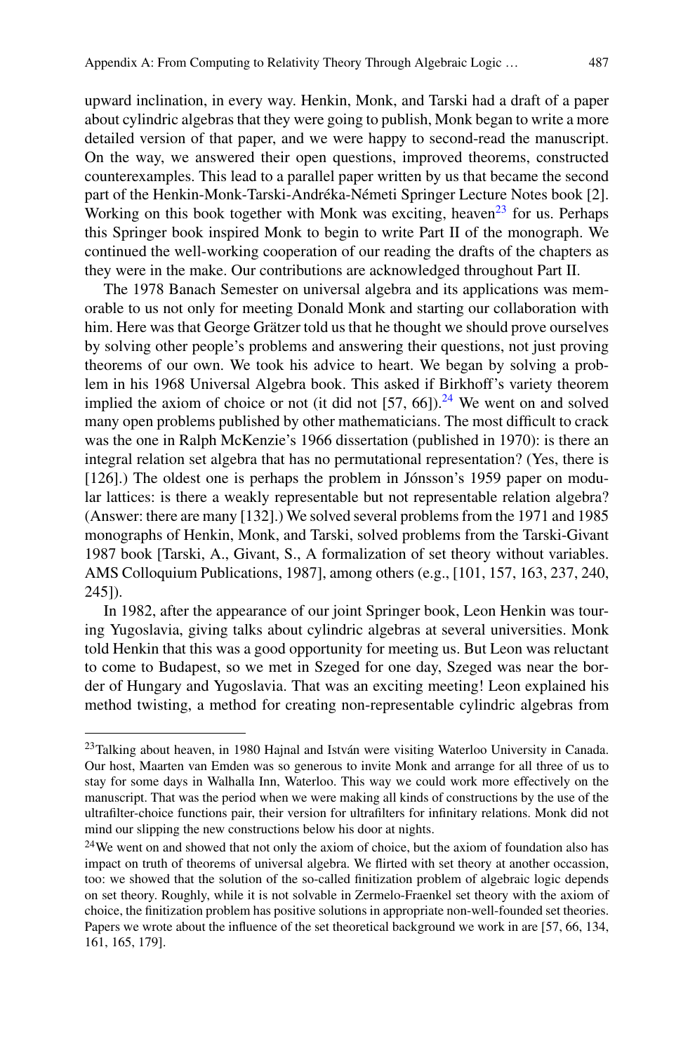upward inclination, in every way. Henkin, Monk, and Tarski had a draft of a paper about cylindric algebras that they were going to publish, Monk began to write a more detailed version of that paper, and we were happy to second-read the manuscript. On the way, we answered their open questions, improved theorems, constructed counterexamples. This lead to a parallel paper written by us that became the second part of the Henkin-Monk-Tarski-Andréka-Németi Springer Lecture Notes book [2]. Working on this book together with Monk was exciting, heaven[23] for us. Perhaps this Springer book inspired Monk to begin to write Part II of the monograph. We continued the well-working cooperation of our reading the drafts of the chapters as they were in the make. Our contributions are acknowledged throughout Part II.

The 1978 Banach Semester on universal algebra and its applications was memorable to us not only for meeting Donald Monk and starting our collaboration with him. Here was that George Grätzer told us that he thought we should prove ourselves by solving other people's problems and answering their questions, not just proving theorems of our own. We took his advice to heart. We began by solving a problem in his 1968 Universal Algebra book. This asked if Birkhoff's variety theorem implied the axiom of choice or not (it did not [57, 66]).[24] We went on and solved many open problems published by other mathematicians. The most difficult to crack was the one in Ralph McKenzie's 1966 dissertation (published in 1970): is there an integral relation set algebra that has no permutational representation? (Yes, there is [126].) The oldest one is perhaps the problem in Jónsson's 1959 paper on modular lattices: is there a weakly representable but not representable relation algebra? (Answer: there are many [132].) We solved several problems from the 1971 and 1985 monographs of Henkin, Monk, and Tarski, solved problems from the Tarski-Givant 1987 book [Tarski, A., Givant, S., A formalization of set theory without variables. AMS Colloquium Publications, 1987], among others (e.g., [101, 157, 163, 237, 240, 245]).

In 1982, after the appearance of our joint Springer book, Leon Henkin was touring Yugoslavia, giving talks about cylindric algebras at several universities. Monk told Henkin that this was a good opportunity for meeting us. But Leon was reluctant to come to Budapest, so we met in Szeged for one day, Szeged was near the border of Hungary and Yugoslavia. That was an exciting meeting! Leon explained his method twisting, a method for creating non-representable cylindric algebras from

---

[23] Talking about heaven, in 1980 Hajnal and István were visiting Waterloo University in Canada. Our host, Maarten van Emden was so generous to invite Monk and arrange for all three of us to stay for some days in Walhalla Inn, Waterloo. This way we could work more effectively on the manuscript. That was the period when we were making all kinds of constructions by the use of the ultrafilter-choice functions pair, their version for ultrafilters for infinitary relations. Monk did not mind our slipping the new constructions below his door at nights.

[24] We went on and showed that not only the axiom of choice, but the axiom of foundation also has impact on truth of theorems of universal algebra. We flirted with set theory at another occassion, too: we showed that the solution of the so-called finitization problem of algebraic logic depends on set theory. Roughly, while it is not solvable in Zermelo-Fraenkel set theory with the axiom of choice, the finitization problem has positive solutions in appropriate non-well-founded set theories. Papers we wrote about the influence of the set theoretical background we work in are [57, 66, 134, 161, 165, 179].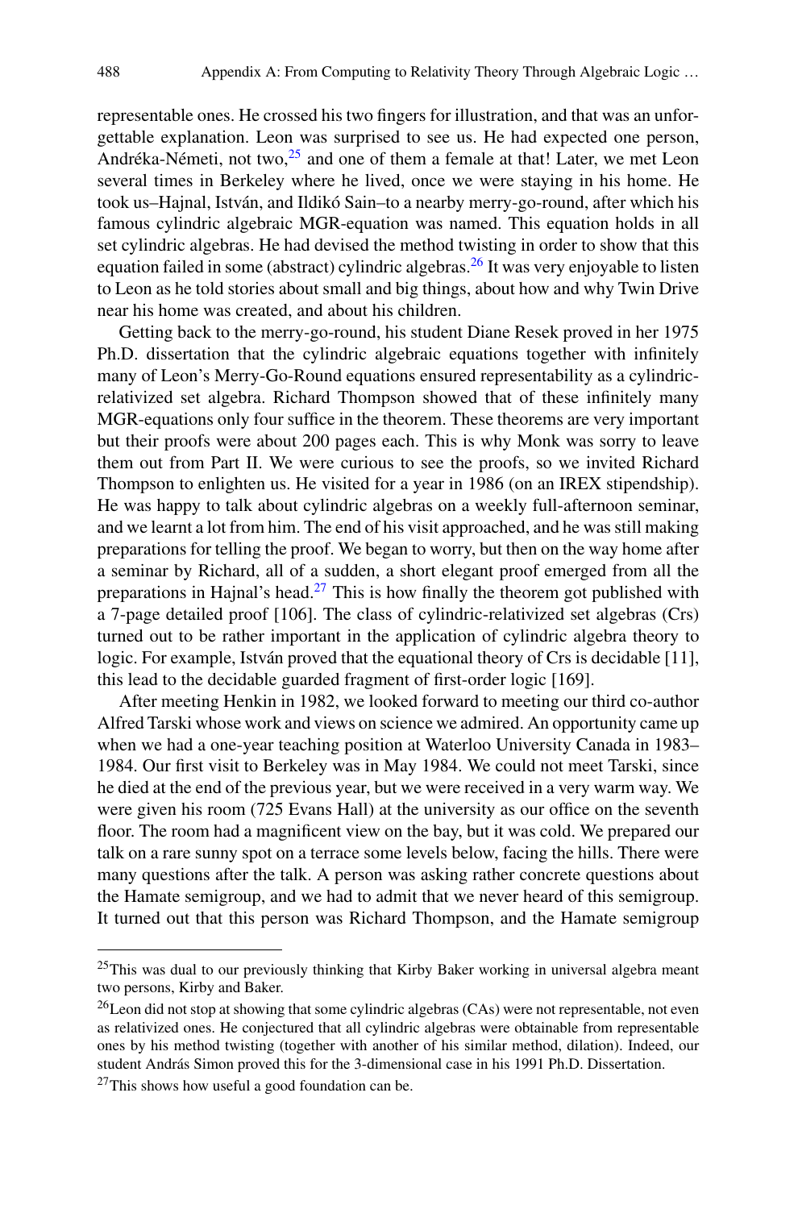representable ones. He crossed his two fingers for illustration, and that was an unforgettable explanation. Leon was surprised to see us. He had expected one person, Andréka-Németi, not two,[25] and one of them a female at that! Later, we met Leon several times in Berkeley where he lived, once we were staying in his home. He took us–Hajnal, István, and Ildikó Sain–to a nearby merry-go-round, after which his famous cylindric algebraic MGR-equation was named. This equation holds in all set cylindric algebras. He had devised the method twisting in order to show that this equation failed in some (abstract) cylindric algebras.[26] It was very enjoyable to listen to Leon as he told stories about small and big things, about how and why Twin Drive near his home was created, and about his children.

Getting back to the merry-go-round, his student Diane Resek proved in her 1975 Ph.D. dissertation that the cylindric algebraic equations together with infinitely many of Leon's Merry-Go-Round equations ensured representability as a cylindric-relativized set algebra. Richard Thompson showed that of these infinitely many MGR-equations only four suffice in the theorem. These theorems are very important but their proofs were about 200 pages each. This is why Monk was sorry to leave them out from Part II. We were curious to see the proofs, so we invited Richard Thompson to enlighten us. He visited for a year in 1986 (on an IREX stipendship). He was happy to talk about cylindric algebras on a weekly full-afternoon seminar, and we learnt a lot from him. The end of his visit approached, and he was still making preparations for telling the proof. We began to worry, but then on the way home after a seminar by Richard, all of a sudden, a short elegant proof emerged from all the preparations in Hajnal's head.[27] This is how finally the theorem got published with a 7-page detailed proof [106]. The class of cylindric-relativized set algebras (Crs) turned out to be rather important in the application of cylindric algebra theory to logic. For example, István proved that the equational theory of Crs is decidable [11], this lead to the decidable guarded fragment of first-order logic [169].

After meeting Henkin in 1982, we looked forward to meeting our third co-author Alfred Tarski whose work and views on science we admired. An opportunity came up when we had a one-year teaching position at Waterloo University Canada in 1983–1984. Our first visit to Berkeley was in May 1984. We could not meet Tarski, since he died at the end of the previous year, but we were received in a very warm way. We were given his room (725 Evans Hall) at the university as our office on the seventh floor. The room had a magnificent view on the bay, but it was cold. We prepared our talk on a rare sunny spot on a terrace some levels below, facing the hills. There were many questions after the talk. A person was asking rather concrete questions about the Hamate semigroup, and we had to admit that we never heard of this semigroup. It turned out that this person was Richard Thompson, and the Hamate semigroup

---

[25] This was dual to our previously thinking that Kirby Baker working in universal algebra meant two persons, Kirby and Baker.

[26] Leon did not stop at showing that some cylindric algebras (CAs) were not representable, not even as relativized ones. He conjectured that all cylindric algebras were obtainable from representable ones by his method twisting (together with another of his similar method, dilation). Indeed, our student András Simon proved this for the 3-dimensional case in his 1991 Ph.D. Dissertation.

[27] This shows how useful a good foundation can be.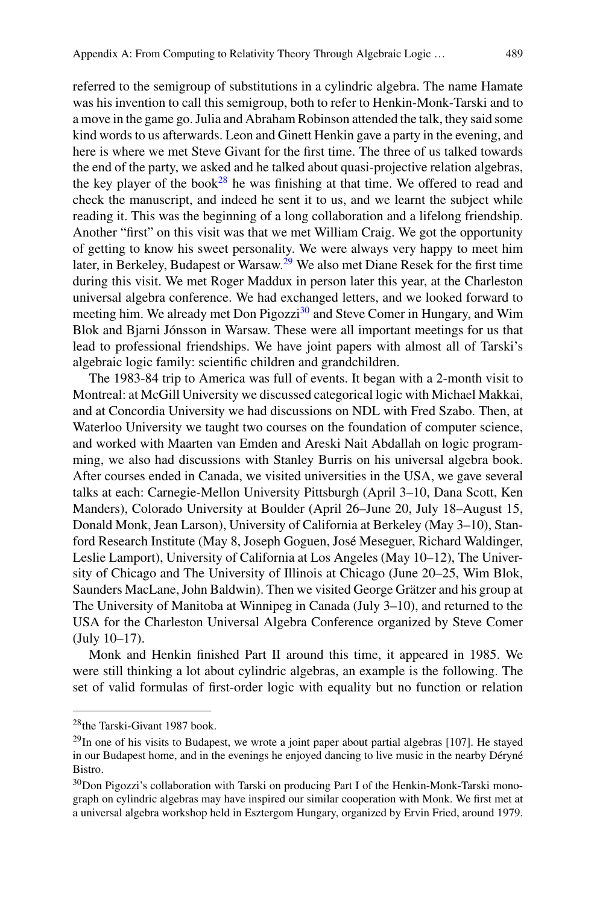referred to the semigroup of substitutions in a cylindric algebra. The name Hamate was his invention to call this semigroup, both to refer to Henkin-Monk-Tarski and to a move in the game go. Julia and Abraham Robinson attended the talk, they said some kind words to us afterwards. Leon and Ginett Henkin gave a party in the evening, and here is where we met Steve Givant for the first time. The three of us talked towards the end of the party, we asked and he talked about quasi-projective relation algebras, the key player of the book[28] he was finishing at that time. We offered to read and check the manuscript, and indeed he sent it to us, and we learnt the subject while reading it. This was the beginning of a long collaboration and a lifelong friendship. Another "first" on this visit was that we met William Craig. We got the opportunity of getting to know his sweet personality. We were always very happy to meet him later, in Berkeley, Budapest or Warsaw.[29] We also met Diane Resek for the first time during this visit. We met Roger Maddux in person later this year, at the Charleston universal algebra conference. We had exchanged letters, and we looked forward to meeting him. We already met Don Pigozzi[30] and Steve Comer in Hungary, and Wim Blok and Bjarni Jónsson in Warsaw. These were all important meetings for us that lead to professional friendships. We have joint papers with almost all of Tarski's algebraic logic family: scientific children and grandchildren.

The 1983-84 trip to America was full of events. It began with a 2-month visit to Montreal: at McGill University we discussed categorical logic with Michael Makkai, and at Concordia University we had discussions on NDL with Fred Szabo. Then, at Waterloo University we taught two courses on the foundation of computer science, and worked with Maarten van Emden and Areski Nait Abdallah on logic programming, we also had discussions with Stanley Burris on his universal algebra book. After courses ended in Canada, we visited universities in the USA, we gave several talks at each: Carnegie-Mellon University Pittsburgh (April 3–10, Dana Scott, Ken Manders), Colorado University at Boulder (April 26–June 20, July 18–August 15, Donald Monk, Jean Larson), University of California at Berkeley (May 3–10), Stanford Research Institute (May 8, Joseph Goguen, José Meseguer, Richard Waldinger, Leslie Lamport), University of California at Los Angeles (May 10–12), The University of Chicago and The University of Illinois at Chicago (June 20–25, Wim Blok, Saunders MacLane, John Baldwin). Then we visited George Grätzer and his group at The University of Manitoba at Winnipeg in Canada (July 3–10), and returned to the USA for the Charleston Universal Algebra Conference organized by Steve Comer (July 10–17).

Monk and Henkin finished Part II around this time, it appeared in 1985. We were still thinking a lot about cylindric algebras, an example is the following. The set of valid formulas of first-order logic with equality but no function or relation

---

[28] the Tarski-Givant 1987 book.

[29] In one of his visits to Budapest, we wrote a joint paper about partial algebras [107]. He stayed in our Budapest home, and in the evenings he enjoyed dancing to live music in the nearby Déryné Bistro.

[30] Don Pigozzi's collaboration with Tarski on producing Part I of the Henkin-Monk-Tarski monograph on cylindric algebras may have inspired our similar cooperation with Monk. We first met at a universal algebra workshop held in Esztergom Hungary, organized by Ervin Fried, around 1979.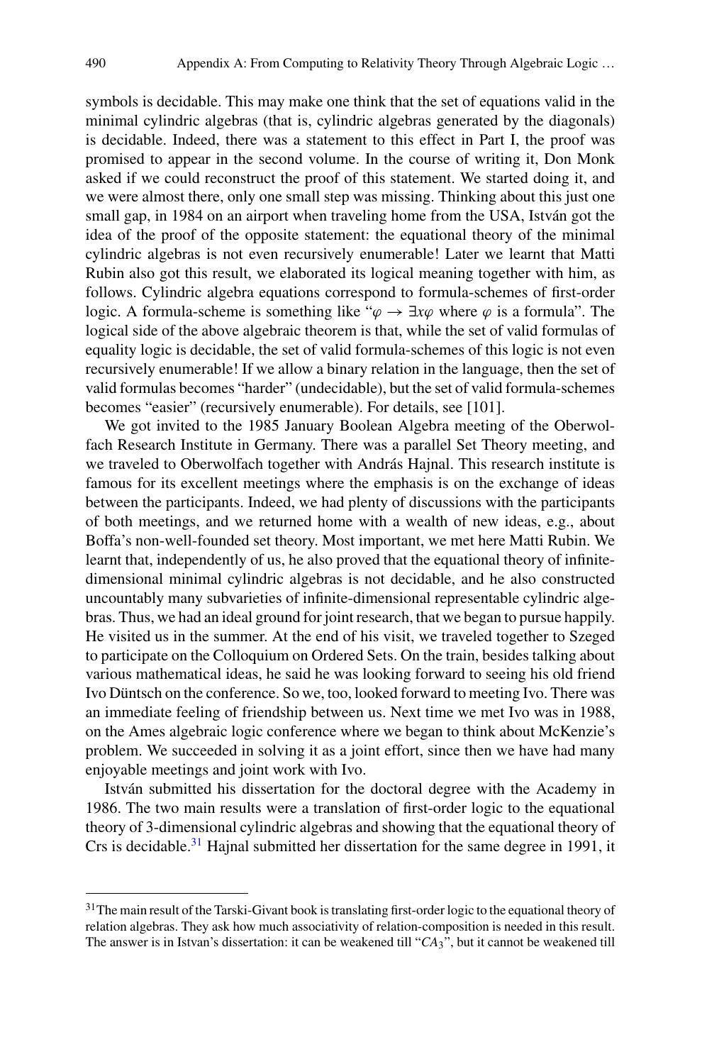symbols is decidable. This may make one think that the set of equations valid in the minimal cylindric algebras (that is, cylindric algebras generated by the diagonals) is decidable. Indeed, there was a statement to this effect in Part I, the proof was promised to appear in the second volume. In the course of writing it, Don Monk asked if we could reconstruct the proof of this statement. We started doing it, and we were almost there, only one small step was missing. Thinking about this just one small gap, in 1984 on an airport when traveling home from the USA, István got the idea of the proof of the opposite statement: the equational theory of the minimal cylindric algebras is not even recursively enumerable! Later we learnt that Matti Rubin also got this result, we elaborated its logical meaning together with him, as follows. Cylindric algebra equations correspond to formula-schemes of first-order logic. A formula-scheme is something like "$\varphi \rightarrow \exists x\varphi$ where $\varphi$ is a formula". The logical side of the above algebraic theorem is that, while the set of valid formulas of equality logic is decidable, the set of valid formula-schemes of this logic is not even recursively enumerable! If we allow a binary relation in the language, then the set of valid formulas becomes "harder" (undecidable), but the set of valid formula-schemes becomes "easier" (recursively enumerable). For details, see [101].

We got invited to the 1985 January Boolean Algebra meeting of the Oberwolfach Research Institute in Germany. There was a parallel Set Theory meeting, and we traveled to Oberwolfach together with András Hajnal. This research institute is famous for its excellent meetings where the emphasis is on the exchange of ideas between the participants. Indeed, we had plenty of discussions with the participants of both meetings, and we returned home with a wealth of new ideas, e.g., about Boffa's non-well-founded set theory. Most important, we met here Matti Rubin. We learnt that, independently of us, he also proved that the equational theory of infinite-dimensional minimal cylindric algebras is not decidable, and he also constructed uncountably many subvarieties of infinite-dimensional representable cylindric algebras. Thus, we had an ideal ground for joint research, that we began to pursue happily. He visited us in the summer. At the end of his visit, we traveled together to Szeged to participate on the Colloquium on Ordered Sets. On the train, besides talking about various mathematical ideas, he said he was looking forward to seeing his old friend Ivo Düntsch on the conference. So we, too, looked forward to meeting Ivo. There was an immediate feeling of friendship between us. Next time we met Ivo was in 1988, on the Ames algebraic logic conference where we began to think about McKenzie's problem. We succeeded in solving it as a joint effort, since then we have had many enjoyable meetings and joint work with Ivo.

István submitted his dissertation for the doctoral degree with the Academy in 1986. The two main results were a translation of first-order logic to the equational theory of 3-dimensional cylindric algebras and showing that the equational theory of Crs is decidable.[31] Hajnal submitted her dissertation for the same degree in 1991, it

---

[31] The main result of the Tarski-Givant book is translating first-order logic to the equational theory of relation algebras. They ask how much associativity of relation-composition is needed in this result. The answer is in Istvan's dissertation: it can be weakened till "$CA_3$", but it cannot be weakened till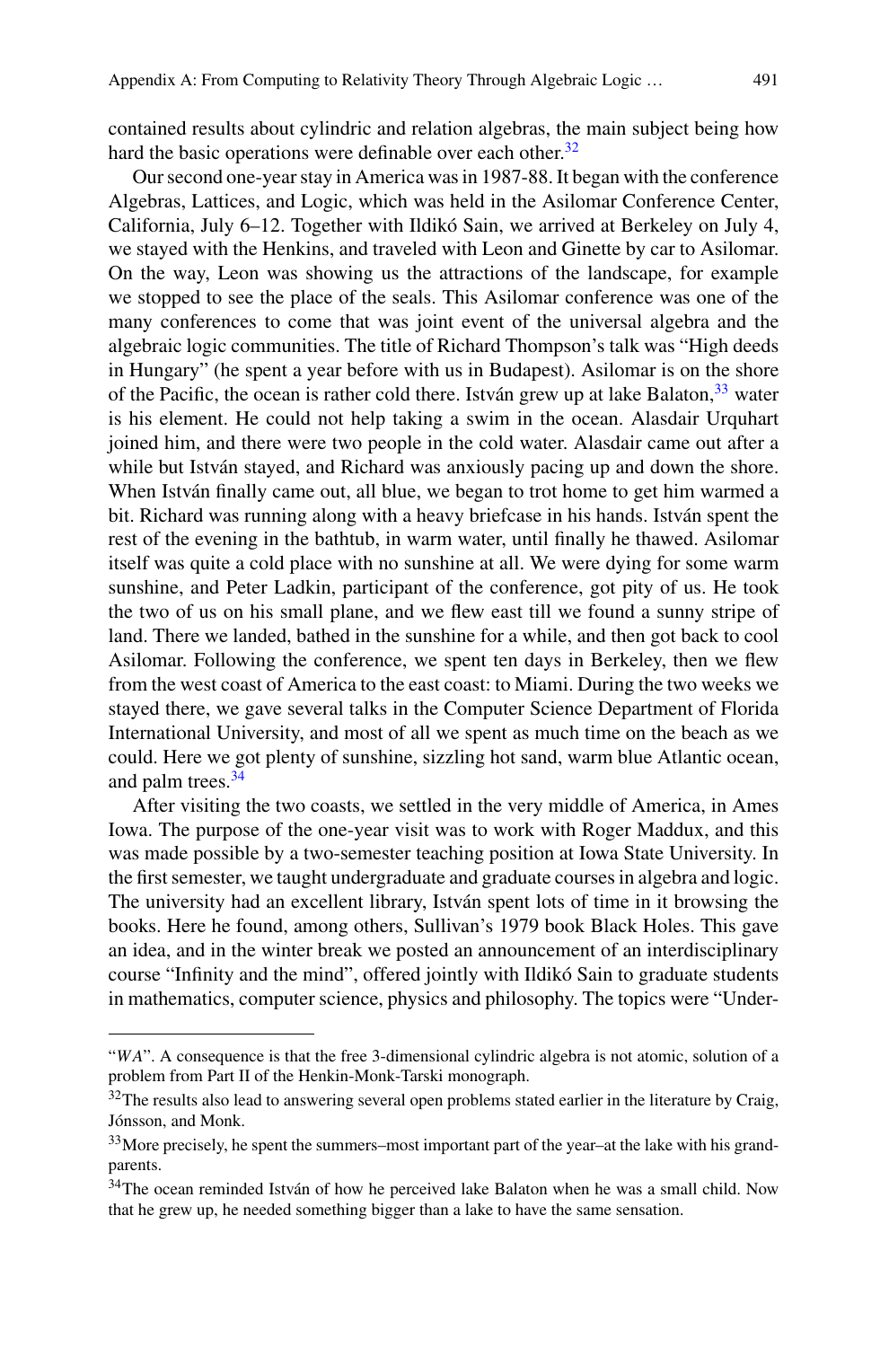contained results about cylindric and relation algebras, the main subject being how hard the basic operations were definable over each other.[32]

Our second one-year stay in America was in 1987-88. It began with the conference Algebras, Lattices, and Logic, which was held in the Asilomar Conference Center, California, July 6–12. Together with Ildikó Sain, we arrived at Berkeley on July 4, we stayed with the Henkins, and traveled with Leon and Ginette by car to Asilomar. On the way, Leon was showing us the attractions of the landscape, for example we stopped to see the place of the seals. This Asilomar conference was one of the many conferences to come that was joint event of the universal algebra and the algebraic logic communities. The title of Richard Thompson's talk was "High deeds in Hungary" (he spent a year before with us in Budapest). Asilomar is on the shore of the Pacific, the ocean is rather cold there. István grew up at lake Balaton,[33] water is his element. He could not help taking a swim in the ocean. Alasdair Urquhart joined him, and there were two people in the cold water. Alasdair came out after a while but István stayed, and Richard was anxiously pacing up and down the shore. When István finally came out, all blue, we began to trot home to get him warmed a bit. Richard was running along with a heavy briefcase in his hands. István spent the rest of the evening in the bathtub, in warm water, until finally he thawed. Asilomar itself was quite a cold place with no sunshine at all. We were dying for some warm sunshine, and Peter Ladkin, participant of the conference, got pity of us. He took the two of us on his small plane, and we flew east till we found a sunny stripe of land. There we landed, bathed in the sunshine for a while, and then got back to cool Asilomar. Following the conference, we spent ten days in Berkeley, then we flew from the west coast of America to the east coast: to Miami. During the two weeks we stayed there, we gave several talks in the Computer Science Department of Florida International University, and most of all we spent as much time on the beach as we could. Here we got plenty of sunshine, sizzling hot sand, warm blue Atlantic ocean, and palm trees.[34]

After visiting the two coasts, we settled in the very middle of America, in Ames Iowa. The purpose of the one-year visit was to work with Roger Maddux, and this was made possible by a two-semester teaching position at Iowa State University. In the first semester, we taught undergraduate and graduate courses in algebra and logic. The university had an excellent library, István spent lots of time in it browsing the books. Here he found, among others, Sullivan's 1979 book Black Holes. This gave an idea, and in the winter break we posted an announcement of an interdisciplinary course "Infinity and the mind", offered jointly with Ildikó Sain to graduate students in mathematics, computer science, physics and philosophy. The topics were "Under-

---

"*WA*". A consequence is that the free 3-dimensional cylindric algebra is not atomic, solution of a problem from Part II of the Henkin-Monk-Tarski monograph.

[32] The results also lead to answering several open problems stated earlier in the literature by Craig, Jónsson, and Monk.

[33] More precisely, he spent the summers–most important part of the year–at the lake with his grandparents.

[34] The ocean reminded István of how he perceived lake Balaton when he was a small child. Now that he grew up, he needed something bigger than a lake to have the same sensation.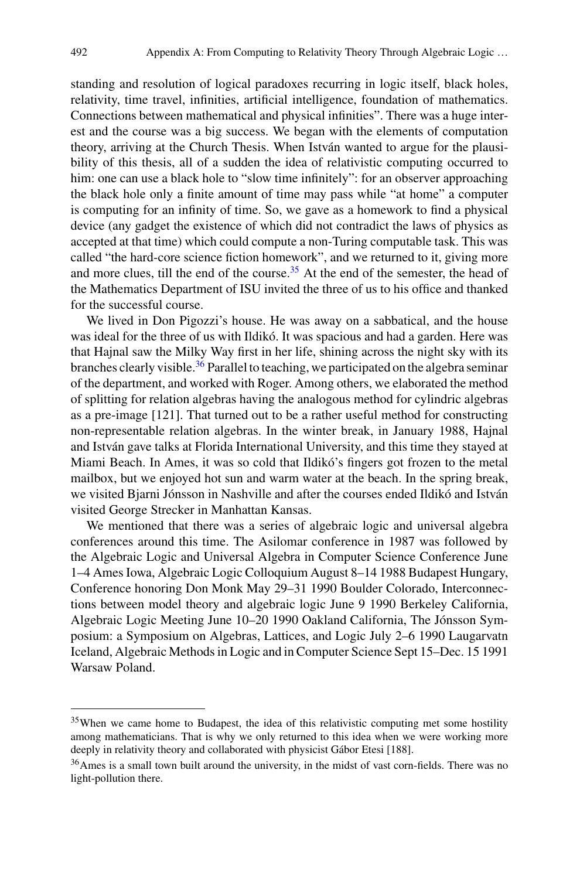standing and resolution of logical paradoxes recurring in logic itself, black holes, relativity, time travel, infinities, artificial intelligence, foundation of mathematics. Connections between mathematical and physical infinities". There was a huge interest and the course was a big success. We began with the elements of computation theory, arriving at the Church Thesis. When István wanted to argue for the plausibility of this thesis, all of a sudden the idea of relativistic computing occurred to him: one can use a black hole to "slow time infinitely": for an observer approaching the black hole only a finite amount of time may pass while "at home" a computer is computing for an infinity of time. So, we gave as a homework to find a physical device (any gadget the existence of which did not contradict the laws of physics as accepted at that time) which could compute a non-Turing computable task. This was called "the hard-core science fiction homework", and we returned to it, giving more and more clues, till the end of the course.[35] At the end of the semester, the head of the Mathematics Department of ISU invited the three of us to his office and thanked for the successful course.

We lived in Don Pigozzi's house. He was away on a sabbatical, and the house was ideal for the three of us with Ildikó. It was spacious and had a garden. Here was that Hajnal saw the Milky Way first in her life, shining across the night sky with its branches clearly visible.[36] Parallel to teaching, we participated on the algebra seminar of the department, and worked with Roger. Among others, we elaborated the method of splitting for relation algebras having the analogous method for cylindric algebras as a pre-image [121]. That turned out to be a rather useful method for constructing non-representable relation algebras. In the winter break, in January 1988, Hajnal and István gave talks at Florida International University, and this time they stayed at Miami Beach. In Ames, it was so cold that Ildikó's fingers got frozen to the metal mailbox, but we enjoyed hot sun and warm water at the beach. In the spring break, we visited Bjarni Jónsson in Nashville and after the courses ended Ildikó and István visited George Strecker in Manhattan Kansas.

We mentioned that there was a series of algebraic logic and universal algebra conferences around this time. The Asilomar conference in 1987 was followed by the Algebraic Logic and Universal Algebra in Computer Science Conference June 1–4 Ames Iowa, Algebraic Logic Colloquium August 8–14 1988 Budapest Hungary, Conference honoring Don Monk May 29–31 1990 Boulder Colorado, Interconnections between model theory and algebraic logic June 9 1990 Berkeley California, Algebraic Logic Meeting June 10–20 1990 Oakland California, The Jónsson Symposium: a Symposium on Algebras, Lattices, and Logic July 2–6 1990 Laugarvatn Iceland, Algebraic Methods in Logic and in Computer Science Sept 15–Dec. 15 1991 Warsaw Poland.

---

[35] When we came home to Budapest, the idea of this relativistic computing met some hostility among mathematicians. That is why we only returned to this idea when we were working more deeply in relativity theory and collaborated with physicist Gábor Etesi [188].

[36] Ames is a small town built around the university, in the midst of vast corn-fields. There was no light-pollution there.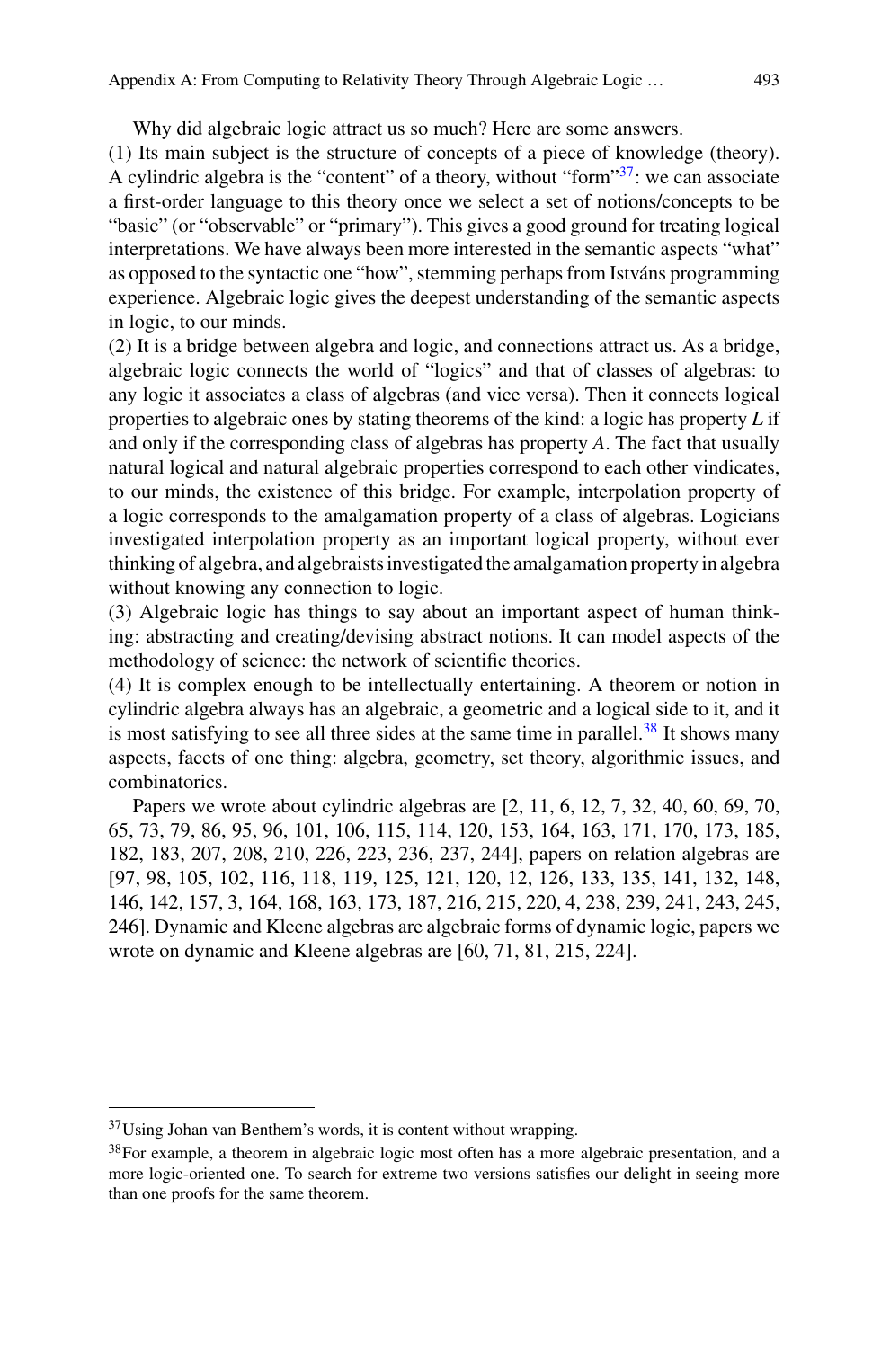Why did algebraic logic attract us so much? Here are some answers.

(1) Its main subject is the structure of concepts of a piece of knowledge (theory). A cylindric algebra is the "content" of a theory, without "form"[37]: we can associate a first-order language to this theory once we select a set of notions/concepts to be "basic" (or "observable" or "primary"). This gives a good ground for treating logical interpretations. We have always been more interested in the semantic aspects "what" as opposed to the syntactic one "how", stemming perhaps from Istváns programming experience. Algebraic logic gives the deepest understanding of the semantic aspects in logic, to our minds.

(2) It is a bridge between algebra and logic, and connections attract us. As a bridge, algebraic logic connects the world of "logics" and that of classes of algebras: to any logic it associates a class of algebras (and vice versa). Then it connects logical properties to algebraic ones by stating theorems of the kind: a logic has property *L* if and only if the corresponding class of algebras has property *A*. The fact that usually natural logical and natural algebraic properties correspond to each other vindicates, to our minds, the existence of this bridge. For example, interpolation property of a logic corresponds to the amalgamation property of a class of algebras. Logicians investigated interpolation property as an important logical property, without ever thinking of algebra, and algebraists investigated the amalgamation property in algebra without knowing any connection to logic.

(3) Algebraic logic has things to say about an important aspect of human thinking: abstracting and creating/devising abstract notions. It can model aspects of the methodology of science: the network of scientific theories.

(4) It is complex enough to be intellectually entertaining. A theorem or notion in cylindric algebra always has an algebraic, a geometric and a logical side to it, and it is most satisfying to see all three sides at the same time in parallel.[38] It shows many aspects, facets of one thing: algebra, geometry, set theory, algorithmic issues, and combinatorics.

Papers we wrote about cylindric algebras are [2, 11, 6, 12, 7, 32, 40, 60, 69, 70, 65, 73, 79, 86, 95, 96, 101, 106, 115, 114, 120, 153, 164, 163, 171, 170, 173, 185, 182, 183, 207, 208, 210, 226, 223, 236, 237, 244], papers on relation algebras are [97, 98, 105, 102, 116, 118, 119, 125, 121, 120, 12, 126, 133, 135, 141, 132, 148, 146, 142, 157, 3, 164, 168, 163, 173, 187, 216, 215, 220, 4, 238, 239, 241, 243, 245, 246]. Dynamic and Kleene algebras are algebraic forms of dynamic logic, papers we wrote on dynamic and Kleene algebras are [60, 71, 81, 215, 224].

---

[37] Using Johan van Benthem's words, it is content without wrapping.

[38] For example, a theorem in algebraic logic most often has a more algebraic presentation, and a more logic-oriented one. To search for extreme two versions satisfies our delight in seeing more than one proofs for the same theorem.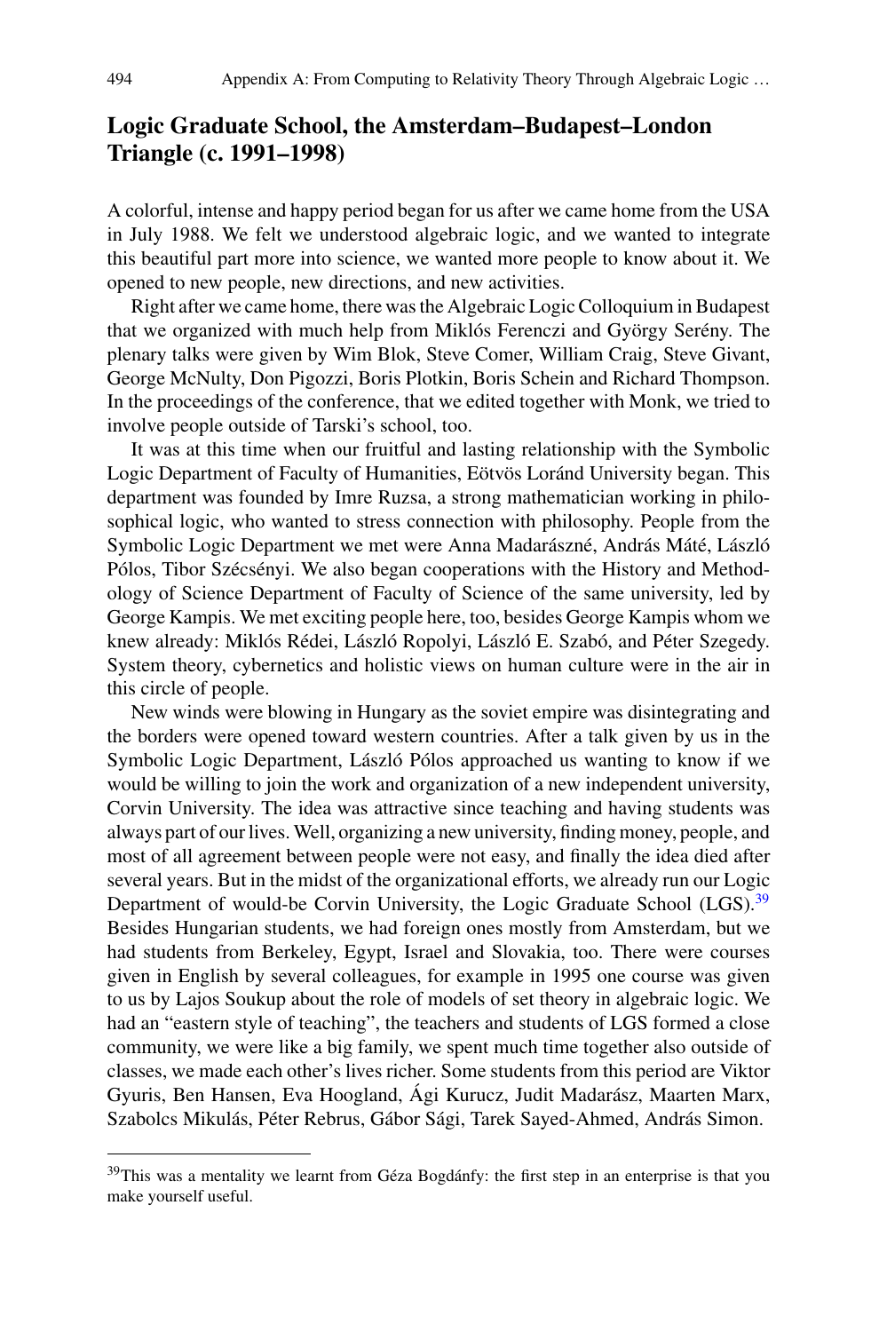## Logic Graduate School, the Amsterdam–Budapest–London Triangle (c. 1991–1998)

A colorful, intense and happy period began for us after we came home from the USA in July 1988. We felt we understood algebraic logic, and we wanted to integrate this beautiful part more into science, we wanted more people to know about it. We opened to new people, new directions, and new activities.

Right after we came home, there was the Algebraic Logic Colloquium in Budapest that we organized with much help from Miklós Ferenczi and György Serény. The plenary talks were given by Wim Blok, Steve Comer, William Craig, Steve Givant, George McNulty, Don Pigozzi, Boris Plotkin, Boris Schein and Richard Thompson. In the proceedings of the conference, that we edited together with Monk, we tried to involve people outside of Tarski's school, too.

It was at this time when our fruitful and lasting relationship with the Symbolic Logic Department of Faculty of Humanities, Eötvös Loránd University began. This department was founded by Imre Ruzsa, a strong mathematician working in philosophical logic, who wanted to stress connection with philosophy. People from the Symbolic Logic Department we met were Anna Madarászné, András Máté, László Pólos, Tibor Szécsényi. We also began cooperations with the History and Methodology of Science Department of Faculty of Science of the same university, led by George Kampis. We met exciting people here, too, besides George Kampis whom we knew already: Miklós Rédei, László Ropolyi, László E. Szabó, and Péter Szegedy. System theory, cybernetics and holistic views on human culture were in the air in this circle of people.

New winds were blowing in Hungary as the soviet empire was disintegrating and the borders were opened toward western countries. After a talk given by us in the Symbolic Logic Department, László Pólos approached us wanting to know if we would be willing to join the work and organization of a new independent university, Corvin University. The idea was attractive since teaching and having students was always part of our lives. Well, organizing a new university, finding money, people, and most of all agreement between people were not easy, and finally the idea died after several years. But in the midst of the organizational efforts, we already run our Logic Department of would-be Corvin University, the Logic Graduate School (LGS).[39] Besides Hungarian students, we had foreign ones mostly from Amsterdam, but we had students from Berkeley, Egypt, Israel and Slovakia, too. There were courses given in English by several colleagues, for example in 1995 one course was given to us by Lajos Soukup about the role of models of set theory in algebraic logic. We had an "eastern style of teaching", the teachers and students of LGS formed a close community, we were like a big family, we spent much time together also outside of classes, we made each other's lives richer. Some students from this period are Viktor Gyuris, Ben Hansen, Eva Hoogland, Ági Kurucz, Judit Madarász, Maarten Marx, Szabolcs Mikulás, Péter Rebrus, Gábor Sági, Tarek Sayed-Ahmed, András Simon.

---

[39]This was a mentality we learnt from Géza Bogdánfy: the first step in an enterprise is that you make yourself useful.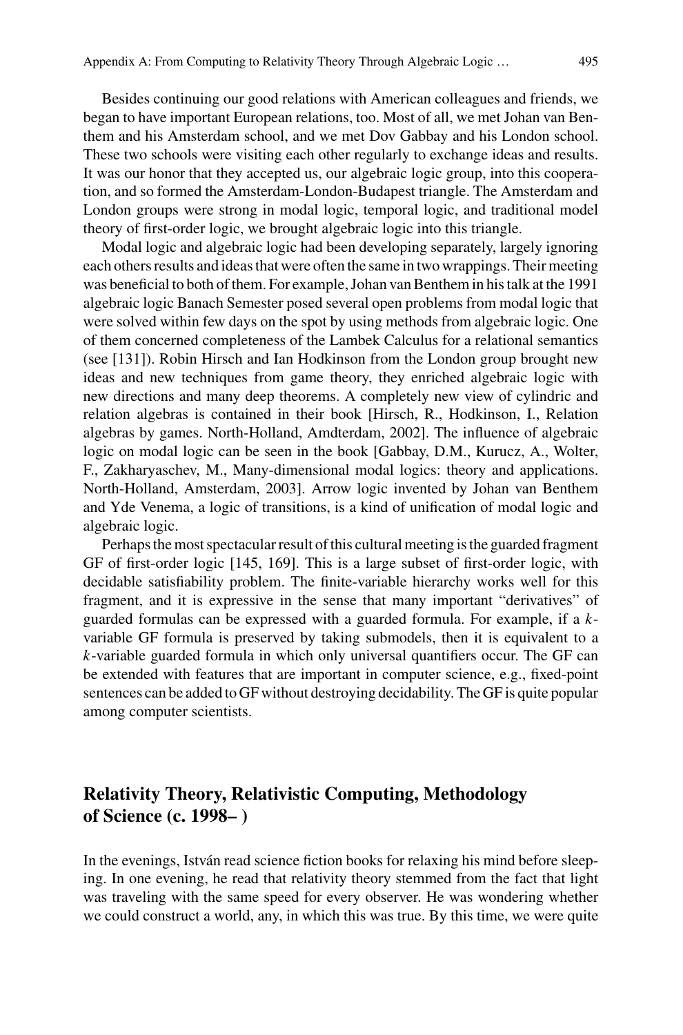Besides continuing our good relations with American colleagues and friends, we began to have important European relations, too. Most of all, we met Johan van Benthem and his Amsterdam school, and we met Dov Gabbay and his London school. These two schools were visiting each other regularly to exchange ideas and results. It was our honor that they accepted us, our algebraic logic group, into this cooperation, and so formed the Amsterdam-London-Budapest triangle. The Amsterdam and London groups were strong in modal logic, temporal logic, and traditional model theory of first-order logic, we brought algebraic logic into this triangle.

Modal logic and algebraic logic had been developing separately, largely ignoring each others results and ideas that were often the same in two wrappings. Their meeting was beneficial to both of them. For example, Johan van Benthem in his talk at the 1991 algebraic logic Banach Semester posed several open problems from modal logic that were solved within few days on the spot by using methods from algebraic logic. One of them concerned completeness of the Lambek Calculus for a relational semantics (see [131]). Robin Hirsch and Ian Hodkinson from the London group brought new ideas and new techniques from game theory, they enriched algebraic logic with new directions and many deep theorems. A completely new view of cylindric and relation algebras is contained in their book [Hirsch, R., Hodkinson, I., Relation algebras by games. North-Holland, Amdterdam, 2002]. The influence of algebraic logic on modal logic can be seen in the book [Gabbay, D.M., Kurucz, A., Wolter, F., Zakharyaschev, M., Many-dimensional modal logics: theory and applications. North-Holland, Amsterdam, 2003]. Arrow logic invented by Johan van Benthem and Yde Venema, a logic of transitions, is a kind of unification of modal logic and algebraic logic.

Perhaps the most spectacular result of this cultural meeting is the guarded fragment GF of first-order logic [145, 169]. This is a large subset of first-order logic, with decidable satisfiability problem. The finite-variable hierarchy works well for this fragment, and it is expressive in the sense that many important "derivatives" of guarded formulas can be expressed with a guarded formula. For example, if a $k$-variable GF formula is preserved by taking submodels, then it is equivalent to a $k$-variable guarded formula in which only universal quantifiers occur. The GF can be extended with features that are important in computer science, e.g., fixed-point sentences can be added to GF without destroying decidability. The GF is quite popular among computer scientists.

## Relativity Theory, Relativistic Computing, Methodology of Science (c. 1998– )

In the evenings, István read science fiction books for relaxing his mind before sleeping. In one evening, he read that relativity theory stemmed from the fact that light was traveling with the same speed for every observer. He was wondering whether we could construct a world, any, in which this was true. By this time, we were quite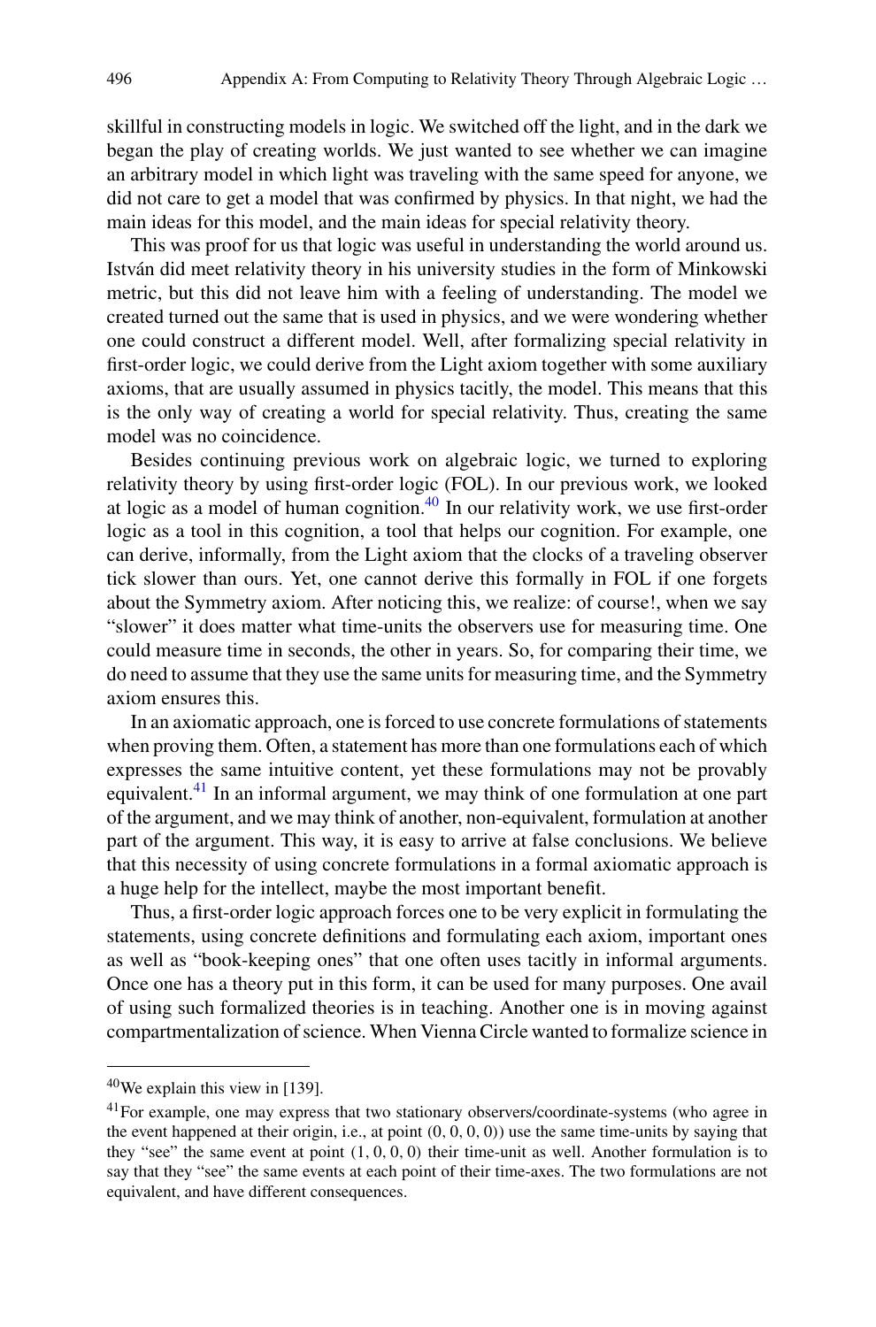skillful in constructing models in logic. We switched off the light, and in the dark we began the play of creating worlds. We just wanted to see whether we can imagine an arbitrary model in which light was traveling with the same speed for anyone, we did not care to get a model that was confirmed by physics. In that night, we had the main ideas for this model, and the main ideas for special relativity theory.

This was proof for us that logic was useful in understanding the world around us. István did meet relativity theory in his university studies in the form of Minkowski metric, but this did not leave him with a feeling of understanding. The model we created turned out the same that is used in physics, and we were wondering whether one could construct a different model. Well, after formalizing special relativity in first-order logic, we could derive from the Light axiom together with some auxiliary axioms, that are usually assumed in physics tacitly, the model. This means that this is the only way of creating a world for special relativity. Thus, creating the same model was no coincidence.

Besides continuing previous work on algebraic logic, we turned to exploring relativity theory by using first-order logic (FOL). In our previous work, we looked at logic as a model of human cognition.[40] In our relativity work, we use first-order logic as a tool in this cognition, a tool that helps our cognition. For example, one can derive, informally, from the Light axiom that the clocks of a traveling observer tick slower than ours. Yet, one cannot derive this formally in FOL if one forgets about the Symmetry axiom. After noticing this, we realize: of course!, when we say "slower" it does matter what time-units the observers use for measuring time. One could measure time in seconds, the other in years. So, for comparing their time, we do need to assume that they use the same units for measuring time, and the Symmetry axiom ensures this.

In an axiomatic approach, one is forced to use concrete formulations of statements when proving them. Often, a statement has more than one formulations each of which expresses the same intuitive content, yet these formulations may not be provably equivalent.[41] In an informal argument, we may think of one formulation at one part of the argument, and we may think of another, non-equivalent, formulation at another part of the argument. This way, it is easy to arrive at false conclusions. We believe that this necessity of using concrete formulations in a formal axiomatic approach is a huge help for the intellect, maybe the most important benefit.

Thus, a first-order logic approach forces one to be very explicit in formulating the statements, using concrete definitions and formulating each axiom, important ones as well as "book-keeping ones" that one often uses tacitly in informal arguments. Once one has a theory put in this form, it can be used for many purposes. One avail of using such formalized theories is in teaching. Another one is in moving against compartmentalization of science. When Vienna Circle wanted to formalize science in

---

[40] We explain this view in [139].

[41] For example, one may express that two stationary observers/coordinate-systems (who agree in the event happened at their origin, i.e., at point $(0, 0, 0, 0)$) use the same time-units by saying that they "see" the same event at point $(1, 0, 0, 0)$ their time-unit as well. Another formulation is to say that they "see" the same events at each point of their time-axes. The two formulations are not equivalent, and have different consequences.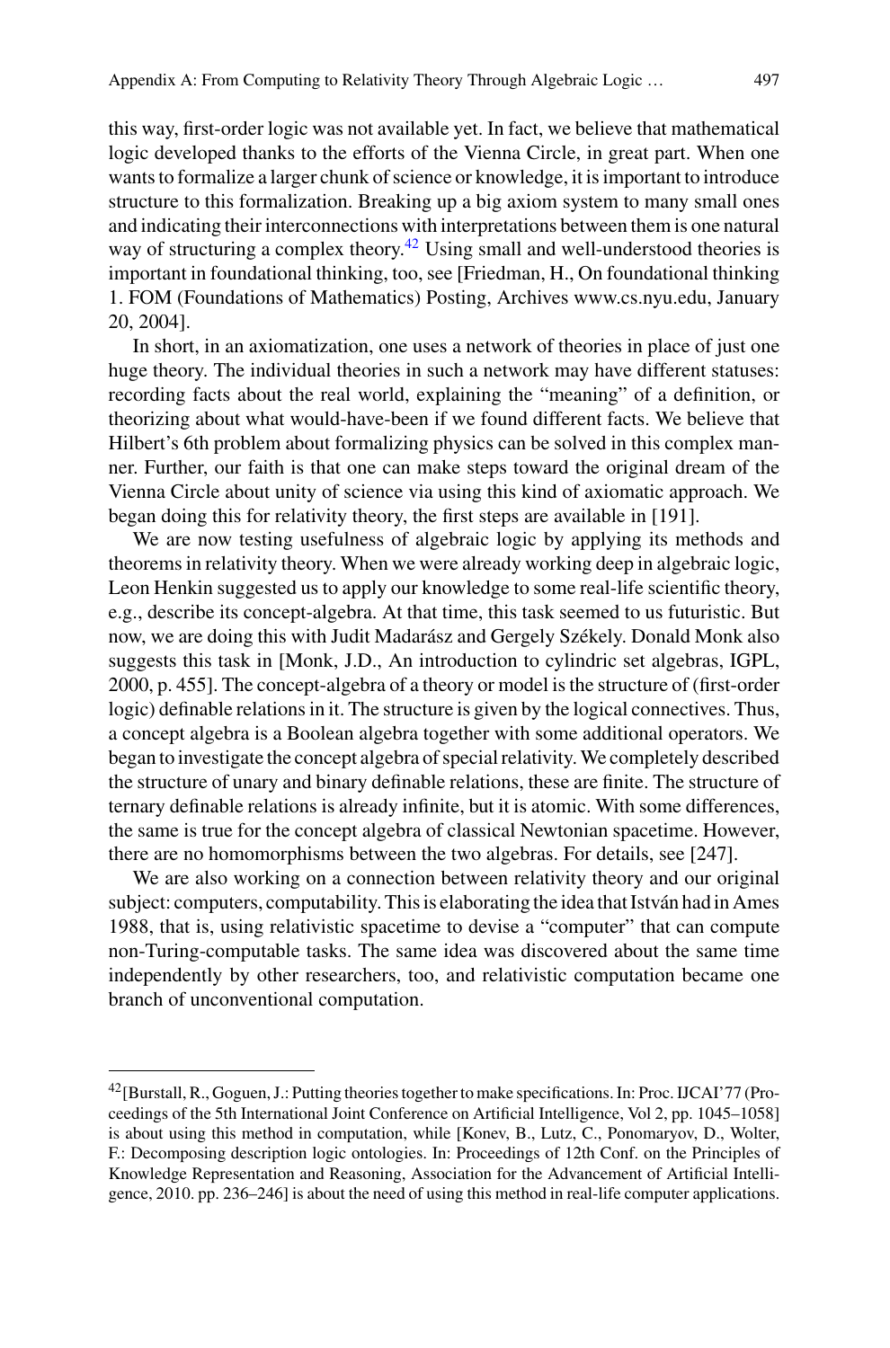this way, first-order logic was not available yet. In fact, we believe that mathematical logic developed thanks to the efforts of the Vienna Circle, in great part. When one wants to formalize a larger chunk of science or knowledge, it is important to introduce structure to this formalization. Breaking up a big axiom system to many small ones and indicating their interconnections with interpretations between them is one natural way of structuring a complex theory.[42] Using small and well-understood theories is important in foundational thinking, too, see [Friedman, H., On foundational thinking 1. FOM (Foundations of Mathematics) Posting, Archives www.cs.nyu.edu, January 20, 2004].

In short, in an axiomatization, one uses a network of theories in place of just one huge theory. The individual theories in such a network may have different statuses: recording facts about the real world, explaining the "meaning" of a definition, or theorizing about what would-have-been if we found different facts. We believe that Hilbert's 6th problem about formalizing physics can be solved in this complex manner. Further, our faith is that one can make steps toward the original dream of the Vienna Circle about unity of science via using this kind of axiomatic approach. We began doing this for relativity theory, the first steps are available in [191].

We are now testing usefulness of algebraic logic by applying its methods and theorems in relativity theory. When we were already working deep in algebraic logic, Leon Henkin suggested us to apply our knowledge to some real-life scientific theory, e.g., describe its concept-algebra. At that time, this task seemed to us futuristic. But now, we are doing this with Judit Madarász and Gergely Székely. Donald Monk also suggests this task in [Monk, J.D., An introduction to cylindric set algebras, IGPL, 2000, p. 455]. The concept-algebra of a theory or model is the structure of (first-order logic) definable relations in it. The structure is given by the logical connectives. Thus, a concept algebra is a Boolean algebra together with some additional operators. We began to investigate the concept algebra of special relativity. We completely described the structure of unary and binary definable relations, these are finite. The structure of ternary definable relations is already infinite, but it is atomic. With some differences, the same is true for the concept algebra of classical Newtonian spacetime. However, there are no homomorphisms between the two algebras. For details, see [247].

We are also working on a connection between relativity theory and our original subject: computers, computability. This is elaborating the idea that István had in Ames 1988, that is, using relativistic spacetime to devise a "computer" that can compute non-Turing-computable tasks. The same idea was discovered about the same time independently by other researchers, too, and relativistic computation became one branch of unconventional computation.

---

[42] [Burstall, R., Goguen, J.: Putting theories together to make specifications. In: Proc. IJCAI'77 (Proceedings of the 5th International Joint Conference on Artificial Intelligence, Vol 2, pp. 1045–1058] is about using this method in computation, while [Konev, B., Lutz, C., Ponomaryov, D., Wolter, F.: Decomposing description logic ontologies. In: Proceedings of 12th Conf. on the Principles of Knowledge Representation and Reasoning, Association for the Advancement of Artificial Intelligence, 2010. pp. 236–246] is about the need of using this method in real-life computer applications.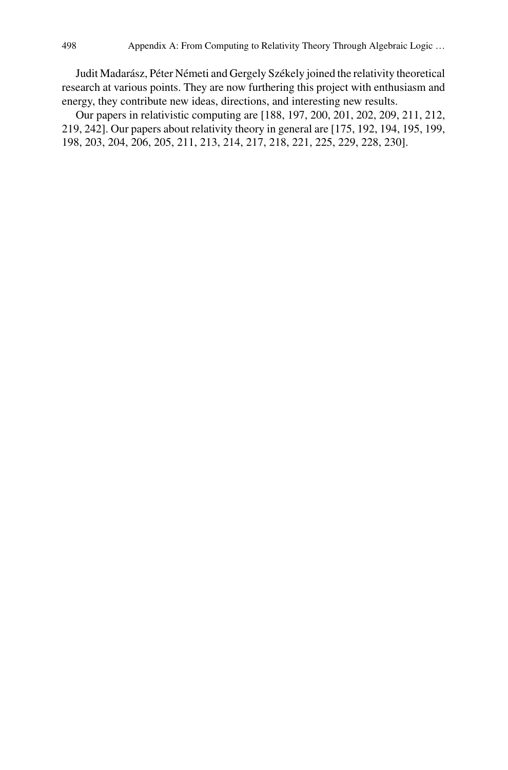Judit Madarász, Péter Németi and Gergely Székely joined the relativity theoretical research at various points. They are now furthering this project with enthusiasm and energy, they contribute new ideas, directions, and interesting new results.

Our papers in relativistic computing are [188, 197, 200, 201, 202, 209, 211, 212, 219, 242]. Our papers about relativity theory in general are [175, 192, 194, 195, 199, 198, 203, 204, 206, 205, 211, 213, 214, 217, 218, 221, 225, 229, 228, 230].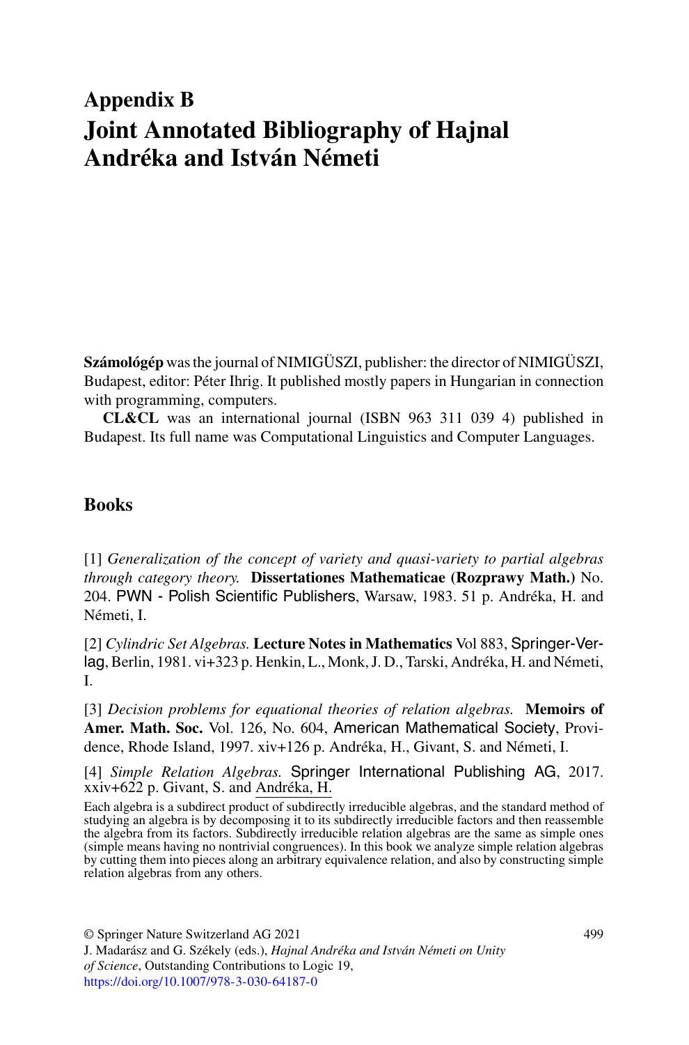# Appendix B
# Joint Annotated Bibliography of Hajnal Andréka and István Németi

**Számológép** was the journal of NIMIGÜSZI, publisher: the director of NIMIGÜSZI, Budapest, editor: Péter Ihrig. It published mostly papers in Hungarian in connection with programming, computers.

**CL&CL** was an international journal (ISBN 963 311 039 4) published in Budapest. Its full name was Computational Linguistics and Computer Languages.

## Books

[1] *Generalization of the concept of variety and quasi-variety to partial algebras through category theory.* **Dissertationes Mathematicae (Rozprawy Math.)** No. 204. PWN - Polish Scientific Publishers, Warsaw, 1983. 51 p. Andréka, H. and Németi, I.

[2] *Cylindric Set Algebras.* **Lecture Notes in Mathematics** Vol 883, Springer-Verlag, Berlin, 1981. vi+323 p. Henkin, L., Monk, J. D., Tarski, Andréka, H. and Németi, I.

[3] *Decision problems for equational theories of relation algebras.* **Memoirs of Amer. Math. Soc.** Vol. 126, No. 604, American Mathematical Society, Providence, Rhode Island, 1997. xiv+126 p. Andréka, H., Givant, S. and Németi, I.

[4] *Simple Relation Algebras.* Springer International Publishing AG, 2017. xxiv+622 p. Givant, S. and Andréka, H.

Each algebra is a subdirect product of subdirectly irreducible algebras, and the standard method of studying an algebra is by decomposing it to its subdirectly irreducible factors and then reassemble the algebra from its factors. Subdirectly irreducible relation algebras are the same as simple ones (simple means having no nontrivial congruences). In this book we analyze simple relation algebras by cutting them into pieces along an arbitrary equivalence relation, and also by constructing simple relation algebras from any others.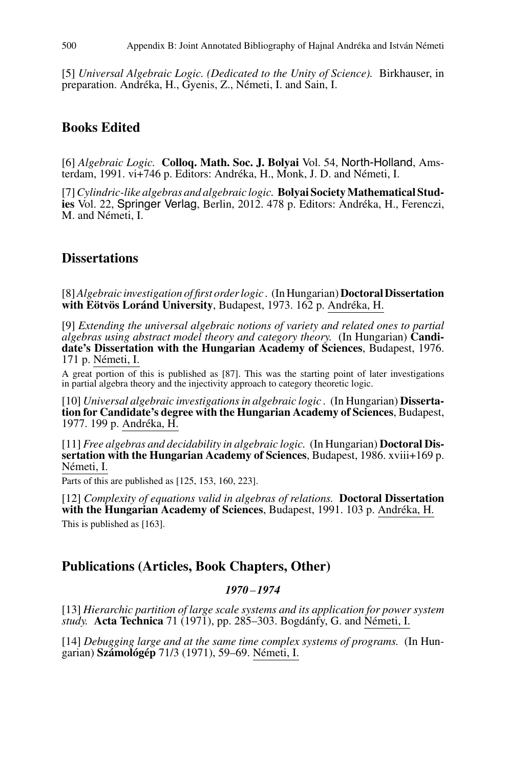[5] *Universal Algebraic Logic. (Dedicated to the Unity of Science).* Birkhauser, in preparation. Andréka, H., Gyenis, Z., Németi, I. and Sain, I.

## Books Edited

[6] *Algebraic Logic.* **Colloq. Math. Soc. J. Bolyai** Vol. 54, North-Holland, Amsterdam, 1991. vi+746 p. Editors: Andréka, H., Monk, J. D. and Németi, I.

[7] *Cylindric-like algebras and algebraic logic.* **Bolyai Society Mathematical Studies** Vol. 22, Springer Verlag, Berlin, 2012. 478 p. Editors: Andréka, H., Ferenczi, M. and Németi, I.

## Dissertations

[8] *Algebraic investigation of first order logic* . (In Hungarian) **Doctoral Dissertation with Eötvös Loránd University**, Budapest, 1973. 162 p. Andréka, H.

[9] *Extending the universal algebraic notions of variety and related ones to partial algebras using abstract model theory and category theory.* (In Hungarian) **Candidate's Dissertation with the Hungarian Academy of Sciences**, Budapest, 1976. 171 p. Németi, I.

A great portion of this is published as [87]. This was the starting point of later investigations in partial algebra theory and the injectivity approach to category theoretic logic.

[10] *Universal algebraic investigations in algebraic logic* . (In Hungarian) **Dissertation for Candidate's degree with the Hungarian Academy of Sciences**, Budapest, 1977. 199 p. Andréka, H.

[11] *Free algebras and decidability in algebraic logic.* (In Hungarian) **Doctoral Dissertation with the Hungarian Academy of Sciences**, Budapest, 1986. xviii+169 p. Németi, I.

Parts of this are published as [125, 153, 160, 223].

[12] *Complexity of equations valid in algebras of relations.* **Doctoral Dissertation with the Hungarian Academy of Sciences**, Budapest, 1991. 103 p. Andréka, H.

This is published as [163].

## Publications (Articles, Book Chapters, Other)

### *1970 – 1974*

[13] *Hierarchic partition of large scale systems and its application for power system study.* **Acta Technica** 71 (1971), pp. 285–303. Bogdánfy, G. and Németi, I.

[14] *Debugging large and at the same time complex systems of programs.* (In Hungarian) **Számológép** 71/3 (1971), 59–69. Németi, I.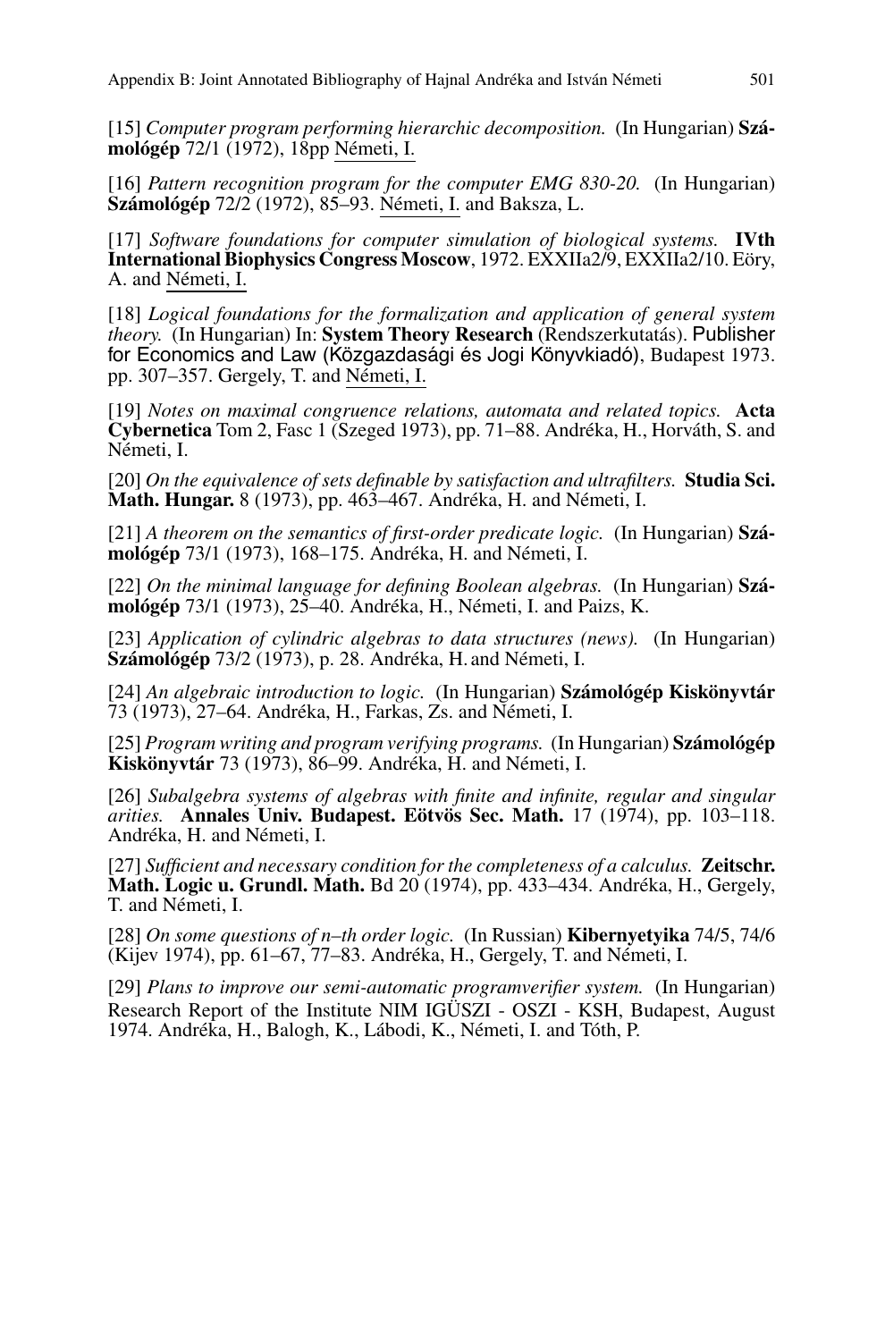[15] *Computer program performing hierarchic decomposition.* (In Hungarian) **Számológép** 72/1 (1972), 18pp Németi, I.

[16] *Pattern recognition program for the computer EMG 830-20.* (In Hungarian) **Számológép** 72/2 (1972), 85–93. Németi, I. and Baksza, L.

[17] *Software foundations for computer simulation of biological systems.* **IVth International Biophysics Congress Moscow**, 1972. EXXIIa2/9, EXXIIa2/10. Eöry, A. and Németi, I.

[18] *Logical foundations for the formalization and application of general system theory.* (In Hungarian) In: **System Theory Research** (Rendszerkutatás). Publisher for Economics and Law (Közgazdasági és Jogi Könyvkiadó), Budapest 1973. pp. 307–357. Gergely, T. and Németi, I.

[19] *Notes on maximal congruence relations, automata and related topics.* **Acta Cybernetica** Tom 2, Fasc 1 (Szeged 1973), pp. 71–88. Andréka, H., Horváth, S. and Németi, I.

[20] *On the equivalence of sets definable by satisfaction and ultrafilters.* **Studia Sci. Math. Hungar.** 8 (1973), pp. 463–467. Andréka, H. and Németi, I.

[21] *A theorem on the semantics of first-order predicate logic.* (In Hungarian) **Számológép** 73/1 (1973), 168–175. Andréka, H. and Németi, I.

[22] *On the minimal language for defining Boolean algebras.* (In Hungarian) **Számológép** 73/1 (1973), 25–40. Andréka, H., Németi, I. and Paizs, K.

[23] *Application of cylindric algebras to data structures (news).* (In Hungarian) **Számológép** 73/2 (1973), p. 28. Andréka, H. and Németi, I.

[24] *An algebraic introduction to logic.* (In Hungarian) **Számológép Kiskönyvtár** 73 (1973), 27–64. Andréka, H., Farkas, Zs. and Németi, I.

[25] *Program writing and program verifying programs.* (In Hungarian) **Számológép Kiskönyvtár** 73 (1973), 86–99. Andréka, H. and Németi, I.

[26] *Subalgebra systems of algebras with finite and infinite, regular and singular arities.* **Annales Univ. Budapest. Eötvös Sec. Math.** 17 (1974), pp. 103–118. Andréka, H. and Németi, I.

[27] *Sufficient and necessary condition for the completeness of a calculus.* **Zeitschr. Math. Logic u. Grundl. Math.** Bd 20 (1974), pp. 433–434. Andréka, H., Gergely, T. and Németi, I.

[28] *On some questions of n–th order logic.* (In Russian) **Kibernyetyika** 74/5, 74/6 (Kijev 1974), pp. 61–67, 77–83. Andréka, H., Gergely, T. and Németi, I.

[29] *Plans to improve our semi-automatic programverifier system.* (In Hungarian) Research Report of the Institute NIM IGÜSZI - OSZI - KSH, Budapest, August 1974. Andréka, H., Balogh, K., Lábodi, K., Németi, I. and Tóth, P.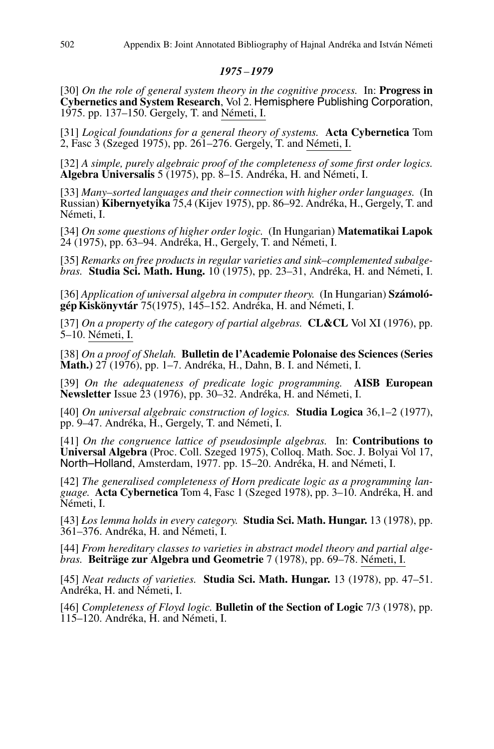### *1975 – 1979*

[30] *On the role of general system theory in the cognitive process.* In: **Progress in Cybernetics and System Research**, Vol 2. Hemisphere Publishing Corporation, 1975. pp. 137–150. Gergely, T. and Németi, I.

[31] *Logical foundations for a general theory of systems.* **Acta Cybernetica** Tom 2, Fasc 3 (Szeged 1975), pp. 261–276. Gergely, T. and Németi, I.

[32] *A simple, purely algebraic proof of the completeness of some first order logics.* **Algebra Universalis** 5 (1975), pp. 8–15. Andréka, H. and Németi, I.

[33] *Many–sorted languages and their connection with higher order languages.* (In Russian) **Kibernyetyika** 75,4 (Kijev 1975), pp. 86–92. Andréka, H., Gergely, T. and Németi, I.

[34] *On some questions of higher order logic.* (In Hungarian) **Matematikai Lapok** 24 (1975), pp. 63–94. Andréka, H., Gergely, T. and Németi, I.

[35] *Remarks on free products in regular varieties and sink–complemented subalgebras.* **Studia Sci. Math. Hung.** 10 (1975), pp. 23–31, Andréka, H. and Németi, I.

[36] *Application of universal algebra in computer theory.* (In Hungarian) **Számológép Kiskönyvtár** 75(1975), 145–152. Andréka, H. and Németi, I.

[37] *On a property of the category of partial algebras.* **CL&CL** Vol XI (1976), pp. 5–10. Németi, I.

[38] *On a proof of Shelah.* **Bulletin de l'Academie Polonaise des Sciences (Series Math.)** 27 (1976), pp. 1–7. Andréka, H., Dahn, B. I. and Németi, I.

[39] *On the adequateness of predicate logic programming.* **AISB European Newsletter** Issue 23 (1976), pp. 30–32. Andréka, H. and Németi, I.

[40] *On universal algebraic construction of logics.* **Studia Logica** 36,1–2 (1977), pp. 9–47. Andréka, H., Gergely, T. and Németi, I.

[41] *On the congruence lattice of pseudosimple algebras.* In: **Contributions to Universal Algebra** (Proc. Coll. Szeged 1975), Colloq. Math. Soc. J. Bolyai Vol 17, North–Holland, Amsterdam, 1977. pp. 15–20. Andréka, H. and Németi, I.

[42] *The generalised completeness of Horn predicate logic as a programming language.* **Acta Cybernetica** Tom 4, Fasc 1 (Szeged 1978), pp. 3–10. Andréka, H. and Németi, I.

[43] *Łos lemma holds in every category.* **Studia Sci. Math. Hungar.** 13 (1978), pp. 361–376. Andréka, H. and Németi, I.

[44] *From hereditary classes to varieties in abstract model theory and partial algebras.* **Beiträge zur Algebra und Geometrie** 7 (1978), pp. 69–78. Németi, I.

[45] *Neat reducts of varieties.* **Studia Sci. Math. Hungar.** 13 (1978), pp. 47–51. Andréka, H. and Németi, I.

[46] *Completeness of Floyd logic.* **Bulletin of the Section of Logic** 7/3 (1978), pp. 115–120. Andréka, H. and Németi, I.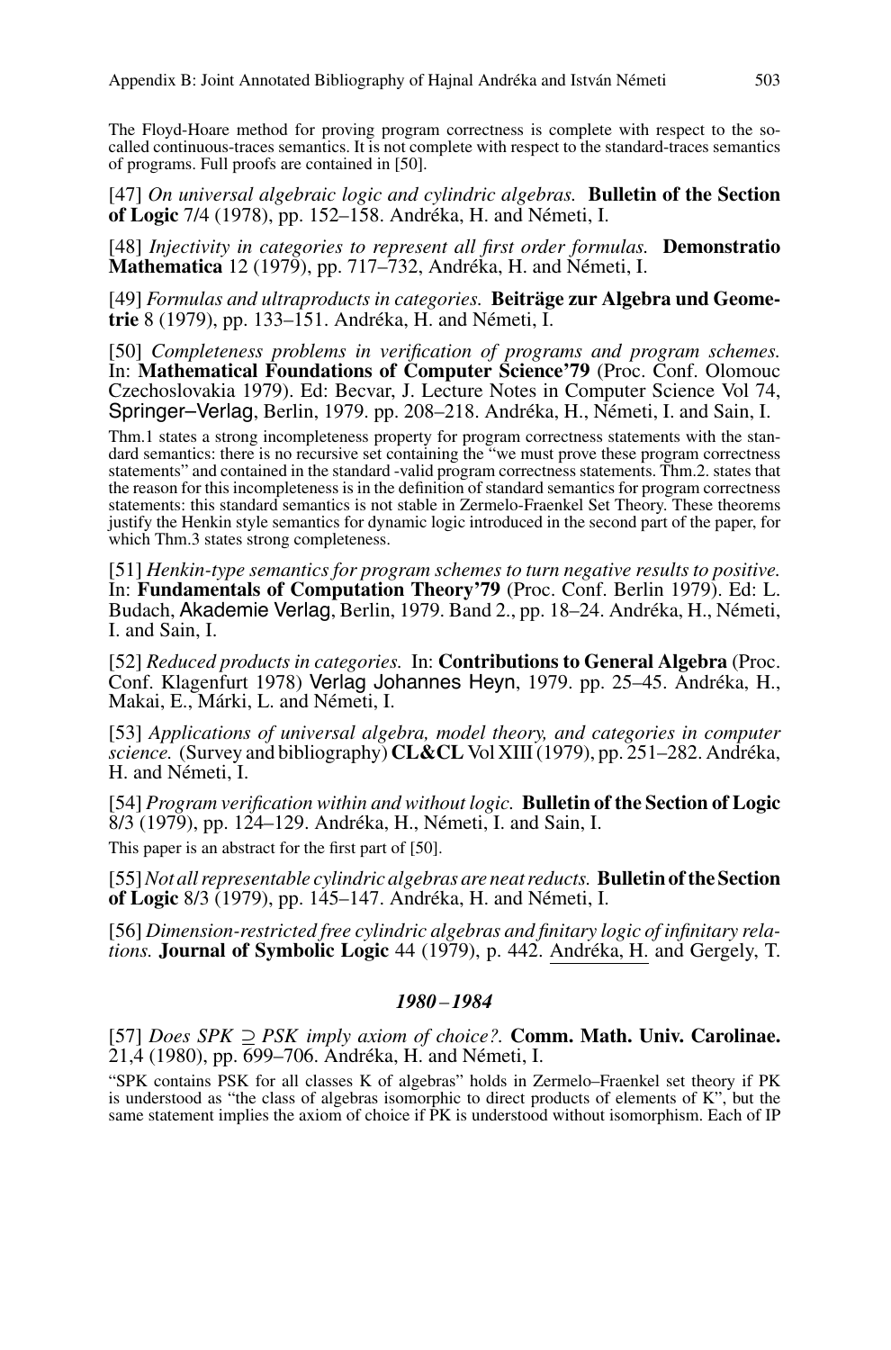The Floyd-Hoare method for proving program correctness is complete with respect to the so-called continuous-traces semantics. It is not complete with respect to the standard-traces semantics of programs. Full proofs are contained in [50].

[47] *On universal algebraic logic and cylindric algebras.* **Bulletin of the Section of Logic** 7/4 (1978), pp. 152–158. Andréka, H. and Németi, I.

[48] *Injectivity in categories to represent all first order formulas.* **Demonstratio Mathematica** 12 (1979), pp. 717–732, Andréka, H. and Németi, I.

[49] *Formulas and ultraproducts in categories.* **Beiträge zur Algebra und Geometrie** 8 (1979), pp. 133–151. Andréka, H. and Németi, I.

[50] *Completeness problems in verification of programs and program schemes.* In: **Mathematical Foundations of Computer Science'79** (Proc. Conf. Olomouc Czechoslovakia 1979). Ed: Becvar, J. Lecture Notes in Computer Science Vol 74, Springer–Verlag, Berlin, 1979. pp. 208–218. Andréka, H., Németi, I. and Sain, I.

Thm.1 states a strong incompleteness property for program correctness statements with the standard semantics: there is no recursive set containing the "we must prove these program correctness statements" and contained in the standard -valid program correctness statements. Thm.2. states that the reason for this incompleteness is in the definition of standard semantics for program correctness statements: this standard semantics is not stable in Zermelo-Fraenkel Set Theory. These theorems justify the Henkin style semantics for dynamic logic introduced in the second part of the paper, for which Thm.3 states strong completeness.

[51] *Henkin-type semantics for program schemes to turn negative results to positive.* In: **Fundamentals of Computation Theory'79** (Proc. Conf. Berlin 1979). Ed: L. Budach, Akademie Verlag, Berlin, 1979. Band 2., pp. 18–24. Andréka, H., Németi, I. and Sain, I.

[52] *Reduced products in categories.* In: **Contributions to General Algebra** (Proc. Conf. Klagenfurt 1978) Verlag Johannes Heyn, 1979. pp. 25–45. Andréka, H., Makai, E., Márki, L. and Németi, I.

[53] *Applications of universal algebra, model theory, and categories in computer science.* (Survey and bibliography) **CL&CL** Vol XIII (1979), pp. 251–282. Andréka, H. and Németi, I.

[54] *Program verification within and without logic.* **Bulletin of the Section of Logic** 8/3 (1979), pp. 124–129. Andréka, H., Németi, I. and Sain, I.

This paper is an abstract for the first part of [50].

[55] *Not all representable cylindric algebras are neat reducts.* **Bulletin of the Section of Logic** 8/3 (1979), pp. 145–147. Andréka, H. and Németi, I.

[56] *Dimension-restricted free cylindric algebras and finitary logic of infinitary relations.* **Journal of Symbolic Logic** 44 (1979), p. 442. Andréka, H. and Gergely, T.

### *1980 – 1984*

[57] *Does SPK $\supseteq$ PSK imply axiom of choice?.* **Comm. Math. Univ. Carolinae.** 21,4 (1980), pp. 699–706. Andréka, H. and Németi, I.

"SPK contains PSK for all classes K of algebras" holds in Zermelo–Fraenkel set theory if PK is understood as "the class of algebras isomorphic to direct products of elements of K", but the same statement implies the axiom of choice if PK is understood without isomorphism. Each of IP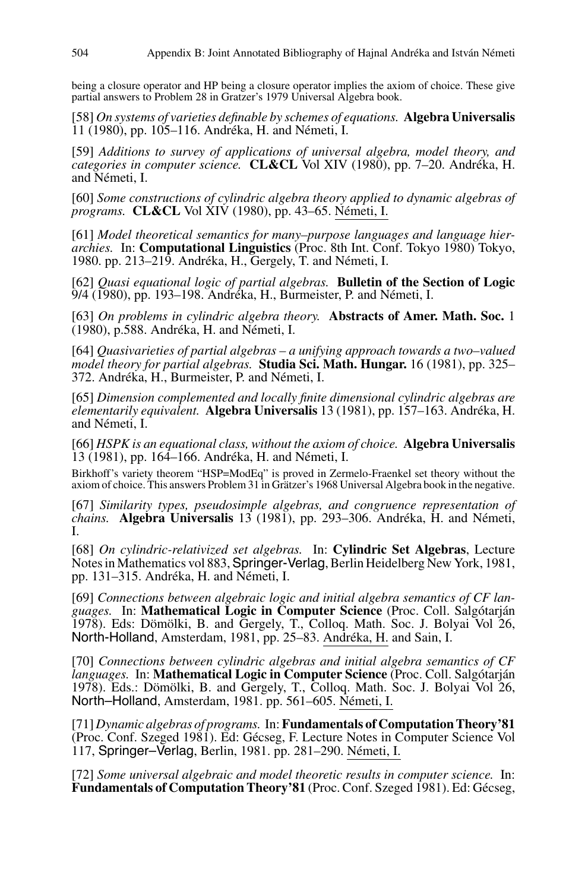being a closure operator and HP being a closure operator implies the axiom of choice. These give partial answers to Problem 28 in Gratzer's 1979 Universal Algebra book.

[58] *On systems of varieties definable by schemes of equations.* **Algebra Universalis** 11 (1980), pp. 105–116. Andréka, H. and Németi, I.

[59] *Additions to survey of applications of universal algebra, model theory, and categories in computer science.* **CL&CL** Vol XIV (1980), pp. 7–20. Andréka, H. and Németi, I.

[60] *Some constructions of cylindric algebra theory applied to dynamic algebras of programs.* **CL&CL** Vol XIV (1980), pp. 43–65. Németi, I.

[61] *Model theoretical semantics for many–purpose languages and language hierarchies.* In: **Computational Linguistics** (Proc. 8th Int. Conf. Tokyo 1980) Tokyo, 1980. pp. 213–219. Andréka, H., Gergely, T. and Németi, I.

[62] *Quasi equational logic of partial algebras.* **Bulletin of the Section of Logic** 9/4 (1980), pp. 193–198. Andréka, H., Burmeister, P. and Németi, I.

[63] *On problems in cylindric algebra theory.* **Abstracts of Amer. Math. Soc.** 1 (1980), p.588. Andréka, H. and Németi, I.

[64] *Quasivarieties of partial algebras – a unifying approach towards a two–valued model theory for partial algebras.* **Studia Sci. Math. Hungar.** 16 (1981), pp. 325–372. Andréka, H., Burmeister, P. and Németi, I.

[65] *Dimension complemented and locally finite dimensional cylindric algebras are elementarily equivalent.* **Algebra Universalis** 13 (1981), pp. 157–163. Andréka, H. and Németi, I.

[66] *HSPK is an equational class, without the axiom of choice.* **Algebra Universalis** 13 (1981), pp. 164–166. Andréka, H. and Németi, I.

Birkhoff's variety theorem "HSP=ModEq" is proved in Zermelo-Fraenkel set theory without the axiom of choice. This answers Problem 31 in Grätzer's 1968 Universal Algebra book in the negative.

[67] *Similarity types, pseudosimple algebras, and congruence representation of chains.* **Algebra Universalis** 13 (1981), pp. 293–306. Andréka, H. and Németi, I.

[68] *On cylindric-relativized set algebras.* In: **Cylindric Set Algebras**, Lecture Notes in Mathematics vol 883, Springer-Verlag, Berlin Heidelberg New York, 1981, pp. 131–315. Andréka, H. and Németi, I.

[69] *Connections between algebraic logic and initial algebra semantics of CF languages.* In: **Mathematical Logic in Computer Science** (Proc. Coll. Salgótarján 1978). Eds: Dömölki, B. and Gergely, T., Colloq. Math. Soc. J. Bolyai Vol 26, North-Holland, Amsterdam, 1981, pp. 25–83. Andréka, H. and Sain, I.

[70] *Connections between cylindric algebras and initial algebra semantics of CF languages.* In: **Mathematical Logic in Computer Science** (Proc. Coll. Salgótarján 1978). Eds.: Dömölki, B. and Gergely, T., Colloq. Math. Soc. J. Bolyai Vol 26, North–Holland, Amsterdam, 1981. pp. 561–605. Németi, I.

[71] *Dynamic algebras of programs.* In: **Fundamentals of Computation Theory'81** (Proc. Conf. Szeged 1981). Ed: Gécseg, F. Lecture Notes in Computer Science Vol 117, Springer–Verlag, Berlin, 1981. pp. 281–290. Németi, I.

[72] *Some universal algebraic and model theoretic results in computer science.* In: **Fundamentals of Computation Theory'81** (Proc. Conf. Szeged 1981). Ed: Gécseg,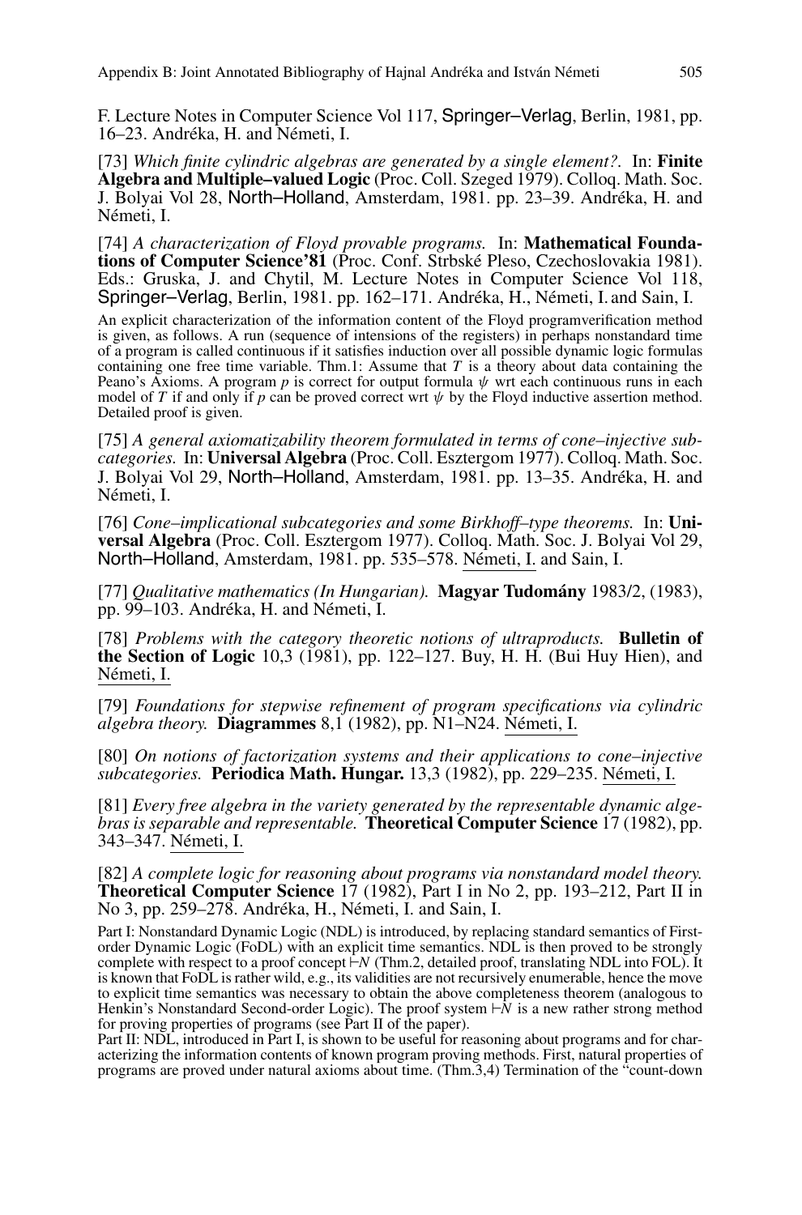F. Lecture Notes in Computer Science Vol 117, Springer–Verlag, Berlin, 1981, pp. 16–23. Andréka, H. and Németi, I.

[73] *Which finite cylindric algebras are generated by a single element?.* In: **Finite Algebra and Multiple–valued Logic** (Proc. Coll. Szeged 1979). Colloq. Math. Soc. J. Bolyai Vol 28, North–Holland, Amsterdam, 1981. pp. 23–39. Andréka, H. and Németi, I.

[74] *A characterization of Floyd provable programs.* In: **Mathematical Foundations of Computer Science'81** (Proc. Conf. Strbské Pleso, Czechoslovakia 1981). Eds.: Gruska, J. and Chytil, M. Lecture Notes in Computer Science Vol 118, Springer–Verlag, Berlin, 1981. pp. 162–171. Andréka, H., Németi, I. and Sain, I.

An explicit characterization of the information content of the Floyd programverification method is given, as follows. A run (sequence of intensions of the registers) in perhaps nonstandard time of a program is called continuous if it satisfies induction over all possible dynamic logic formulas containing one free time variable. Thm.1: Assume that $T$ is a theory about data containing the Peano's Axioms. A program $p$ is correct for output formula $\psi$ wrt each continuous runs in each model of $T$ if and only if $p$ can be proved correct wrt $\psi$ by the Floyd inductive assertion method. Detailed proof is given.

[75] *A general axiomatizability theorem formulated in terms of cone–injective subcategories.* In: **Universal Algebra** (Proc. Coll. Esztergom 1977). Colloq. Math. Soc. J. Bolyai Vol 29, North–Holland, Amsterdam, 1981. pp. 13–35. Andréka, H. and Németi, I.

[76] *Cone–implicational subcategories and some Birkhoff–type theorems.* In: **Universal Algebra** (Proc. Coll. Esztergom 1977). Colloq. Math. Soc. J. Bolyai Vol 29, North–Holland, Amsterdam, 1981. pp. 535–578. Németi, I. and Sain, I.

[77] *Qualitative mathematics (In Hungarian).* **Magyar Tudomány** 1983/2, (1983), pp. 99–103. Andréka, H. and Németi, I.

[78] *Problems with the category theoretic notions of ultraproducts.* **Bulletin of the Section of Logic** 10,3 (1981), pp. 122–127. Buy, H. H. (Bui Huy Hien), and Németi, I.

[79] *Foundations for stepwise refinement of program specifications via cylindric algebra theory.* **Diagrammes** 8,1 (1982), pp. N1–N24. Németi, I.

[80] *On notions of factorization systems and their applications to cone–injective subcategories.* **Periodica Math. Hungar.** 13,3 (1982), pp. 229–235. Németi, I.

[81] *Every free algebra in the variety generated by the representable dynamic algebras is separable and representable.* **Theoretical Computer Science** 17 (1982), pp. 343–347. Németi, I.

[82] *A complete logic for reasoning about programs via nonstandard model theory.* **Theoretical Computer Science** 17 (1982), Part I in No 2, pp. 193–212, Part II in No 3, pp. 259–278. Andréka, H., Németi, I. and Sain, I.

Part I: Nonstandard Dynamic Logic (NDL) is introduced, by replacing standard semantics of First-order Dynamic Logic (FoDL) with an explicit time semantics. NDL is then proved to be strongly complete with respect to a proof concept $\vdash N$ (Thm.2, detailed proof, translating NDL into FOL). It is known that FoDL is rather wild, e.g., its validities are not recursively enumerable, hence the move to explicit time semantics was necessary to obtain the above completeness theorem (analogous to Henkin's Nonstandard Second-order Logic). The proof system $\vdash N$ is a new rather strong method for proving properties of programs (see Part II of the paper).
Part II: NDL, introduced in Part I, is shown to be useful for reasoning about programs and for characterizing the information contents of known program proving methods. First, natural properties of programs are proved under natural axioms about time. (Thm.3,4) Termination of the "count-down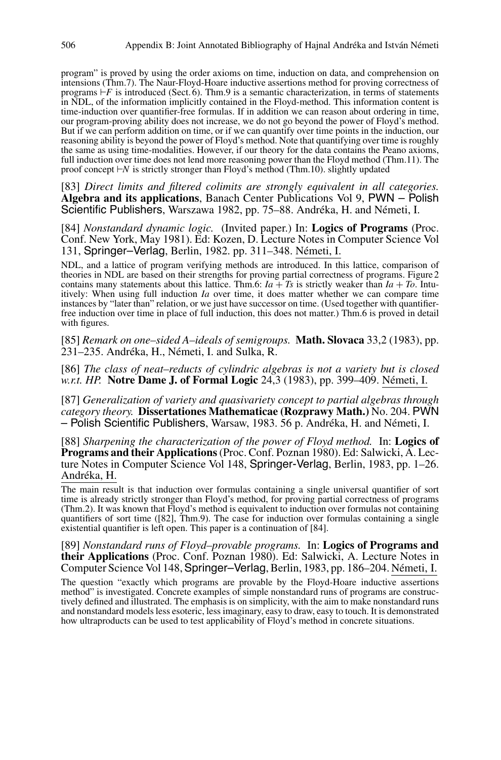program" is proved by using the order axioms on time, induction on data, and comprehension on intensions (Thm.7). The Naur-Floyd-Hoare inductive assertions method for proving correctness of programs $\vdash F$ is introduced (Sect. 6). Thm.9 is a semantic characterization, in terms of statements in NDL, of the information implicitly contained in the Floyd-method. This information content is time-induction over quantifier-free formulas. If in addition we can reason about ordering in time, our program-proving ability does not increase, we do not go beyond the power of Floyd's method. But if we can perform addition on time, or if we can quantify over time points in the induction, our reasoning ability is beyond the power of Floyd's method. Note that quantifying over time is roughly the same as using time-modalities. However, if our theory for the data contains the Peano axioms, full induction over time does not lend more reasoning power than the Floyd method (Thm.11). The proof concept $\vdash N$ is strictly stronger than Floyd's method (Thm.10). slightly updated

[83] *Direct limits and filtered colimits are strongly equivalent in all categories.* **Algebra and its applications**, Banach Center Publications Vol 9, PWN – Polish Scientific Publishers, Warszawa 1982, pp. 75–88. Andréka, H. and Németi, I.

[84] *Nonstandard dynamic logic.* (Invited paper.) In: **Logics of Programs** (Proc. Conf. New York, May 1981). Ed: Kozen, D. Lecture Notes in Computer Science Vol 131, Springer–Verlag, Berlin, 1982. pp. 311–348. Németi, I.

NDL, and a lattice of program verifying methods are introduced. In this lattice, comparison of theories in NDL are based on their strengths for proving partial correctness of programs. Figure 2 contains many statements about this lattice. Thm.6: $Ia + Ts$ is strictly weaker than $Ia + To$. Intuitively: When using full induction $Ia$ over time, it does matter whether we can compare time instances by "later than" relation, or we just have successor on time. (Used together with quantifier-free induction over time in place of full induction, this does not matter.) Thm.6 is proved in detail with figures.

[85] *Remark on one–sided A–ideals of semigroups.* **Math. Slovaca** 33,2 (1983), pp. 231–235. Andréka, H., Németi, I. and Sulka, R.

[86] *The class of neat–reducts of cylindric algebras is not a variety but is closed w.r.t. HP.* **Notre Dame J. of Formal Logic** 24,3 (1983), pp. 399–409. Németi, I.

[87] *Generalization of variety and quasivariety concept to partial algebras through category theory.* **Dissertationes Mathematicae (Rozprawy Math.)** No. 204. PWN – Polish Scientific Publishers, Warsaw, 1983. 56 p. Andréka, H. and Németi, I.

[88] *Sharpening the characterization of the power of Floyd method.* In: **Logics of Programs and their Applications** (Proc. Conf. Poznan 1980). Ed: Salwicki, A. Lecture Notes in Computer Science Vol 148, Springer-Verlag, Berlin, 1983, pp. 1–26. Andréka, H.

The main result is that induction over formulas containing a single universal quantifier of sort time is already strictly stronger than Floyd's method, for proving partial correctness of programs (Thm.2). It was known that Floyd's method is equivalent to induction over formulas not containing quantifiers of sort time ([82], Thm.9). The case for induction over formulas containing a single existential quantifier is left open. This paper is a continuation of [84].

[89] *Nonstandard runs of Floyd–provable programs.* In: **Logics of Programs and their Applications** (Proc. Conf. Poznan 1980). Ed: Salwicki, A. Lecture Notes in Computer Science Vol 148, Springer–Verlag, Berlin, 1983, pp. 186–204. Németi, I.

The question "exactly which programs are provable by the Floyd-Hoare inductive assertions method" is investigated. Concrete examples of simple nonstandard runs of programs are constructively defined and illustrated. The emphasis is on simplicity, with the aim to make nonstandard runs and nonstandard models less esoteric, less imaginary, easy to draw, easy to touch. It is demonstrated how ultraproducts can be used to test applicability of Floyd's method in concrete situations.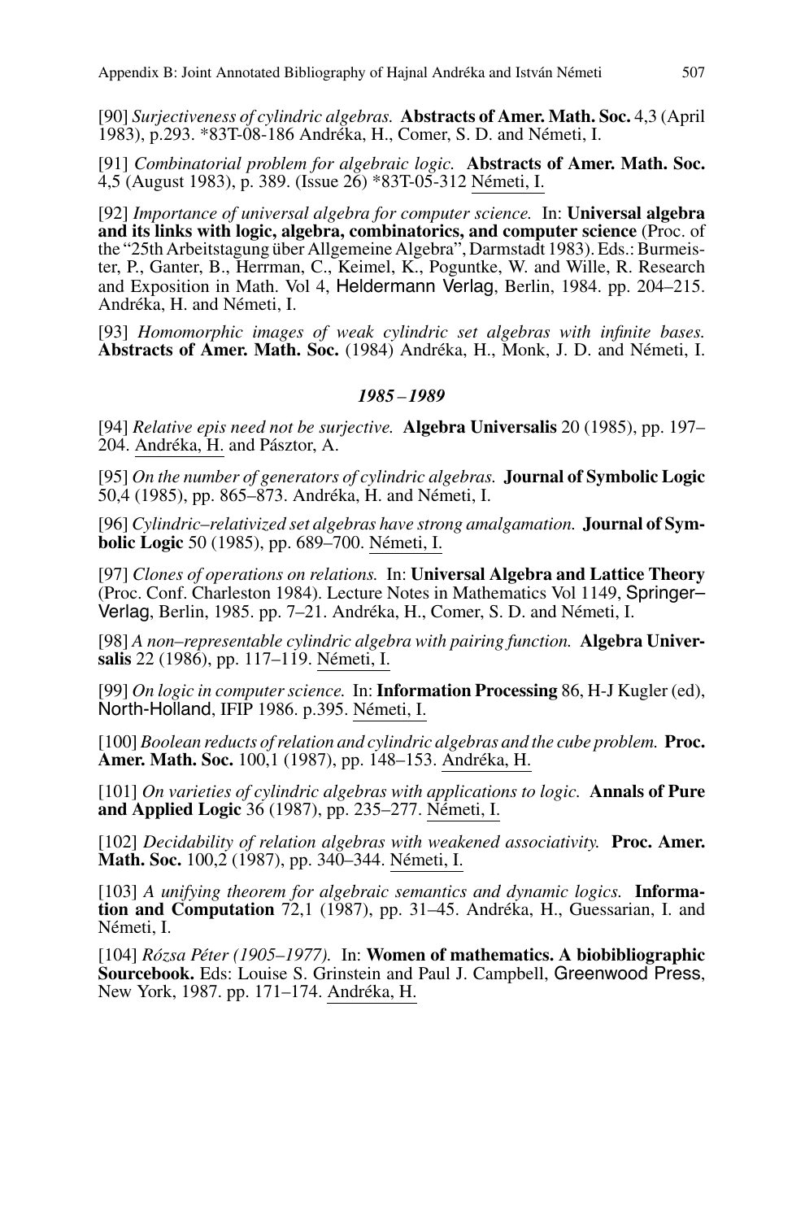[90] *Surjectiveness of cylindric algebras.* **Abstracts of Amer. Math. Soc.** 4,3 (April 1983), p.293. *83T-08-186 Andréka, H., Comer, S. D. and Németi, I.

[91] *Combinatorial problem for algebraic logic.* **Abstracts of Amer. Math. Soc.** 4,5 (August 1983), p. 389. (Issue 26) *83T-05-312 Németi, I.

[92] *Importance of universal algebra for computer science.* In: **Universal algebra and its links with logic, algebra, combinatorics, and computer science** (Proc. of the "25th Arbeitstagung über Allgemeine Algebra", Darmstadt 1983). Eds.: Burmeister, P., Ganter, B., Herrman, C., Keimel, K., Poguntke, W. and Wille, R. Research and Exposition in Math. Vol 4, Heldermann Verlag, Berlin, 1984. pp. 204–215. Andréka, H. and Németi, I.

[93] *Homomorphic images of weak cylindric set algebras with infinite bases.* **Abstracts of Amer. Math. Soc.** (1984) Andréka, H., Monk, J. D. and Németi, I.

### *1985 – 1989*

[94] *Relative epis need not be surjective.* **Algebra Universalis** 20 (1985), pp. 197–204. Andréka, H. and Pásztor, A.

[95] *On the number of generators of cylindric algebras.* **Journal of Symbolic Logic** 50,4 (1985), pp. 865–873. Andréka, H. and Németi, I.

[96] *Cylindric–relativized set algebras have strong amalgamation.* **Journal of Symbolic Logic** 50 (1985), pp. 689–700. Németi, I.

[97] *Clones of operations on relations.* In: **Universal Algebra and Lattice Theory** (Proc. Conf. Charleston 1984). Lecture Notes in Mathematics Vol 1149, Springer–Verlag, Berlin, 1985. pp. 7–21. Andréka, H., Comer, S. D. and Németi, I.

[98] *A non–representable cylindric algebra with pairing function.* **Algebra Universalis** 22 (1986), pp. 117–119. Németi, I.

[99] *On logic in computer science.* In: **Information Processing** 86, H-J Kugler (ed), North-Holland, IFIP 1986. p.395. Németi, I.

[100] *Boolean reducts of relation and cylindric algebras and the cube problem.* **Proc. Amer. Math. Soc.** 100,1 (1987), pp. 148–153. Andréka, H.

[101] *On varieties of cylindric algebras with applications to logic.* **Annals of Pure and Applied Logic** 36 (1987), pp. 235–277. Németi, I.

[102] *Decidability of relation algebras with weakened associativity.* **Proc. Amer. Math. Soc.** 100,2 (1987), pp. 340–344. Németi, I.

[103] *A unifying theorem for algebraic semantics and dynamic logics.* **Information and Computation** 72,1 (1987), pp. 31–45. Andréka, H., Guessarian, I. and Németi, I.

[104] *Rózsa Péter (1905–1977).* In: **Women of mathematics. A biobibliographic Sourcebook.** Eds: Louise S. Grinstein and Paul J. Campbell, Greenwood Press, New York, 1987. pp. 171–174. Andréka, H.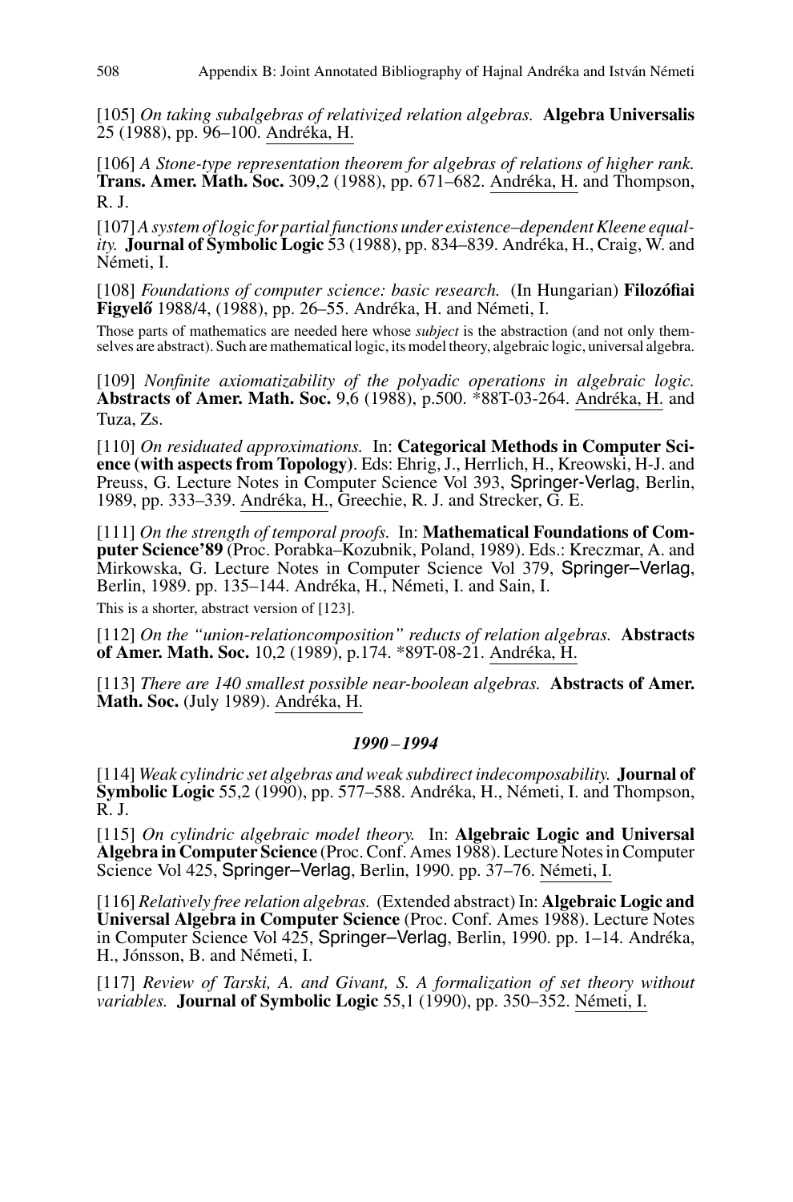[105] *On taking subalgebras of relativized relation algebras.* **Algebra Universalis** 25 (1988), pp. 96–100. Andréka, H.

[106] *A Stone-type representation theorem for algebras of relations of higher rank.* **Trans. Amer. Math. Soc.** 309,2 (1988), pp. 671–682. Andréka, H. and Thompson, R. J.

[107] *A system of logic for partial functions under existence–dependent Kleene equality.* **Journal of Symbolic Logic** 53 (1988), pp. 834–839. Andréka, H., Craig, W. and Németi, I.

[108] *Foundations of computer science: basic research.* (In Hungarian) **Filozófiai Figyelő** 1988/4, (1988), pp. 26–55. Andréka, H. and Németi, I.

Those parts of mathematics are needed here whose *subject* is the abstraction (and not only themselves are abstract). Such are mathematical logic, its model theory, algebraic logic, universal algebra.

[109] *Nonfinite axiomatizability of the polyadic operations in algebraic logic.* **Abstracts of Amer. Math. Soc.** 9,6 (1988), p.500. *88T-03-264. Andréka, H. and Tuza, Zs.

[110] *On residuated approximations.* In: **Categorical Methods in Computer Science (with aspects from Topology)**. Eds: Ehrig, J., Herrlich, H., Kreowski, H-J. and Preuss, G. Lecture Notes in Computer Science Vol 393, Springer-Verlag, Berlin, 1989, pp. 333–339. Andréka, H., Greechie, R. J. and Strecker, G. E.

[111] *On the strength of temporal proofs.* In: **Mathematical Foundations of Computer Science'89** (Proc. Porabka–Kozubnik, Poland, 1989). Eds.: Kreczmar, A. and Mirkowska, G. Lecture Notes in Computer Science Vol 379, Springer–Verlag, Berlin, 1989. pp. 135–144. Andréka, H., Németi, I. and Sain, I.

This is a shorter, abstract version of [123].

[112] *On the "union-relationcomposition" reducts of relation algebras.* **Abstracts of Amer. Math. Soc.** 10,2 (1989), p.174. *89T-08-21. Andréka, H.

[113] *There are 140 smallest possible near-boolean algebras.* **Abstracts of Amer. Math. Soc.** (July 1989). Andréka, H.

### *1990 – 1994*

[114] *Weak cylindric set algebras and weak subdirect indecomposability.* **Journal of Symbolic Logic** 55,2 (1990), pp. 577–588. Andréka, H., Németi, I. and Thompson, R. J.

[115] *On cylindric algebraic model theory.* In: **Algebraic Logic and Universal Algebra in Computer Science** (Proc. Conf. Ames 1988). Lecture Notes in Computer Science Vol 425, Springer–Verlag, Berlin, 1990. pp. 37–76. Németi, I.

[116] *Relatively free relation algebras.* (Extended abstract) In: **Algebraic Logic and Universal Algebra in Computer Science** (Proc. Conf. Ames 1988). Lecture Notes in Computer Science Vol 425, Springer–Verlag, Berlin, 1990. pp. 1–14. Andréka, H., Jónsson, B. and Németi, I.

[117] *Review of Tarski, A. and Givant, S. A formalization of set theory without variables.* **Journal of Symbolic Logic** 55,1 (1990), pp. 350–352. Németi, I.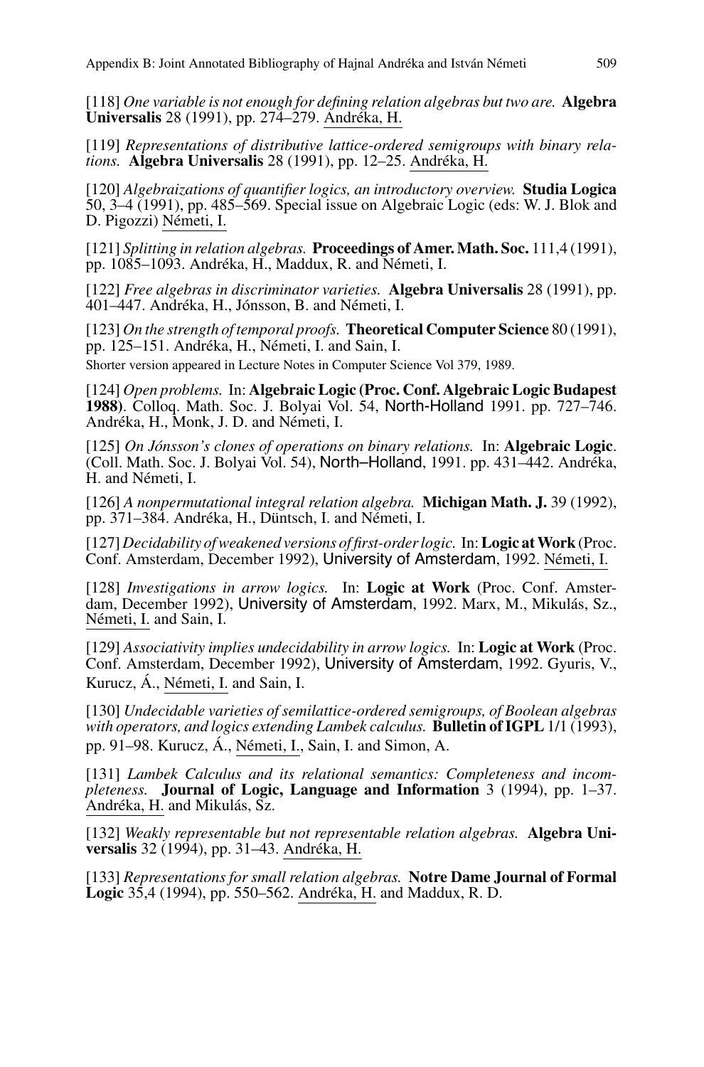[118] *One variable is not enough for defining relation algebras but two are.* **Algebra Universalis** 28 (1991), pp. 274–279. Andréka, H.

[119] *Representations of distributive lattice-ordered semigroups with binary relations.* **Algebra Universalis** 28 (1991), pp. 12–25. Andréka, H.

[120] *Algebraizations of quantifier logics, an introductory overview.* **Studia Logica** 50, 3–4 (1991), pp. 485–569. Special issue on Algebraic Logic (eds: W. J. Blok and D. Pigozzi) Németi, I.

[121] *Splitting in relation algebras.* **Proceedings of Amer. Math. Soc.** 111,4 (1991), pp. 1085–1093. Andréka, H., Maddux, R. and Németi, I.

[122] *Free algebras in discriminator varieties.* **Algebra Universalis** 28 (1991), pp. 401–447. Andréka, H., Jónsson, B. and Németi, I.

[123] *On the strength of temporal proofs.* **Theoretical Computer Science** 80 (1991), pp. 125–151. Andréka, H., Németi, I. and Sain, I.
Shorter version appeared in Lecture Notes in Computer Science Vol 379, 1989.

[124] *Open problems.* In: **Algebraic Logic (Proc. Conf. Algebraic Logic Budapest 1988)**. Colloq. Math. Soc. J. Bolyai Vol. 54, North-Holland 1991. pp. 727–746. Andréka, H., Monk, J. D. and Németi, I.

[125] *On Jónsson's clones of operations on binary relations.* In: **Algebraic Logic**. (Coll. Math. Soc. J. Bolyai Vol. 54), North–Holland, 1991. pp. 431–442. Andréka, H. and Németi, I.

[126] *A nonpermutational integral relation algebra.* **Michigan Math. J.** 39 (1992), pp. 371–384. Andréka, H., Düntsch, I. and Németi, I.

[127] *Decidability of weakened versions of first-order logic.* In: **Logic at Work** (Proc. Conf. Amsterdam, December 1992), University of Amsterdam, 1992. Németi, I.

[128] *Investigations in arrow logics.* In: **Logic at Work** (Proc. Conf. Amsterdam, December 1992), University of Amsterdam, 1992. Marx, M., Mikulás, Sz., Németi, I. and Sain, I.

[129] *Associativity implies undecidability in arrow logics.* In: **Logic at Work** (Proc. Conf. Amsterdam, December 1992), University of Amsterdam, 1992. Gyuris, V., Kurucz, Á., Németi, I. and Sain, I.

[130] *Undecidable varieties of semilattice-ordered semigroups, of Boolean algebras with operators, and logics extending Lambek calculus.* **Bulletin of IGPL** 1/1 (1993), pp. 91–98. Kurucz, Á., Németi, I., Sain, I. and Simon, A.

[131] *Lambek Calculus and its relational semantics: Completeness and incompleteness.* **Journal of Logic, Language and Information** 3 (1994), pp. 1–37. Andréka, H. and Mikulás, Sz.

[132] *Weakly representable but not representable relation algebras.* **Algebra Universalis** 32 (1994), pp. 31–43. Andréka, H.

[133] *Representations for small relation algebras.* **Notre Dame Journal of Formal Logic** 35,4 (1994), pp. 550–562. Andréka, H. and Maddux, R. D.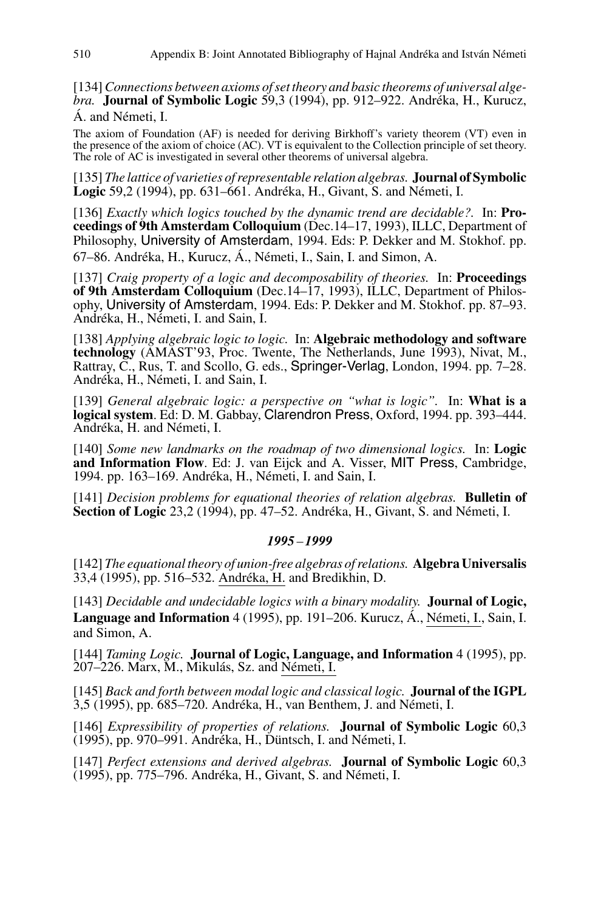[134] *Connections between axioms of set theory and basic theorems of universal algebra.* **Journal of Symbolic Logic** 59,3 (1994), pp. 912–922. Andréka, H., Kurucz, Á. and Németi, I.

The axiom of Foundation (AF) is needed for deriving Birkhoff's variety theorem (VT) even in the presence of the axiom of choice (AC). VT is equivalent to the Collection principle of set theory. The role of AC is investigated in several other theorems of universal algebra.

[135] *The lattice of varieties of representable relation algebras.* **Journal of Symbolic Logic** 59,2 (1994), pp. 631–661. Andréka, H., Givant, S. and Németi, I.

[136] *Exactly which logics touched by the dynamic trend are decidable?.* In: **Proceedings of 9th Amsterdam Colloquium** (Dec.14–17, 1993), ILLC, Department of Philosophy, University of Amsterdam, 1994. Eds: P. Dekker and M. Stokhof. pp. 67–86. Andréka, H., Kurucz, Á., Németi, I., Sain, I. and Simon, A.

[137] *Craig property of a logic and decomposability of theories.* In: **Proceedings of 9th Amsterdam Colloquium** (Dec.14–17, 1993), ILLC, Department of Philosophy, University of Amsterdam, 1994. Eds: P. Dekker and M. Stokhof. pp. 87–93. Andréka, H., Németi, I. and Sain, I.

[138] *Applying algebraic logic to logic.* In: **Algebraic methodology and software technology** (AMAST'93, Proc. Twente, The Netherlands, June 1993), Nivat, M., Rattray, C., Rus, T. and Scollo, G. eds., Springer-Verlag, London, 1994. pp. 7–28. Andréka, H., Németi, I. and Sain, I.

[139] *General algebraic logic: a perspective on "what is logic".* In: **What is a logical system**. Ed: D. M. Gabbay, Clarendron Press, Oxford, 1994. pp. 393–444. Andréka, H. and Németi, I.

[140] *Some new landmarks on the roadmap of two dimensional logics.* In: **Logic and Information Flow**. Ed: J. van Eijck and A. Visser, MIT Press, Cambridge, 1994. pp. 163–169. Andréka, H., Németi, I. and Sain, I.

[141] *Decision problems for equational theories of relation algebras.* **Bulletin of Section of Logic** 23,2 (1994), pp. 47–52. Andréka, H., Givant, S. and Németi, I.

### *1995 – 1999*

[142] *The equational theory of union-free algebras of relations.* **Algebra Universalis** 33,4 (1995), pp. 516–532. Andréka, H. and Bredikhin, D.

[143] *Decidable and undecidable logics with a binary modality.* **Journal of Logic, Language and Information** 4 (1995), pp. 191–206. Kurucz, Á., Németi, I., Sain, I. and Simon, A.

[144] *Taming Logic.* **Journal of Logic, Language, and Information** 4 (1995), pp. 207–226. Marx, M., Mikulás, Sz. and Németi, I.

[145] *Back and forth between modal logic and classical logic.* **Journal of the IGPL** 3,5 (1995), pp. 685–720. Andréka, H., van Benthem, J. and Németi, I.

[146] *Expressibility of properties of relations.* **Journal of Symbolic Logic** 60,3 (1995), pp. 970–991. Andréka, H., Düntsch, I. and Németi, I.

[147] *Perfect extensions and derived algebras.* **Journal of Symbolic Logic** 60,3 (1995), pp. 775–796. Andréka, H., Givant, S. and Németi, I.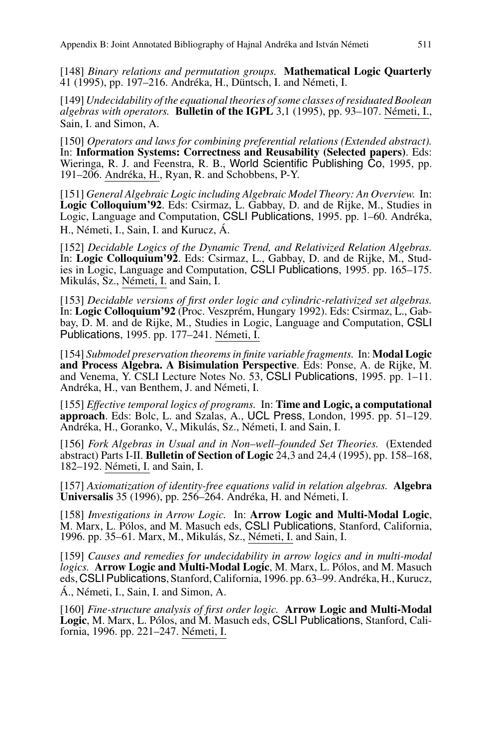[148] *Binary relations and permutation groups.* **Mathematical Logic Quarterly** 41 (1995), pp. 197–216. Andréka, H., Düntsch, I. and Németi, I.

[149] *Undecidability of the equational theories of some classes of residuated Boolean algebras with operators.* **Bulletin of the IGPL** 3,1 (1995), pp. 93–107. Németi, I., Sain, I. and Simon, A.

[150] *Operators and laws for combining preferential relations (Extended abstract).* In: **Information Systems: Correctness and Reusability (Selected papers)**. Eds: Wieringa, R. J. and Feenstra, R. B., World Scientific Publishing Co, 1995, pp. 191–206. Andréka, H., Ryan, R. and Schobbens, P-Y.

[151] *General Algebraic Logic including Algebraic Model Theory: An Overview.* In: **Logic Colloquium'92**. Eds: Csirmaz, L. Gabbay, D. and de Rijke, M., Studies in Logic, Language and Computation, CSLI Publications, 1995. pp. 1–60. Andréka, H., Németi, I., Sain, I. and Kurucz, Á.

[152] *Decidable Logics of the Dynamic Trend, and Relativized Relation Algebras.* In: **Logic Colloquium'92**. Eds: Csirmaz, L., Gabbay, D. and de Rijke, M., Studies in Logic, Language and Computation, CSLI Publications, 1995. pp. 165–175. Mikulás, Sz., Németi, I. and Sain, I.

[153] *Decidable versions of first order logic and cylindric-relativized set algebras.* In: **Logic Colloquium'92** (Proc. Veszprém, Hungary 1992). Eds: Csirmaz, L., Gabbay, D. M. and de Rijke, M., Studies in Logic, Language and Computation, CSLI Publications, 1995. pp. 177–241. Németi, I.

[154] *Submodel preservation theorems in finite variable fragments.* In: **Modal Logic and Process Algebra. A Bisimulation Perspective**. Eds: Ponse, A. de Rijke, M. and Venema, Y. CSLI Lecture Notes No. 53, CSLI Publications, 1995. pp. 1–11. Andréka, H., van Benthem, J. and Németi, I.

[155] *Effective temporal logics of programs.* In: **Time and Logic, a computational approach**. Eds: Bolc, L. and Szalas, A., UCL Press, London, 1995. pp. 51–129. Andréka, H., Goranko, V., Mikulás, Sz., Németi, I. and Sain, I.

[156] *Fork Algebras in Usual and in Non–well–founded Set Theories.* (Extended abstract) Parts I-II. **Bulletin of Section of Logic** 24,3 and 24,4 (1995), pp. 158–168, 182–192. Németi, I. and Sain, I.

[157] *Axiomatization of identity-free equations valid in relation algebras.* **Algebra Universalis** 35 (1996), pp. 256–264. Andréka, H. and Németi, I.

[158] *Investigations in Arrow Logic.* In: **Arrow Logic and Multi-Modal Logic**, M. Marx, L. Pólos, and M. Masuch eds, CSLI Publications, Stanford, California, 1996. pp. 35–61. Marx, M., Mikulás, Sz., Németi, I. and Sain, I.

[159] *Causes and remedies for undecidability in arrow logics and in multi-modal logics.* **Arrow Logic and Multi-Modal Logic**, M. Marx, L. Pólos, and M. Masuch eds, CSLI Publications, Stanford, California, 1996. pp. 63–99. Andréka, H., Kurucz, Á., Németi, I., Sain, I. and Simon, A.

[160] *Fine-structure analysis of first order logic.* **Arrow Logic and Multi-Modal Logic**, M. Marx, L. Pólos, and M. Masuch eds, CSLI Publications, Stanford, California, 1996. pp. 221–247. Németi, I.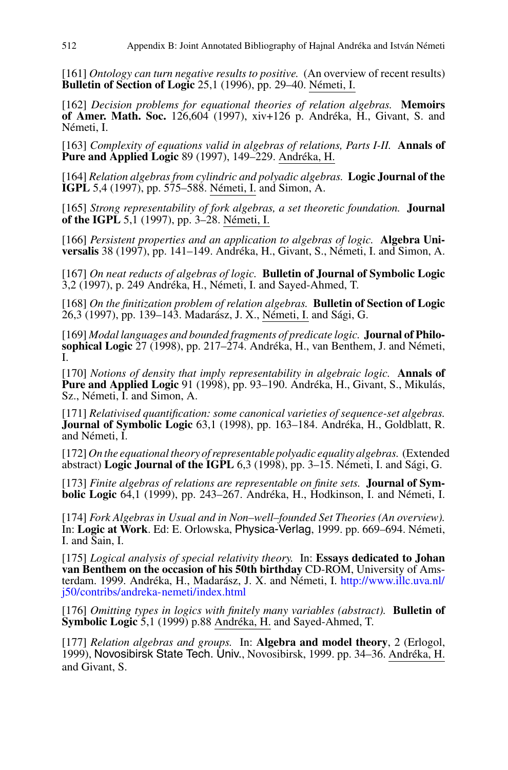[161] *Ontology can turn negative results to positive.* (An overview of recent results) **Bulletin of Section of Logic** 25,1 (1996), pp. 29–40. Németi, I.

[162] *Decision problems for equational theories of relation algebras.* **Memoirs of Amer. Math. Soc.** 126,604 (1997), xiv+126 p. Andréka, H., Givant, S. and Németi, I.

[163] *Complexity of equations valid in algebras of relations, Parts I-II.* **Annals of Pure and Applied Logic** 89 (1997), 149–229. Andréka, H.

[164] *Relation algebras from cylindric and polyadic algebras.* **Logic Journal of the IGPL** 5,4 (1997), pp. 575–588. Németi, I. and Simon, A.

[165] *Strong representability of fork algebras, a set theoretic foundation.* **Journal of the IGPL** 5,1 (1997), pp. 3–28. Németi, I.

[166] *Persistent properties and an application to algebras of logic.* **Algebra Universalis** 38 (1997), pp. 141–149. Andréka, H., Givant, S., Németi, I. and Simon, A.

[167] *On neat reducts of algebras of logic.* **Bulletin of Journal of Symbolic Logic** 3,2 (1997), p. 249 Andréka, H., Németi, I. and Sayed-Ahmed, T.

[168] *On the finitization problem of relation algebras.* **Bulletin of Section of Logic** 26,3 (1997), pp. 139–143. Madarász, J. X., Németi, I. and Sági, G.

[169] *Modal languages and bounded fragments of predicate logic.* **Journal of Philosophical Logic** 27 (1998), pp. 217–274. Andréka, H., van Benthem, J. and Németi, I.

[170] *Notions of density that imply representability in algebraic logic.* **Annals of Pure and Applied Logic** 91 (1998), pp. 93–190. Andréka, H., Givant, S., Mikulás, Sz., Németi, I. and Simon, A.

[171] *Relativised quantification: some canonical varieties of sequence-set algebras.* **Journal of Symbolic Logic** 63,1 (1998), pp. 163–184. Andréka, H., Goldblatt, R. and Németi, I.

[172] *On the equational theory of representable polyadic equality algebras.* (Extended abstract) **Logic Journal of the IGPL** 6,3 (1998), pp. 3–15. Németi, I. and Sági, G.

[173] *Finite algebras of relations are representable on finite sets.* **Journal of Symbolic Logic** 64,1 (1999), pp. 243–267. Andréka, H., Hodkinson, I. and Németi, I.

[174] *Fork Algebras in Usual and in Non–well–founded Set Theories (An overview).* In: **Logic at Work**. Ed: E. Orlowska, Physica-Verlag, 1999. pp. 669–694. Németi, I. and Sain, I.

[175] *Logical analysis of special relativity theory.* In: **Essays dedicated to Johan van Benthem on the occasion of his 50th birthday** CD-ROM, University of Amsterdam. 1999. Andréka, H., Madarász, J. X. and Németi, I. http://www.illc.uva.nl/j50/contribs/andreka-nemeti/index.html

[176] *Omitting types in logics with finitely many variables (abstract).* **Bulletin of Symbolic Logic** 5,1 (1999) p.88 Andréka, H. and Sayed-Ahmed, T.

[177] *Relation algebras and groups.* In: **Algebra and model theory**, 2 (Erlogol, 1999), Novosibirsk State Tech. Univ., Novosibirsk, 1999. pp. 34–36. Andréka, H. and Givant, S.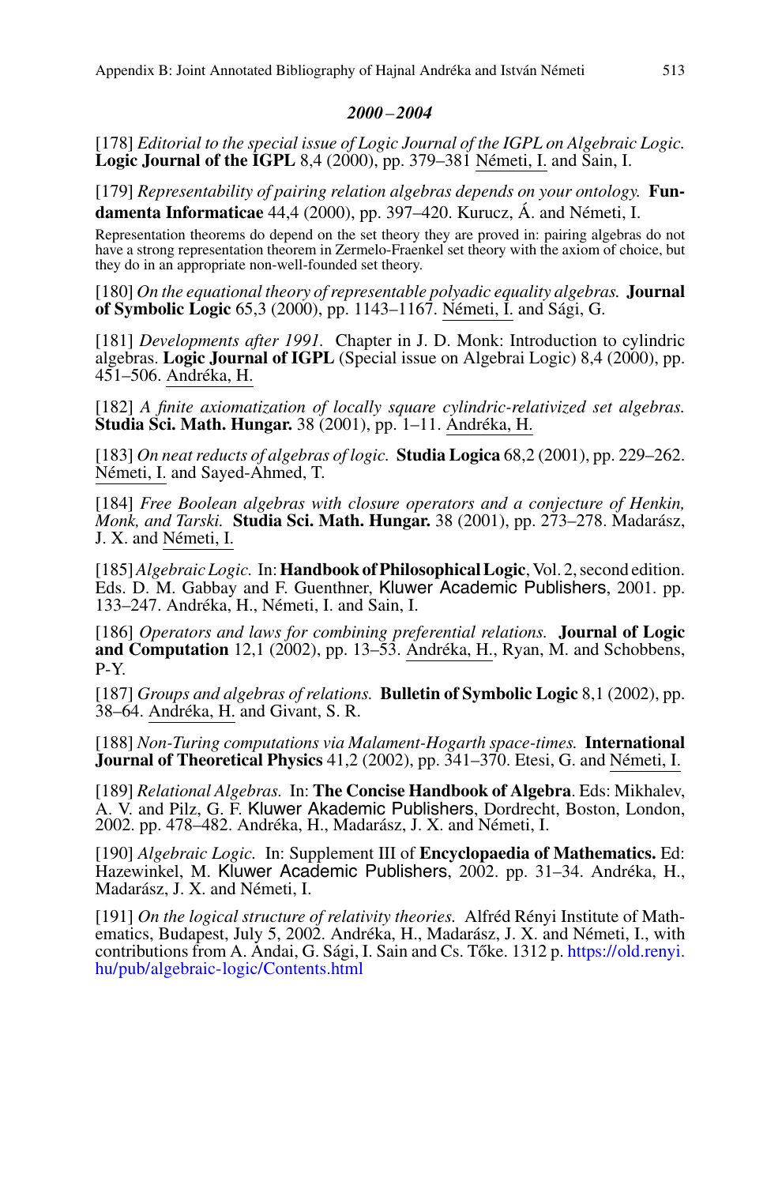### *2000 – 2004*

[178] *Editorial to the special issue of Logic Journal of the IGPL on Algebraic Logic.* **Logic Journal of the IGPL** 8,4 (2000), pp. 379–381 Németi, I. and Sain, I.

[179] *Representability of pairing relation algebras depends on your ontology.* **Fundamenta Informaticae** 44,4 (2000), pp. 397–420. Kurucz, Á. and Németi, I.

Representation theorems do depend on the set theory they are proved in: pairing algebras do not have a strong representation theorem in Zermelo-Fraenkel set theory with the axiom of choice, but they do in an appropriate non-well-founded set theory.

[180] *On the equational theory of representable polyadic equality algebras.* **Journal of Symbolic Logic** 65,3 (2000), pp. 1143–1167. Németi, I. and Sági, G.

[181] *Developments after 1991.* Chapter in J. D. Monk: Introduction to cylindric algebras. **Logic Journal of IGPL** (Special issue on Algebrai Logic) 8,4 (2000), pp. 451–506. Andréka, H.

[182] *A finite axiomatization of locally square cylindric-relativized set algebras.* **Studia Sci. Math. Hungar.** 38 (2001), pp. 1–11. Andréka, H.

[183] *On neat reducts of algebras of logic.* **Studia Logica** 68,2 (2001), pp. 229–262. Németi, I. and Sayed-Ahmed, T.

[184] *Free Boolean algebras with closure operators and a conjecture of Henkin, Monk, and Tarski.* **Studia Sci. Math. Hungar.** 38 (2001), pp. 273–278. Madarász, J. X. and Németi, I.

[185] *Algebraic Logic.* In: **Handbook of Philosophical Logic**, Vol. 2, second edition. Eds. D. M. Gabbay and F. Guenthner, Kluwer Academic Publishers, 2001. pp. 133–247. Andréka, H., Németi, I. and Sain, I.

[186] *Operators and laws for combining preferential relations.* **Journal of Logic and Computation** 12,1 (2002), pp. 13–53. Andréka, H., Ryan, M. and Schobbens, P-Y.

[187] *Groups and algebras of relations.* **Bulletin of Symbolic Logic** 8,1 (2002), pp. 38–64. Andréka, H. and Givant, S. R.

[188] *Non-Turing computations via Malament-Hogarth space-times.* **International Journal of Theoretical Physics** 41,2 (2002), pp. 341–370. Etesi, G. and Németi, I.

[189] *Relational Algebras.* In: **The Concise Handbook of Algebra**. Eds: Mikhalev, A. V. and Pilz, G. F. Kluwer Akademic Publishers, Dordrecht, Boston, London, 2002. pp. 478–482. Andréka, H., Madarász, J. X. and Németi, I.

[190] *Algebraic Logic.* In: Supplement III of **Encyclopaedia of Mathematics.** Ed: Hazewinkel, M. Kluwer Academic Publishers, 2002. pp. 31–34. Andréka, H., Madarász, J. X. and Németi, I.

[191] *On the logical structure of relativity theories.* Alfréd Rényi Institute of Mathematics, Budapest, July 5, 2002. Andréka, H., Madarász, J. X. and Németi, I., with contributions from A. Andai, G. Sági, I. Sain and Cs. Tőke. 1312 p. https://old.renyi.hu/pub/algebraic-logic/Contents.html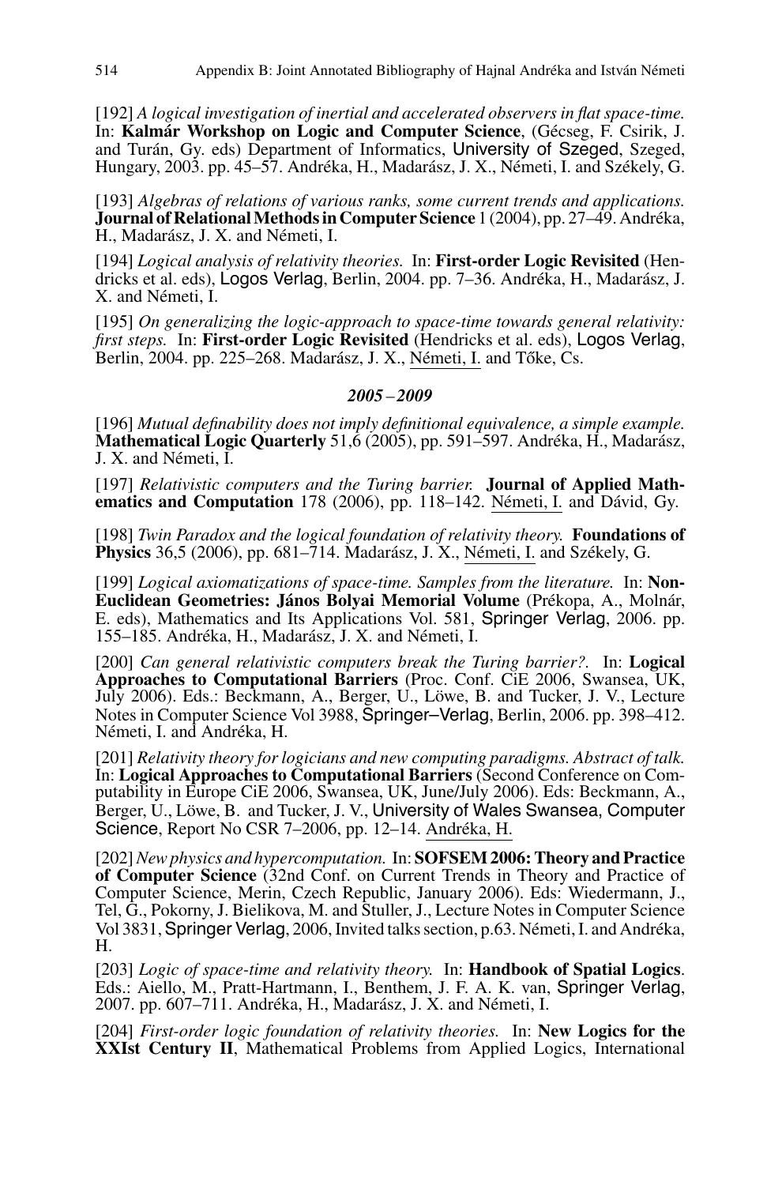[192] *A logical investigation of inertial and accelerated observers in flat space-time.* In: **Kalmár Workshop on Logic and Computer Science**, (Gécseg, F. Csirik, J. and Turán, Gy. eds) Department of Informatics, University of Szeged, Szeged, Hungary, 2003. pp. 45–57. Andréka, H., Madarász, J. X., Németi, I. and Székely, G.

[193] *Algebras of relations of various ranks, some current trends and applications.* **Journal of Relational Methods in Computer Science** 1 (2004), pp. 27–49. Andréka, H., Madarász, J. X. and Németi, I.

[194] *Logical analysis of relativity theories.* In: **First-order Logic Revisited** (Hendricks et al. eds), Logos Verlag, Berlin, 2004. pp. 7–36. Andréka, H., Madarász, J. X. and Németi, I.

[195] *On generalizing the logic-approach to space-time towards general relativity: first steps.* In: **First-order Logic Revisited** (Hendricks et al. eds), Logos Verlag, Berlin, 2004. pp. 225–268. Madarász, J. X., Németi, I. and Tőke, Cs.

### *2005 – 2009*

[196] *Mutual definability does not imply definitional equivalence, a simple example.* **Mathematical Logic Quarterly** 51,6 (2005), pp. 591–597. Andréka, H., Madarász, J. X. and Németi, I.

[197] *Relativistic computers and the Turing barrier.* **Journal of Applied Mathematics and Computation** 178 (2006), pp. 118–142. Németi, I. and Dávid, Gy.

[198] *Twin Paradox and the logical foundation of relativity theory.* **Foundations of Physics** 36,5 (2006), pp. 681–714. Madarász, J. X., Németi, I. and Székely, G.

[199] *Logical axiomatizations of space-time. Samples from the literature.* In: **Non-Euclidean Geometries: János Bolyai Memorial Volume** (Prékopa, A., Molnár, E. eds), Mathematics and Its Applications Vol. 581, Springer Verlag, 2006. pp. 155–185. Andréka, H., Madarász, J. X. and Németi, I.

[200] *Can general relativistic computers break the Turing barrier?.* In: **Logical Approaches to Computational Barriers** (Proc. Conf. CiE 2006, Swansea, UK, July 2006). Eds.: Beckmann, A., Berger, U., Löwe, B. and Tucker, J. V., Lecture Notes in Computer Science Vol 3988, Springer–Verlag, Berlin, 2006. pp. 398–412. Németi, I. and Andréka, H.

[201] *Relativity theory for logicians and new computing paradigms. Abstract of talk.* In: **Logical Approaches to Computational Barriers** (Second Conference on Computability in Europe CiE 2006, Swansea, UK, June/July 2006). Eds: Beckmann, A., Berger, U., Löwe, B. and Tucker, J. V., University of Wales Swansea, Computer Science, Report No CSR 7–2006, pp. 12–14. Andréka, H.

[202] *New physics and hypercomputation.* In: **SOFSEM 2006: Theory and Practice of Computer Science** (32nd Conf. on Current Trends in Theory and Practice of Computer Science, Merin, Czech Republic, January 2006). Eds: Wiedermann, J., Tel, G., Pokorny, J. Bielikova, M. and Stuller, J., Lecture Notes in Computer Science Vol 3831, Springer Verlag, 2006, Invited talks section, p.63. Németi, I. and Andréka, H.

[203] *Logic of space-time and relativity theory.* In: **Handbook of Spatial Logics**. Eds.: Aiello, M., Pratt-Hartmann, I., Benthem, J. F. A. K. van, Springer Verlag, 2007. pp. 607–711. Andréka, H., Madarász, J. X. and Németi, I.

[204] *First-order logic foundation of relativity theories.* In: **New Logics for the XXIst Century II**, Mathematical Problems from Applied Logics, International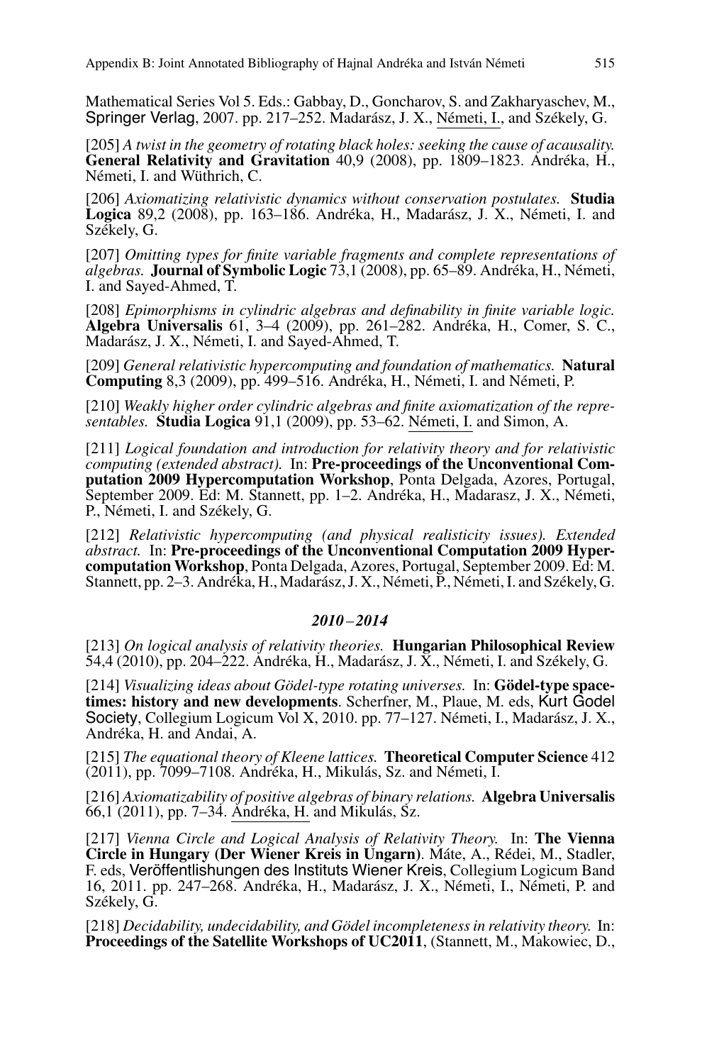Mathematical Series Vol 5. Eds.: Gabbay, D., Goncharov, S. and Zakharyaschev, M., Springer Verlag, 2007. pp. 217–252. Madarász, J. X., Németi, I., and Székely, G.

[205] *A twist in the geometry of rotating black holes: seeking the cause of acausality.* **General Relativity and Gravitation** 40,9 (2008), pp. 1809–1823. Andréka, H., Németi, I. and Wüthrich, C.

[206] *Axiomatizing relativistic dynamics without conservation postulates.* **Studia Logica** 89,2 (2008), pp. 163–186. Andréka, H., Madarász, J. X., Németi, I. and Székely, G.

[207] *Omitting types for finite variable fragments and complete representations of algebras.* **Journal of Symbolic Logic** 73,1 (2008), pp. 65–89. Andréka, H., Németi, I. and Sayed-Ahmed, T.

[208] *Epimorphisms in cylindric algebras and definability in finite variable logic.* **Algebra Universalis** 61, 3–4 (2009), pp. 261–282. Andréka, H., Comer, S. C., Madarász, J. X., Németi, I. and Sayed-Ahmed, T.

[209] *General relativistic hypercomputing and foundation of mathematics.* **Natural Computing** 8,3 (2009), pp. 499–516. Andréka, H., Németi, I. and Németi, P.

[210] *Weakly higher order cylindric algebras and finite axiomatization of the representables.* **Studia Logica** 91,1 (2009), pp. 53–62. Németi, I. and Simon, A.

[211] *Logical foundation and introduction for relativity theory and for relativistic computing (extended abstract).* In: **Pre-proceedings of the Unconventional Computation 2009 Hypercomputation Workshop**, Ponta Delgada, Azores, Portugal, September 2009. Ed: M. Stannett, pp. 1–2. Andréka, H., Madarasz, J. X., Németi, P., Németi, I. and Székely, G.

[212] *Relativistic hypercomputing (and physical realisticity issues). Extended abstract.* In: **Pre-proceedings of the Unconventional Computation 2009 Hypercomputation Workshop**, Ponta Delgada, Azores, Portugal, September 2009. Ed: M. Stannett, pp. 2–3. Andréka, H., Madarász, J. X., Németi, P., Németi, I. and Székely, G.

### *2010 – 2014*

[213] *On logical analysis of relativity theories.* **Hungarian Philosophical Review** 54,4 (2010), pp. 204–222. Andréka, H., Madarász, J. X., Németi, I. and Székely, G.

[214] *Visualizing ideas about Gödel-type rotating universes.* In: **Gödel-type spacetimes: history and new developments**. Scherfner, M., Plaue, M. eds, Kurt Godel Society, Collegium Logicum Vol X, 2010. pp. 77–127. Németi, I., Madarász, J. X., Andréka, H. and Andai, A.

[215] *The equational theory of Kleene lattices.* **Theoretical Computer Science** 412 (2011), pp. 7099–7108. Andréka, H., Mikulás, Sz. and Németi, I.

[216] *Axiomatizability of positive algebras of binary relations.* **Algebra Universalis** 66,1 (2011), pp. 7–34. Andréka, H. and Mikulás, Sz.

[217] *Vienna Circle and Logical Analysis of Relativity Theory.* In: **The Vienna Circle in Hungary (Der Wiener Kreis in Ungarn)**. Máte, A., Rédei, M., Stadler, F. eds, Veröffentlishungen des Instituts Wiener Kreis, Collegium Logicum Band 16, 2011. pp. 247–268. Andréka, H., Madarász, J. X., Németi, I., Németi, P. and Székely, G.

[218] *Decidability, undecidability, and Gödel incompleteness in relativity theory.* In: **Proceedings of the Satellite Workshops of UC2011**, (Stannett, M., Makowiec, D.,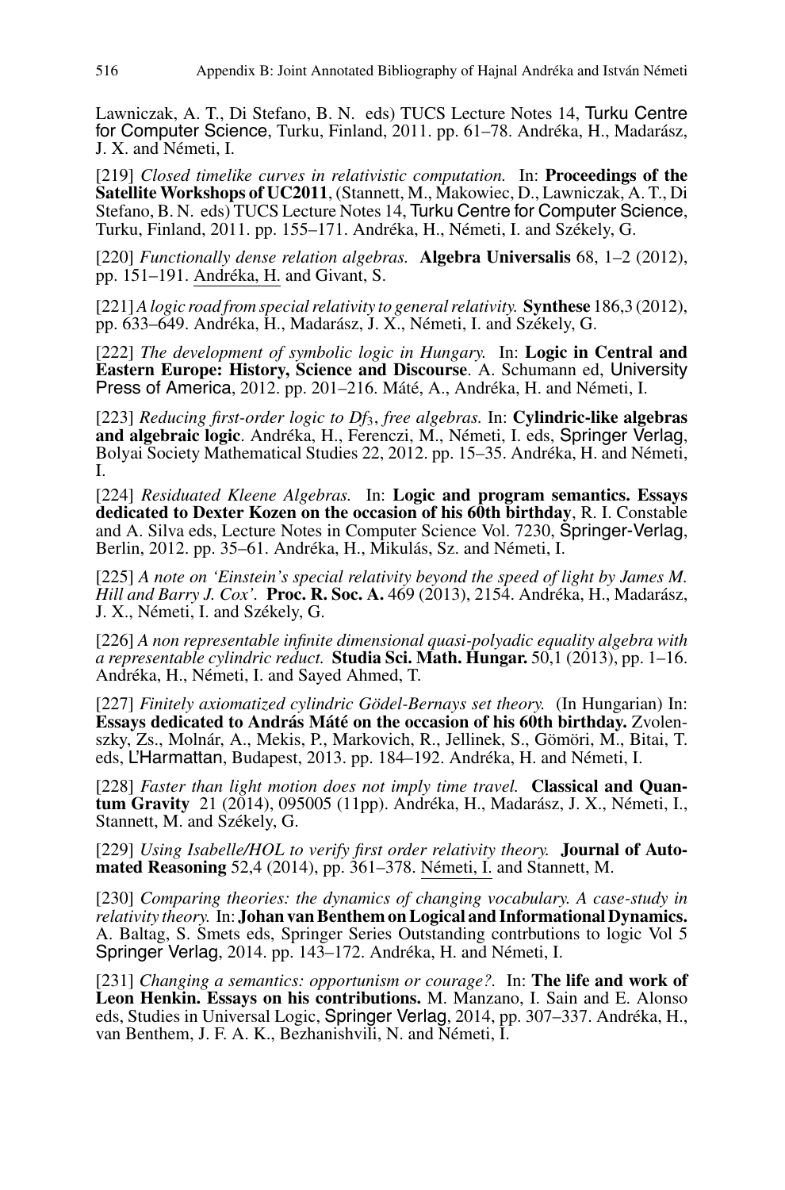Lawniczak, A. T., Di Stefano, B. N. eds) TUCS Lecture Notes 14, Turku Centre for Computer Science, Turku, Finland, 2011. pp. 61–78. Andréka, H., Madarász, J. X. and Németi, I.

[219] *Closed timelike curves in relativistic computation.* In: **Proceedings of the Satellite Workshops of UC2011**, (Stannett, M., Makowiec, D., Lawniczak, A. T., Di Stefano, B. N. eds) TUCS Lecture Notes 14, Turku Centre for Computer Science, Turku, Finland, 2011. pp. 155–171. Andréka, H., Németi, I. and Székely, G.

[220] *Functionally dense relation algebras.* **Algebra Universalis** 68, 1–2 (2012), pp. 151–191. Andréka, H. and Givant, S.

[221] *A logic road from special relativity to general relativity.* **Synthese** 186,3 (2012), pp. 633–649. Andréka, H., Madarász, J. X., Németi, I. and Székely, G.

[222] *The development of symbolic logic in Hungary.* In: **Logic in Central and Eastern Europe: History, Science and Discourse**. A. Schumann ed, University Press of America, 2012. pp. 201–216. Máté, A., Andréka, H. and Németi, I.

[223] *Reducing first-order logic to $Df_3$, free algebras.* In: **Cylindric-like algebras and algebraic logic**. Andréka, H., Ferenczi, M., Németi, I. eds, Springer Verlag, Bolyai Society Mathematical Studies 22, 2012. pp. 15–35. Andréka, H. and Németi, I.

[224] *Residuated Kleene Algebras.* In: **Logic and program semantics. Essays dedicated to Dexter Kozen on the occasion of his 60th birthday**, R. I. Constable and A. Silva eds, Lecture Notes in Computer Science Vol. 7230, Springer-Verlag, Berlin, 2012. pp. 35–61. Andréka, H., Mikulás, Sz. and Németi, I.

[225] *A note on 'Einstein's special relativity beyond the speed of light by James M. Hill and Barry J. Cox'.* **Proc. R. Soc. A.** 469 (2013), 2154. Andréka, H., Madarász, J. X., Németi, I. and Székely, G.

[226] *A non representable infinite dimensional quasi-polyadic equality algebra with a representable cylindric reduct.* **Studia Sci. Math. Hungar.** 50,1 (2013), pp. 1–16. Andréka, H., Németi, I. and Sayed Ahmed, T.

[227] *Finitely axiomatized cylindric Gödel-Bernays set theory.* (In Hungarian) In: **Essays dedicated to András Máté on the occasion of his 60th birthday.** Zvolenszky, Zs., Molnár, A., Mekis, P., Markovich, R., Jellinek, S., Gömöri, M., Bitai, T. eds, L'Harmattan, Budapest, 2013. pp. 184–192. Andréka, H. and Németi, I.

[228] *Faster than light motion does not imply time travel.* **Classical and Quantum Gravity** 21 (2014), 095005 (11pp). Andréka, H., Madarász, J. X., Németi, I., Stannett, M. and Székely, G.

[229] *Using Isabelle/HOL to verify first order relativity theory.* **Journal of Automated Reasoning** 52,4 (2014), pp. 361–378. Németi, I. and Stannett, M.

[230] *Comparing theories: the dynamics of changing vocabulary. A case-study in relativity theory.* In: **Johan van Benthem on Logical and Informational Dynamics.** A. Baltag, S. Smets eds, Springer Series Outstanding contrbutions to logic Vol 5 Springer Verlag, 2014. pp. 143–172. Andréka, H. and Németi, I.

[231] *Changing a semantics: opportunism or courage?.* In: **The life and work of Leon Henkin. Essays on his contributions.** M. Manzano, I. Sain and E. Alonso eds, Studies in Universal Logic, Springer Verlag, 2014, pp. 307–337. Andréka, H., van Benthem, J. F. A. K., Bezhanishvili, N. and Németi, I.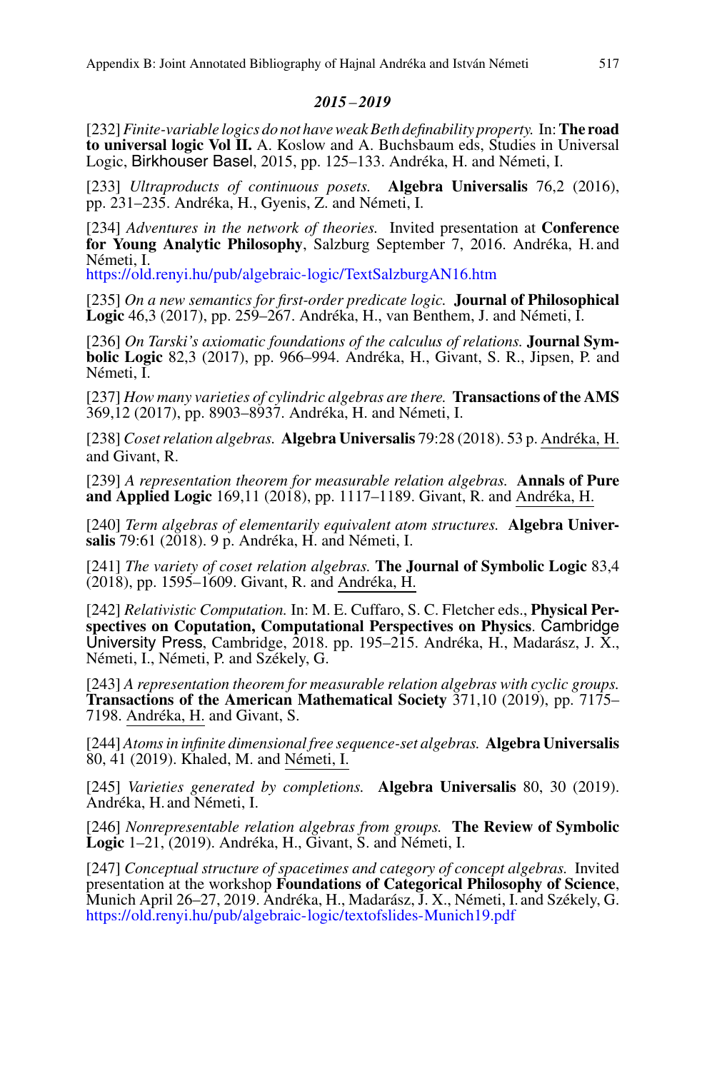### *2015 – 2019*

[232] *Finite-variable logics do not have weak Beth definability property.* In: **The road to universal logic Vol II.** A. Koslow and A. Buchsbaum eds, Studies in Universal Logic, Birkhouser Basel, 2015, pp. 125–133. Andréka, H. and Németi, I.

[233] *Ultraproducts of continuous posets.* **Algebra Universalis** 76,2 (2016), pp. 231–235. Andréka, H., Gyenis, Z. and Németi, I.

[234] *Adventures in the network of theories.* Invited presentation at **Conference for Young Analytic Philosophy**, Salzburg September 7, 2016. Andréka, H. and Németi, I.
https://old.renyi.hu/pub/algebraic-logic/TextSalzburgAN16.htm

[235] *On a new semantics for first-order predicate logic.* **Journal of Philosophical Logic** 46,3 (2017), pp. 259–267. Andréka, H., van Benthem, J. and Németi, I.

[236] *On Tarski's axiomatic foundations of the calculus of relations.* **Journal Symbolic Logic** 82,3 (2017), pp. 966–994. Andréka, H., Givant, S. R., Jipsen, P. and Németi, I.

[237] *How many varieties of cylindric algebras are there.* **Transactions of the AMS** 369,12 (2017), pp. 8903–8937. Andréka, H. and Németi, I.

[238] *Coset relation algebras.* **Algebra Universalis** 79:28 (2018). 53 p. Andréka, H. and Givant, R.

[239] *A representation theorem for measurable relation algebras.* **Annals of Pure and Applied Logic** 169,11 (2018), pp. 1117–1189. Givant, R. and Andréka, H.

[240] *Term algebras of elementarily equivalent atom structures.* **Algebra Universalis** 79:61 (2018). 9 p. Andréka, H. and Németi, I.

[241] *The variety of coset relation algebras.* **The Journal of Symbolic Logic** 83,4 (2018), pp. 1595–1609. Givant, R. and Andréka, H.

[242] *Relativistic Computation.* In: M. E. Cuffaro, S. C. Fletcher eds., **Physical Perspectives on Coputation, Computational Perspectives on Physics**. Cambridge University Press, Cambridge, 2018. pp. 195–215. Andréka, H., Madarász, J. X., Németi, I., Németi, P. and Székely, G.

[243] *A representation theorem for measurable relation algebras with cyclic groups.* **Transactions of the American Mathematical Society** 371,10 (2019), pp. 7175–7198. Andréka, H. and Givant, S.

[244] *Atoms in infinite dimensional free sequence-set algebras.* **Algebra Universalis** 80, 41 (2019). Khaled, M. and Németi, I.

[245] *Varieties generated by completions.* **Algebra Universalis** 80, 30 (2019). Andréka, H. and Németi, I.

[246] *Nonrepresentable relation algebras from groups.* **The Review of Symbolic Logic** 1–21, (2019). Andréka, H., Givant, S. and Németi, I.

[247] *Conceptual structure of spacetimes and category of concept algebras.* Invited presentation at the workshop **Foundations of Categorical Philosophy of Science**, Munich April 26–27, 2019. Andréka, H., Madarász, J. X., Németi, I. and Székely, G.
https://old.renyi.hu/pub/algebraic-logic/textofslides-Munich19.pdf